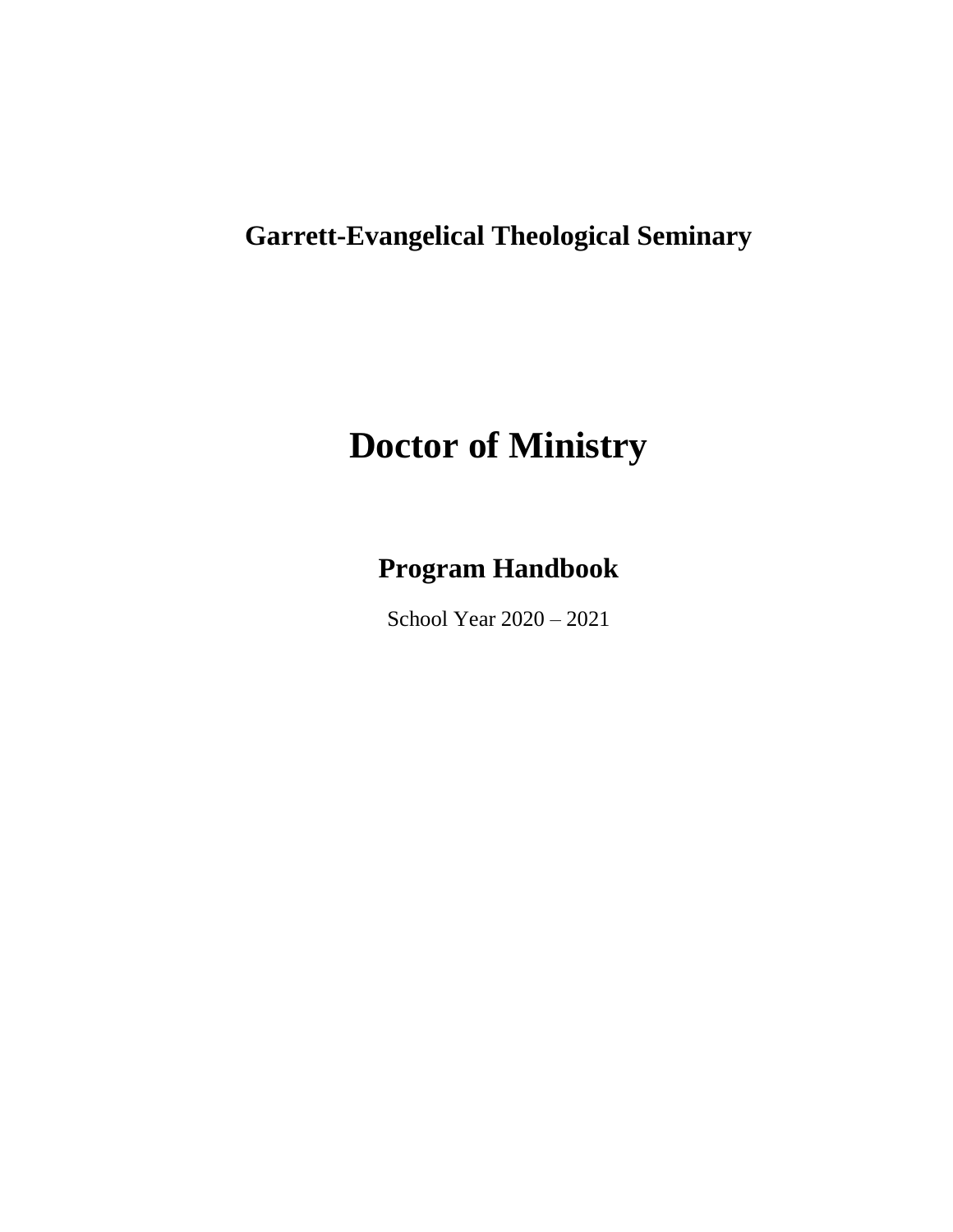**Garrett-Evangelical Theological Seminary**

# Doctor of Ministry

## Program Handbook

School Year 2020 – 2021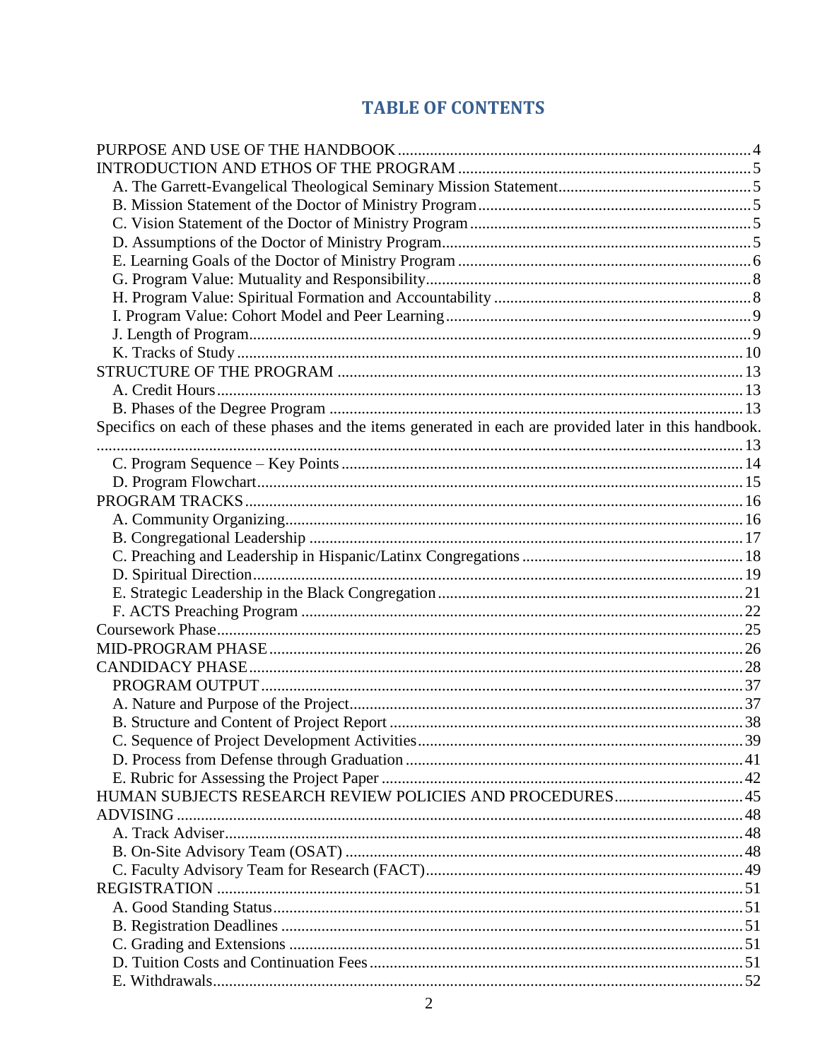# TABLE OF CONTENTS

PURPOSE AND USE OF THE HANDBOOK .......... 4
INTRODUCTION AND ETHOS OF THE PROGRAM .......... 5
- A. The Garrett-Evangelical Theological Seminary Mission Statement .......... 5
- B. Mission Statement of the Doctor of Ministry Program .......... 5
- C. Vision Statement of the Doctor of Ministry Program .......... 5
- D. Assumptions of the Doctor of Ministry Program .......... 5
- E. Learning Goals of the Doctor of Ministry Program .......... 6
- G. Program Value: Mutuality and Responsibility .......... 8
- H. Program Value: Spiritual Formation and Accountability .......... 8
- I. Program Value: Cohort Model and Peer Learning .......... 9
- J. Length of Program .......... 9
- K. Tracks of Study .......... 10

STRUCTURE OF THE PROGRAM .......... 13
- A. Credit Hours .......... 13
- B. Phases of the Degree Program .......... 13

Specifics on each of these phases and the items generated in each are provided later in this handbook. .......... 13
- C. Program Sequence – Key Points .......... 14
- D. Program Flowchart .......... 15

PROGRAM TRACKS .......... 16
- A. Community Organizing .......... 16
- B. Congregational Leadership .......... 17
- C. Preaching and Leadership in Hispanic/Latinx Congregations .......... 18
- D. Spiritual Direction .......... 19
- E. Strategic Leadership in the Black Congregation .......... 21
- F. ACTS Preaching Program .......... 22

Coursework Phase .......... 25
MID-PROGRAM PHASE .......... 26
CANDIDACY PHASE .......... 28
- PROGRAM OUTPUT .......... 37
- A. Nature and Purpose of the Project .......... 37
- B. Structure and Content of Project Report .......... 38
- C. Sequence of Project Development Activities .......... 39
- D. Process from Defense through Graduation .......... 41
- E. Rubric for Assessing the Project Paper .......... 42

HUMAN SUBJECTS RESEARCH REVIEW POLICIES AND PROCEDURES .......... 45
ADVISING .......... 48
- A. Track Adviser .......... 48
- B. On-Site Advisory Team (OSAT) .......... 48
- C. Faculty Advisory Team for Research (FACT) .......... 49

REGISTRATION .......... 51
- A. Good Standing Status .......... 51
- B. Registration Deadlines .......... 51
- C. Grading and Extensions .......... 51
- D. Tuition Costs and Continuation Fees .......... 51
- E. Withdrawals .......... 52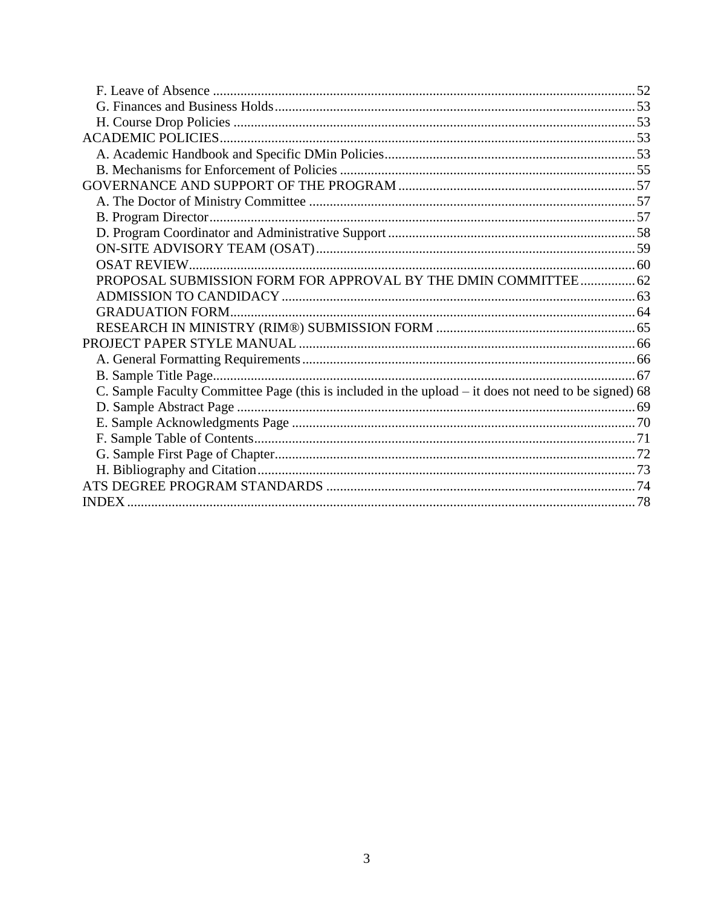F. Leave of Absence .......... 52
G. Finances and Business Holds .......... 53
H. Course Drop Policies .......... 53
ACADEMIC POLICIES .......... 53
A. Academic Handbook and Specific DMin Policies .......... 53
B. Mechanisms for Enforcement of Policies .......... 55
GOVERNANCE AND SUPPORT OF THE PROGRAM .......... 57
A. The Doctor of Ministry Committee .......... 57
B. Program Director .......... 57
D. Program Coordinator and Administrative Support .......... 58
ON-SITE ADVISORY TEAM (OSAT) .......... 59
OSAT REVIEW .......... 60
PROPOSAL SUBMISSION FORM FOR APPROVAL BY THE DMIN COMMITTEE .......... 62
ADMISSION TO CANDIDACY .......... 63
GRADUATION FORM .......... 64
RESEARCH IN MINISTRY (RIM®) SUBMISSION FORM .......... 65
PROJECT PAPER STYLE MANUAL .......... 66
A. General Formatting Requirements .......... 66
B. Sample Title Page .......... 67
C. Sample Faculty Committee Page (this is included in the upload – it does not need to be signed) 68
D. Sample Abstract Page .......... 69
E. Sample Acknowledgments Page .......... 70
F. Sample Table of Contents .......... 71
G. Sample First Page of Chapter .......... 72
H. Bibliography and Citation .......... 73
ATS DEGREE PROGRAM STANDARDS .......... 74
INDEX .......... 78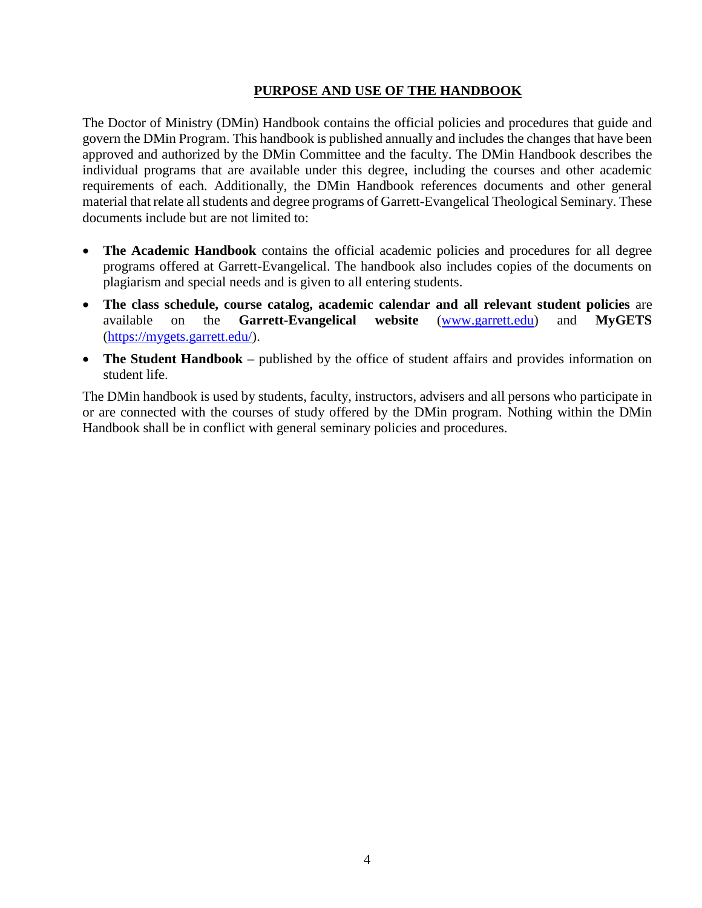## PURPOSE AND USE OF THE HANDBOOK

The Doctor of Ministry (DMin) Handbook contains the official policies and procedures that guide and govern the DMin Program. This handbook is published annually and includes the changes that have been approved and authorized by the DMin Committee and the faculty. The DMin Handbook describes the individual programs that are available under this degree, including the courses and other academic requirements of each. Additionally, the DMin Handbook references documents and other general material that relate all students and degree programs of Garrett-Evangelical Theological Seminary. These documents include but are not limited to:

- **The Academic Handbook** contains the official academic policies and procedures for all degree programs offered at Garrett-Evangelical. The handbook also includes copies of the documents on plagiarism and special needs and is given to all entering students.
- **The class schedule, course catalog, academic calendar and all relevant student policies** are available on the **Garrett-Evangelical website** ([www.garrett.edu](www.garrett.edu)) and **MyGETS** ([https://mygets.garrett.edu/](https://mygets.garrett.edu/)).
- **The Student Handbook –** published by the office of student affairs and provides information on student life.

The DMin handbook is used by students, faculty, instructors, advisers and all persons who participate in or are connected with the courses of study offered by the DMin program. Nothing within the DMin Handbook shall be in conflict with general seminary policies and procedures.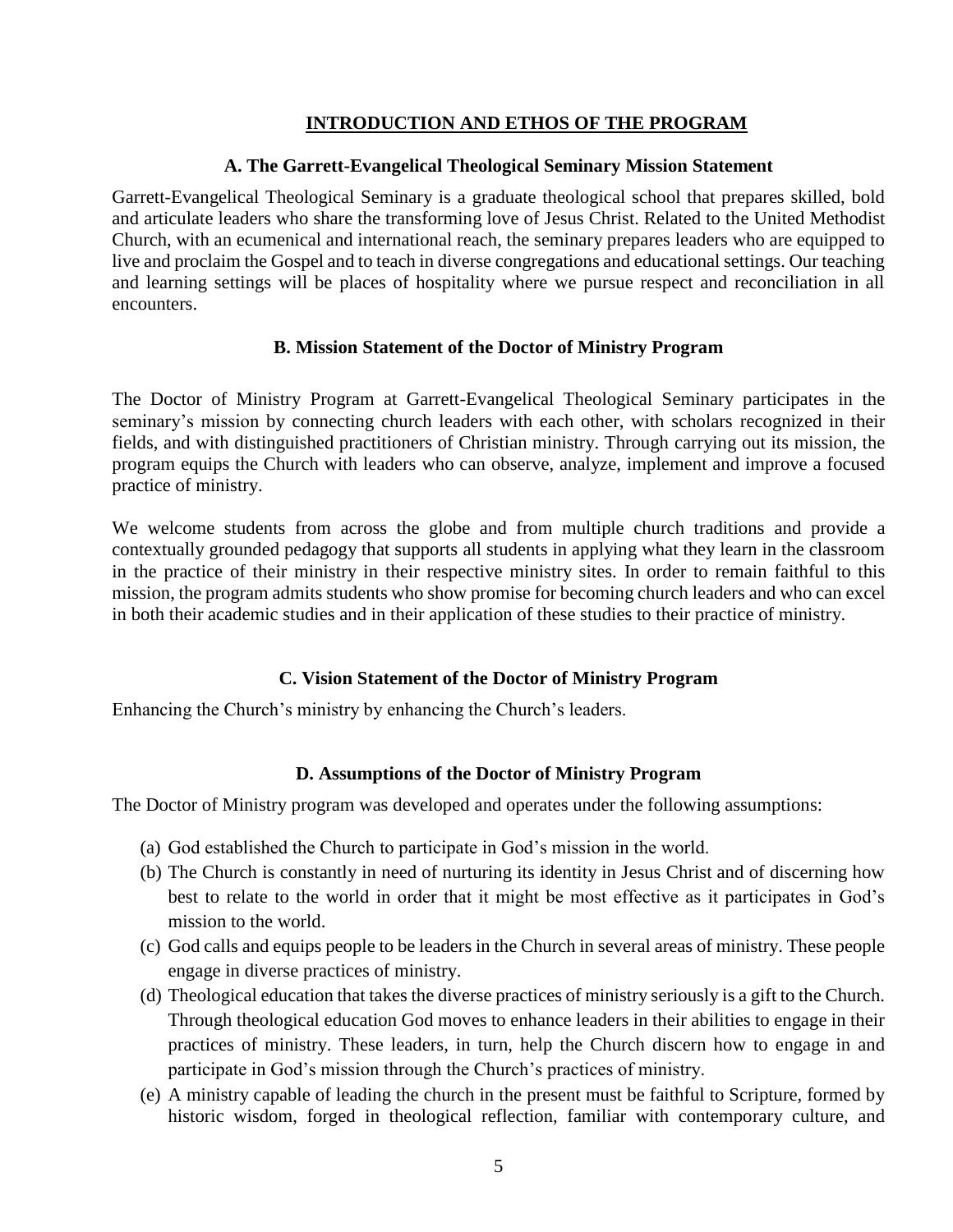# INTRODUCTION AND ETHOS OF THE PROGRAM

## A. The Garrett-Evangelical Theological Seminary Mission Statement

Garrett-Evangelical Theological Seminary is a graduate theological school that prepares skilled, bold and articulate leaders who share the transforming love of Jesus Christ. Related to the United Methodist Church, with an ecumenical and international reach, the seminary prepares leaders who are equipped to live and proclaim the Gospel and to teach in diverse congregations and educational settings. Our teaching and learning settings will be places of hospitality where we pursue respect and reconciliation in all encounters.

## B. Mission Statement of the Doctor of Ministry Program

The Doctor of Ministry Program at Garrett-Evangelical Theological Seminary participates in the seminary's mission by connecting church leaders with each other, with scholars recognized in their fields, and with distinguished practitioners of Christian ministry. Through carrying out its mission, the program equips the Church with leaders who can observe, analyze, implement and improve a focused practice of ministry.

We welcome students from across the globe and from multiple church traditions and provide a contextually grounded pedagogy that supports all students in applying what they learn in the classroom in the practice of their ministry in their respective ministry sites. In order to remain faithful to this mission, the program admits students who show promise for becoming church leaders and who can excel in both their academic studies and in their application of these studies to their practice of ministry.

## C. Vision Statement of the Doctor of Ministry Program

Enhancing the Church's ministry by enhancing the Church's leaders.

## D. Assumptions of the Doctor of Ministry Program

The Doctor of Ministry program was developed and operates under the following assumptions:

(a) God established the Church to participate in God's mission in the world.

(b) The Church is constantly in need of nurturing its identity in Jesus Christ and of discerning how best to relate to the world in order that it might be most effective as it participates in God's mission to the world.

(c) God calls and equips people to be leaders in the Church in several areas of ministry. These people engage in diverse practices of ministry.

(d) Theological education that takes the diverse practices of ministry seriously is a gift to the Church. Through theological education God moves to enhance leaders in their abilities to engage in their practices of ministry. These leaders, in turn, help the Church discern how to engage in and participate in God's mission through the Church's practices of ministry.

(e) A ministry capable of leading the church in the present must be faithful to Scripture, formed by historic wisdom, forged in theological reflection, familiar with contemporary culture, and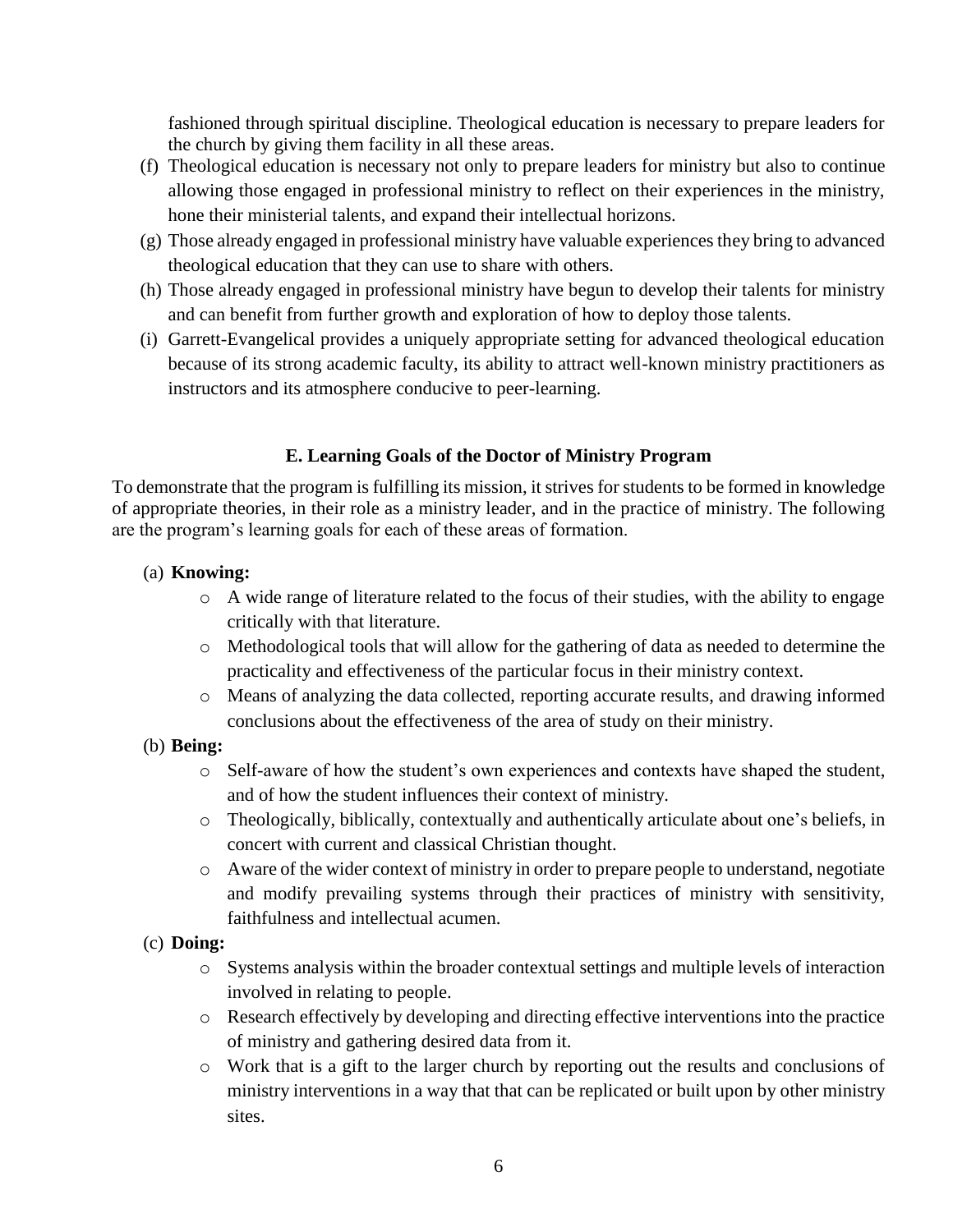fashioned through spiritual discipline. Theological education is necessary to prepare leaders for the church by giving them facility in all these areas.

(f) Theological education is necessary not only to prepare leaders for ministry but also to continue allowing those engaged in professional ministry to reflect on their experiences in the ministry, hone their ministerial talents, and expand their intellectual horizons.

(g) Those already engaged in professional ministry have valuable experiences they bring to advanced theological education that they can use to share with others.

(h) Those already engaged in professional ministry have begun to develop their talents for ministry and can benefit from further growth and exploration of how to deploy those talents.

(i) Garrett-Evangelical provides a uniquely appropriate setting for advanced theological education because of its strong academic faculty, its ability to attract well-known ministry practitioners as instructors and its atmosphere conducive to peer-learning.

### E. Learning Goals of the Doctor of Ministry Program

To demonstrate that the program is fulfilling its mission, it strives for students to be formed in knowledge of appropriate theories, in their role as a ministry leader, and in the practice of ministry. The following are the program's learning goals for each of these areas of formation.

(a) **Knowing:**

- A wide range of literature related to the focus of their studies, with the ability to engage critically with that literature.
- Methodological tools that will allow for the gathering of data as needed to determine the practicality and effectiveness of the particular focus in their ministry context.
- Means of analyzing the data collected, reporting accurate results, and drawing informed conclusions about the effectiveness of the area of study on their ministry.

(b) **Being:**

- Self-aware of how the student's own experiences and contexts have shaped the student, and of how the student influences their context of ministry.
- Theologically, biblically, contextually and authentically articulate about one's beliefs, in concert with current and classical Christian thought.
- Aware of the wider context of ministry in order to prepare people to understand, negotiate and modify prevailing systems through their practices of ministry with sensitivity, faithfulness and intellectual acumen.

(c) **Doing:**

- Systems analysis within the broader contextual settings and multiple levels of interaction involved in relating to people.
- Research effectively by developing and directing effective interventions into the practice of ministry and gathering desired data from it.
- Work that is a gift to the larger church by reporting out the results and conclusions of ministry interventions in a way that that can be replicated or built upon by other ministry sites.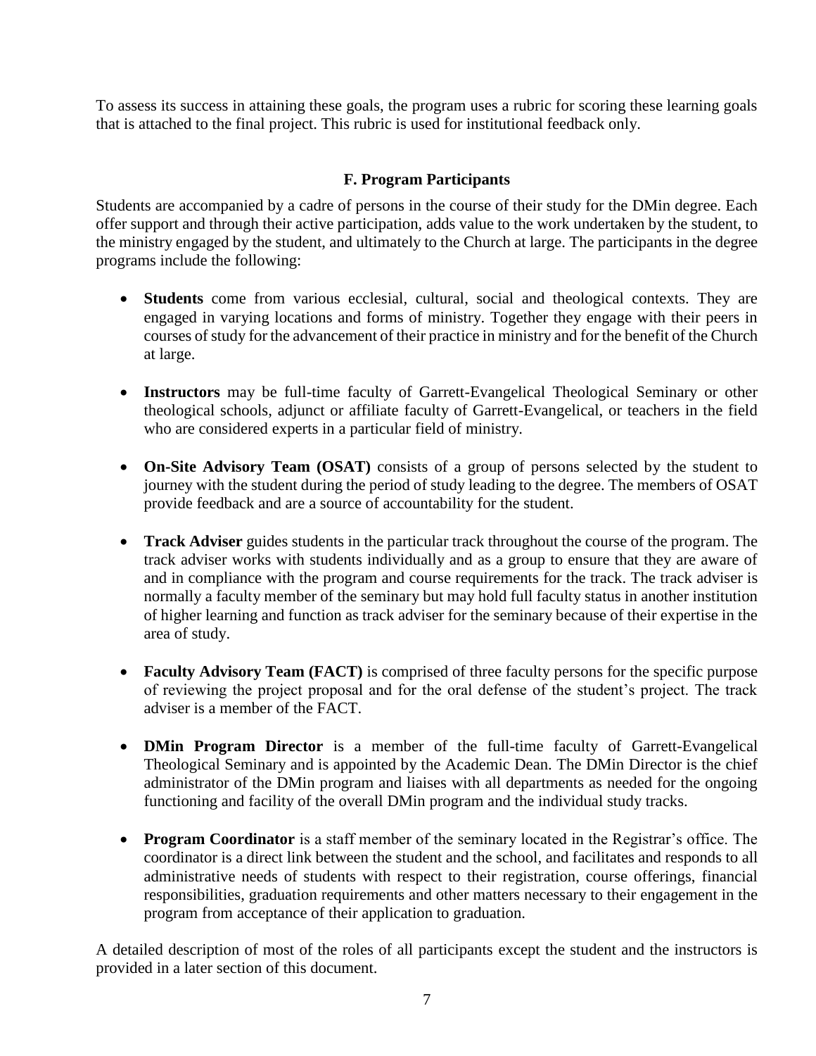To assess its success in attaining these goals, the program uses a rubric for scoring these learning goals that is attached to the final project. This rubric is used for institutional feedback only.

### F. Program Participants

Students are accompanied by a cadre of persons in the course of their study for the DMin degree. Each offer support and through their active participation, adds value to the work undertaken by the student, to the ministry engaged by the student, and ultimately to the Church at large. The participants in the degree programs include the following:

- **Students** come from various ecclesial, cultural, social and theological contexts. They are engaged in varying locations and forms of ministry. Together they engage with their peers in courses of study for the advancement of their practice in ministry and for the benefit of the Church at large.
- **Instructors** may be full-time faculty of Garrett-Evangelical Theological Seminary or other theological schools, adjunct or affiliate faculty of Garrett-Evangelical, or teachers in the field who are considered experts in a particular field of ministry.
- **On-Site Advisory Team (OSAT)** consists of a group of persons selected by the student to journey with the student during the period of study leading to the degree. The members of OSAT provide feedback and are a source of accountability for the student.
- **Track Adviser** guides students in the particular track throughout the course of the program. The track adviser works with students individually and as a group to ensure that they are aware of and in compliance with the program and course requirements for the track. The track adviser is normally a faculty member of the seminary but may hold full faculty status in another institution of higher learning and function as track adviser for the seminary because of their expertise in the area of study.
- **Faculty Advisory Team (FACT)** is comprised of three faculty persons for the specific purpose of reviewing the project proposal and for the oral defense of the student's project. The track adviser is a member of the FACT.
- **DMin Program Director** is a member of the full-time faculty of Garrett-Evangelical Theological Seminary and is appointed by the Academic Dean. The DMin Director is the chief administrator of the DMin program and liaises with all departments as needed for the ongoing functioning and facility of the overall DMin program and the individual study tracks.
- **Program Coordinator** is a staff member of the seminary located in the Registrar's office. The coordinator is a direct link between the student and the school, and facilitates and responds to all administrative needs of students with respect to their registration, course offerings, financial responsibilities, graduation requirements and other matters necessary to their engagement in the program from acceptance of their application to graduation.

A detailed description of most of the roles of all participants except the student and the instructors is provided in a later section of this document.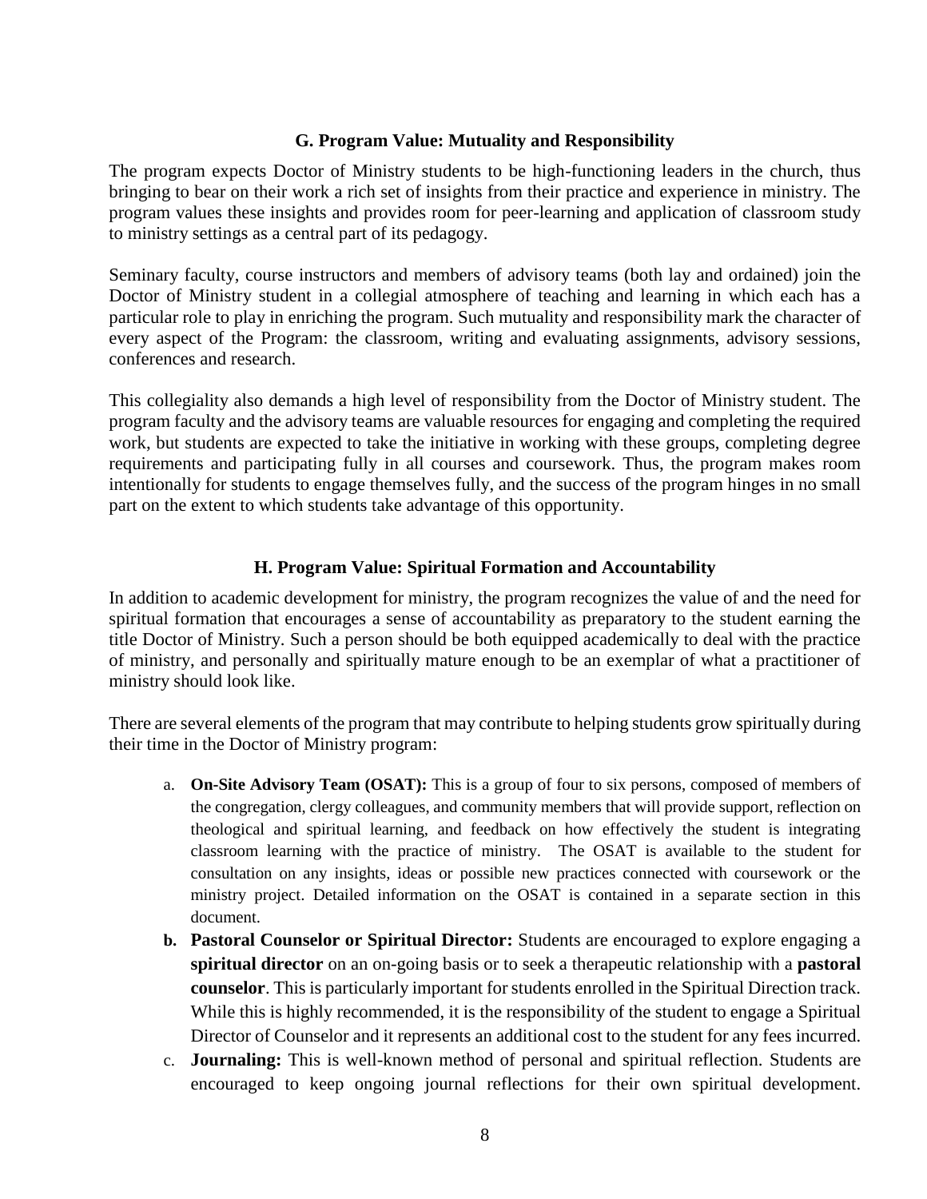### G. Program Value: Mutuality and Responsibility

The program expects Doctor of Ministry students to be high-functioning leaders in the church, thus bringing to bear on their work a rich set of insights from their practice and experience in ministry. The program values these insights and provides room for peer-learning and application of classroom study to ministry settings as a central part of its pedagogy.

Seminary faculty, course instructors and members of advisory teams (both lay and ordained) join the Doctor of Ministry student in a collegial atmosphere of teaching and learning in which each has a particular role to play in enriching the program. Such mutuality and responsibility mark the character of every aspect of the Program: the classroom, writing and evaluating assignments, advisory sessions, conferences and research.

This collegiality also demands a high level of responsibility from the Doctor of Ministry student. The program faculty and the advisory teams are valuable resources for engaging and completing the required work, but students are expected to take the initiative in working with these groups, completing degree requirements and participating fully in all courses and coursework. Thus, the program makes room intentionally for students to engage themselves fully, and the success of the program hinges in no small part on the extent to which students take advantage of this opportunity.

### H. Program Value: Spiritual Formation and Accountability

In addition to academic development for ministry, the program recognizes the value of and the need for spiritual formation that encourages a sense of accountability as preparatory to the student earning the title Doctor of Ministry. Such a person should be both equipped academically to deal with the practice of ministry, and personally and spiritually mature enough to be an exemplar of what a practitioner of ministry should look like.

There are several elements of the program that may contribute to helping students grow spiritually during their time in the Doctor of Ministry program:

a. **On-Site Advisory Team (OSAT):** This is a group of four to six persons, composed of members of the congregation, clergy colleagues, and community members that will provide support, reflection on theological and spiritual learning, and feedback on how effectively the student is integrating classroom learning with the practice of ministry. The OSAT is available to the student for consultation on any insights, ideas or possible new practices connected with coursework or the ministry project. Detailed information on the OSAT is contained in a separate section in this document.

b. **Pastoral Counselor or Spiritual Director:** Students are encouraged to explore engaging a **spiritual director** on an on-going basis or to seek a therapeutic relationship with a **pastoral counselor**. This is particularly important for students enrolled in the Spiritual Direction track. While this is highly recommended, it is the responsibility of the student to engage a Spiritual Director of Counselor and it represents an additional cost to the student for any fees incurred.

c. **Journaling:** This is well-known method of personal and spiritual reflection. Students are encouraged to keep ongoing journal reflections for their own spiritual development.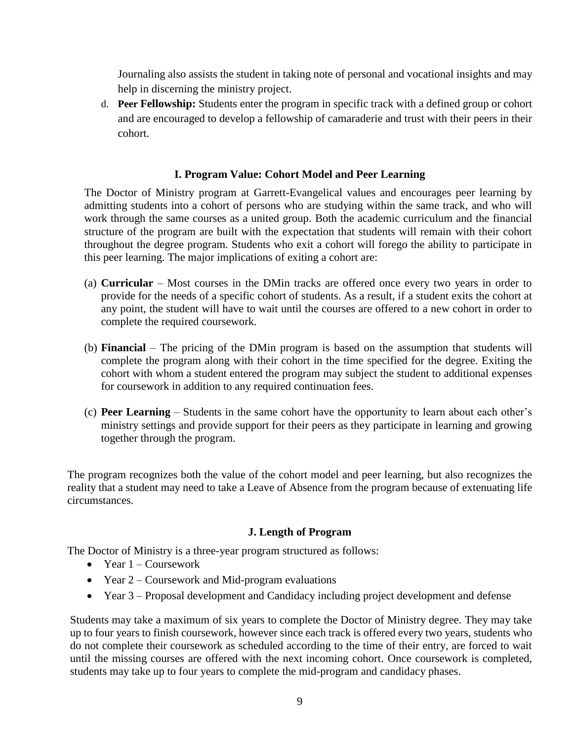Journaling also assists the student in taking note of personal and vocational insights and may help in discerning the ministry project.

d. **Peer Fellowship:** Students enter the program in specific track with a defined group or cohort and are encouraged to develop a fellowship of camaraderie and trust with their peers in their cohort.

### I. Program Value: Cohort Model and Peer Learning

The Doctor of Ministry program at Garrett-Evangelical values and encourages peer learning by admitting students into a cohort of persons who are studying within the same track, and who will work through the same courses as a united group. Both the academic curriculum and the financial structure of the program are built with the expectation that students will remain with their cohort throughout the degree program. Students who exit a cohort will forego the ability to participate in this peer learning. The major implications of exiting a cohort are:

(a) **Curricular** – Most courses in the DMin tracks are offered once every two years in order to provide for the needs of a specific cohort of students. As a result, if a student exits the cohort at any point, the student will have to wait until the courses are offered to a new cohort in order to complete the required coursework.

(b) **Financial** – The pricing of the DMin program is based on the assumption that students will complete the program along with their cohort in the time specified for the degree. Exiting the cohort with whom a student entered the program may subject the student to additional expenses for coursework in addition to any required continuation fees.

(c) **Peer Learning** – Students in the same cohort have the opportunity to learn about each other's ministry settings and provide support for their peers as they participate in learning and growing together through the program.

The program recognizes both the value of the cohort model and peer learning, but also recognizes the reality that a student may need to take a Leave of Absence from the program because of extenuating life circumstances.

### J. Length of Program

The Doctor of Ministry is a three-year program structured as follows:

- Year 1 – Coursework
- Year 2 – Coursework and Mid-program evaluations
- Year 3 – Proposal development and Candidacy including project development and defense

Students may take a maximum of six years to complete the Doctor of Ministry degree. They may take up to four years to finish coursework, however since each track is offered every two years, students who do not complete their coursework as scheduled according to the time of their entry, are forced to wait until the missing courses are offered with the next incoming cohort. Once coursework is completed, students may take up to four years to complete the mid-program and candidacy phases.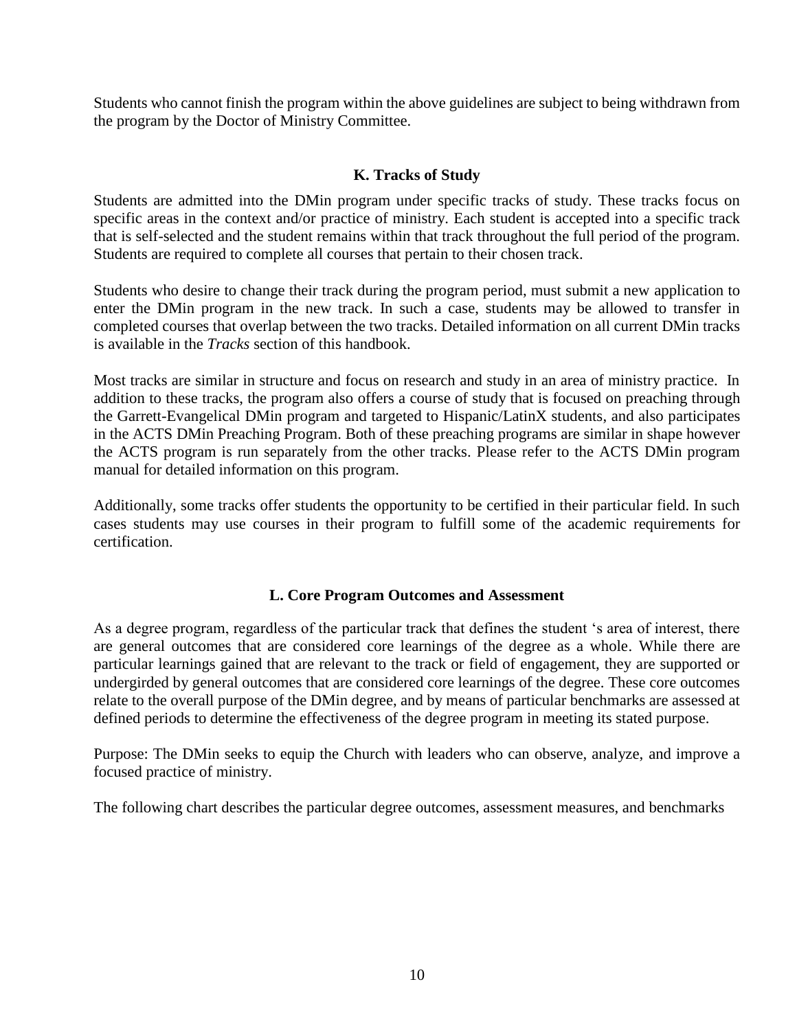Students who cannot finish the program within the above guidelines are subject to being withdrawn from the program by the Doctor of Ministry Committee.

### K. Tracks of Study

Students are admitted into the DMin program under specific tracks of study. These tracks focus on specific areas in the context and/or practice of ministry. Each student is accepted into a specific track that is self-selected and the student remains within that track throughout the full period of the program. Students are required to complete all courses that pertain to their chosen track.

Students who desire to change their track during the program period, must submit a new application to enter the DMin program in the new track. In such a case, students may be allowed to transfer in completed courses that overlap between the two tracks. Detailed information on all current DMin tracks is available in the *Tracks* section of this handbook.

Most tracks are similar in structure and focus on research and study in an area of ministry practice. In addition to these tracks, the program also offers a course of study that is focused on preaching through the Garrett-Evangelical DMin program and targeted to Hispanic/LatinX students, and also participates in the ACTS DMin Preaching Program. Both of these preaching programs are similar in shape however the ACTS program is run separately from the other tracks. Please refer to the ACTS DMin program manual for detailed information on this program.

Additionally, some tracks offer students the opportunity to be certified in their particular field. In such cases students may use courses in their program to fulfill some of the academic requirements for certification.

### L. Core Program Outcomes and Assessment

As a degree program, regardless of the particular track that defines the student 's area of interest, there are general outcomes that are considered core learnings of the degree as a whole. While there are particular learnings gained that are relevant to the track or field of engagement, they are supported or undergirded by general outcomes that are considered core learnings of the degree. These core outcomes relate to the overall purpose of the DMin degree, and by means of particular benchmarks are assessed at defined periods to determine the effectiveness of the degree program in meeting its stated purpose.

Purpose: The DMin seeks to equip the Church with leaders who can observe, analyze, and improve a focused practice of ministry.

The following chart describes the particular degree outcomes, assessment measures, and benchmarks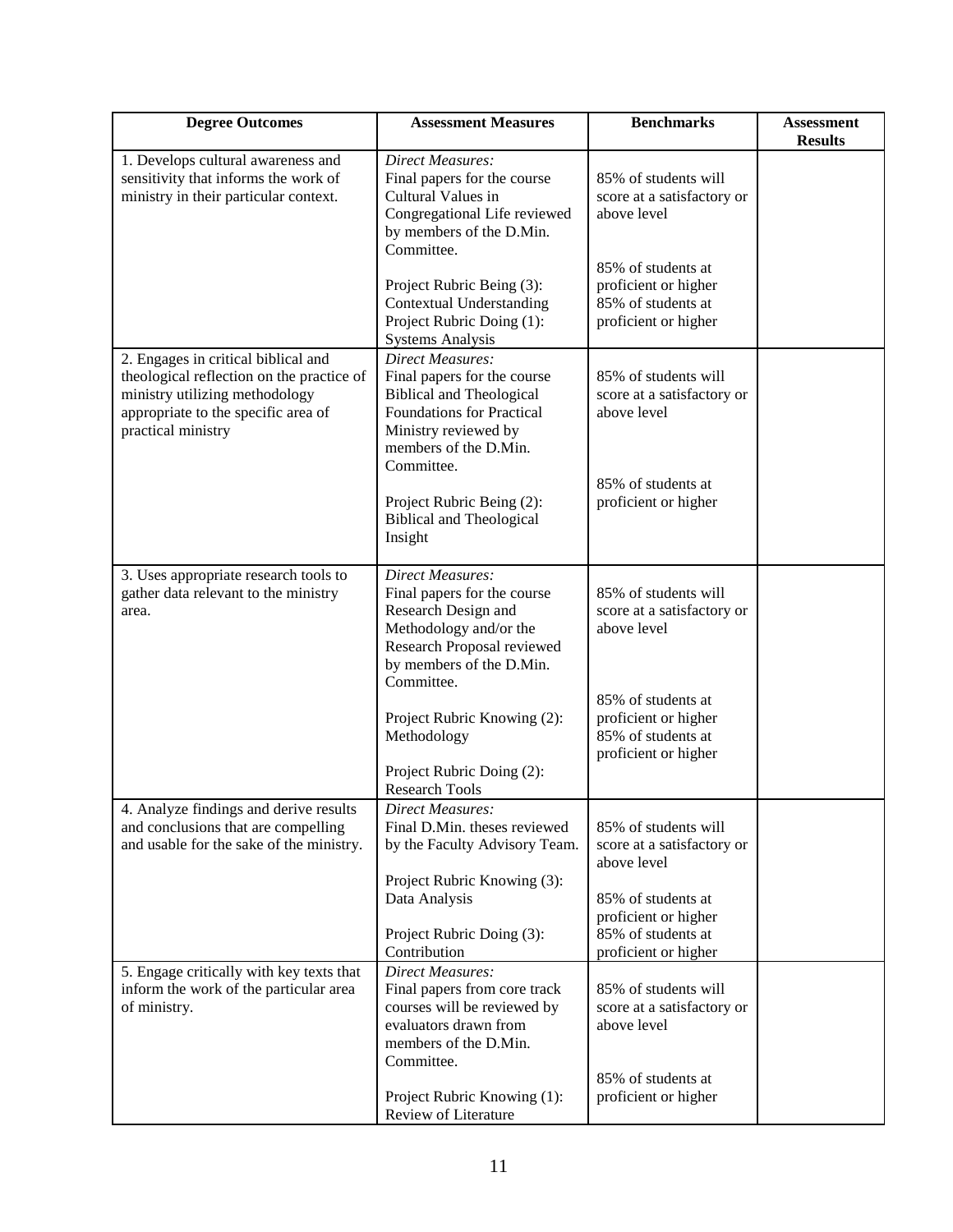| Degree Outcomes | Assessment Measures | Benchmarks | Assessment Results |
|---|---|---|---|
| 1. Develops cultural awareness and sensitivity that informs the work of ministry in their particular context. | *Direct Measures:*<br>Final papers for the course Cultural Values in Congregational Life reviewed by members of the D.Min. Committee.<br><br>Project Rubric Being (3): Contextual Understanding<br>Project Rubric Doing (1): Systems Analysis | 85% of students will score at a satisfactory or above level<br><br>85% of students at proficient or higher<br>85% of students at proficient or higher | |
| 2. Engages in critical biblical and theological reflection on the practice of ministry utilizing methodology appropriate to the specific area of practical ministry | *Direct Measures:*<br>Final papers for the course Biblical and Theological Foundations for Practical Ministry reviewed by members of the D.Min. Committee.<br><br>Project Rubric Being (2): Biblical and Theological Insight | 85% of students will score at a satisfactory or above level<br><br>85% of students at proficient or higher | |
| 3. Uses appropriate research tools to gather data relevant to the ministry area. | *Direct Measures:*<br>Final papers for the course Research Design and Methodology and/or the Research Proposal reviewed by members of the D.Min. Committee.<br><br>Project Rubric Knowing (2): Methodology<br><br>Project Rubric Doing (2): Research Tools | 85% of students will score at a satisfactory or above level<br><br>85% of students at proficient or higher<br>85% of students at proficient or higher | |
| 4. Analyze findings and derive results and conclusions that are compelling and usable for the sake of the ministry. | *Direct Measures:*<br>Final D.Min. theses reviewed by the Faculty Advisory Team.<br><br>Project Rubric Knowing (3): Data Analysis<br><br>Project Rubric Doing (3): Contribution | 85% of students will score at a satisfactory or above level<br><br>85% of students at proficient or higher<br>85% of students at proficient or higher | |
| 5. Engage critically with key texts that inform the work of the particular area of ministry. | *Direct Measures:*<br>Final papers from core track courses will be reviewed by evaluators drawn from members of the D.Min. Committee.<br><br>Project Rubric Knowing (1): Review of Literature | 85% of students will score at a satisfactory or above level<br><br>85% of students at proficient or higher | |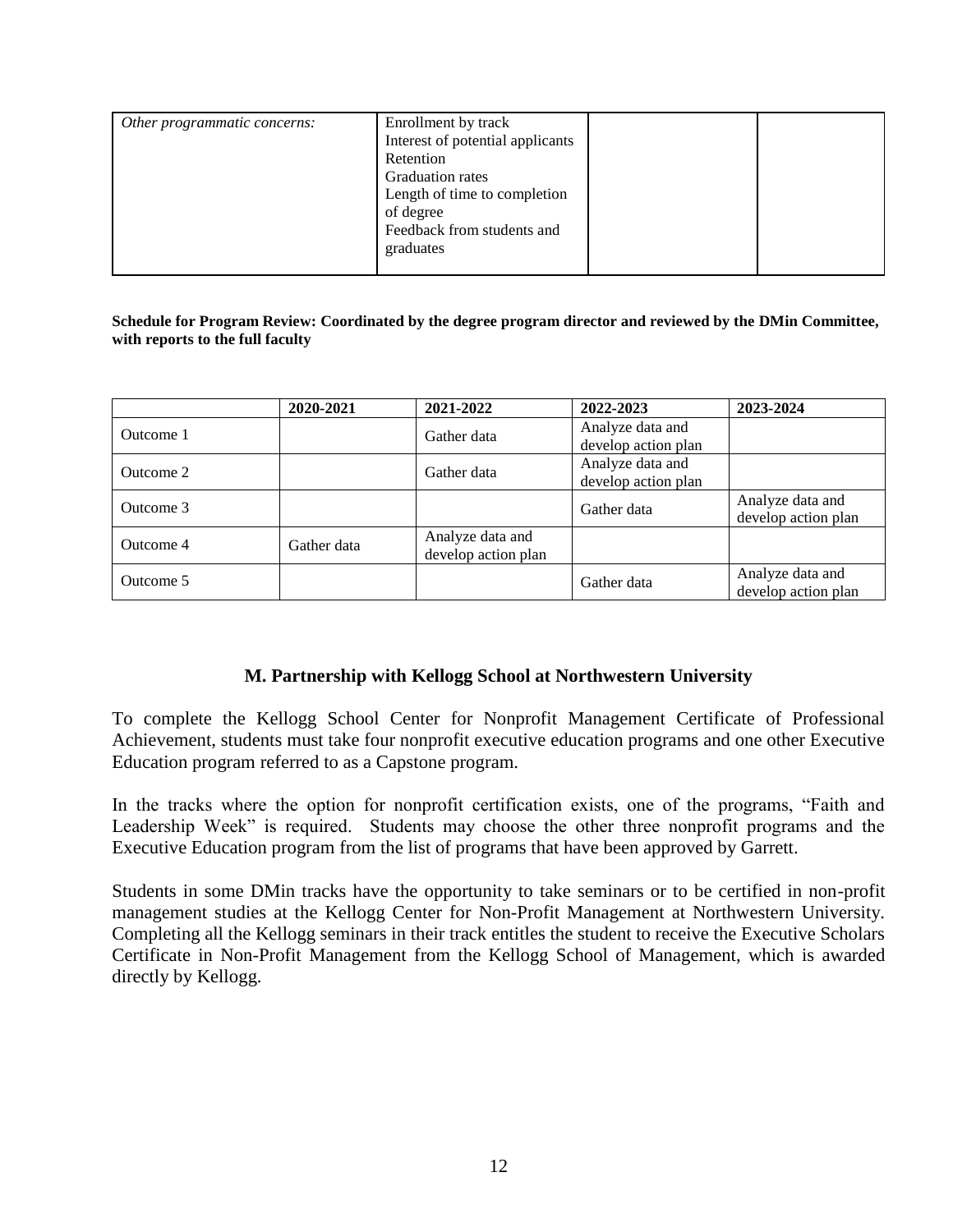| *Other programmatic concerns:* | Enrollment by track<br>Interest of potential applicants<br>Retention<br>Graduation rates<br>Length of time to completion of degree<br>Feedback from students and graduates | | |
|---|---|---|---|

**Schedule for Program Review: Coordinated by the degree program director and reviewed by the DMin Committee, with reports to the full faculty**

| | 2020-2021 | 2021-2022 | 2022-2023 | 2023-2024 |
|---|---|---|---|---|
| Outcome 1 | | Gather data | Analyze data and develop action plan | |
| Outcome 2 | | Gather data | Analyze data and develop action plan | |
| Outcome 3 | | | Gather data | Analyze data and develop action plan |
| Outcome 4 | Gather data | Analyze data and develop action plan | | |
| Outcome 5 | | | Gather data | Analyze data and develop action plan |

## M. Partnership with Kellogg School at Northwestern University

To complete the Kellogg School Center for Nonprofit Management Certificate of Professional Achievement, students must take four nonprofit executive education programs and one other Executive Education program referred to as a Capstone program.

In the tracks where the option for nonprofit certification exists, one of the programs, "Faith and Leadership Week" is required. Students may choose the other three nonprofit programs and the Executive Education program from the list of programs that have been approved by Garrett.

Students in some DMin tracks have the opportunity to take seminars or to be certified in non-profit management studies at the Kellogg Center for Non-Profit Management at Northwestern University. Completing all the Kellogg seminars in their track entitles the student to receive the Executive Scholars Certificate in Non-Profit Management from the Kellogg School of Management, which is awarded directly by Kellogg.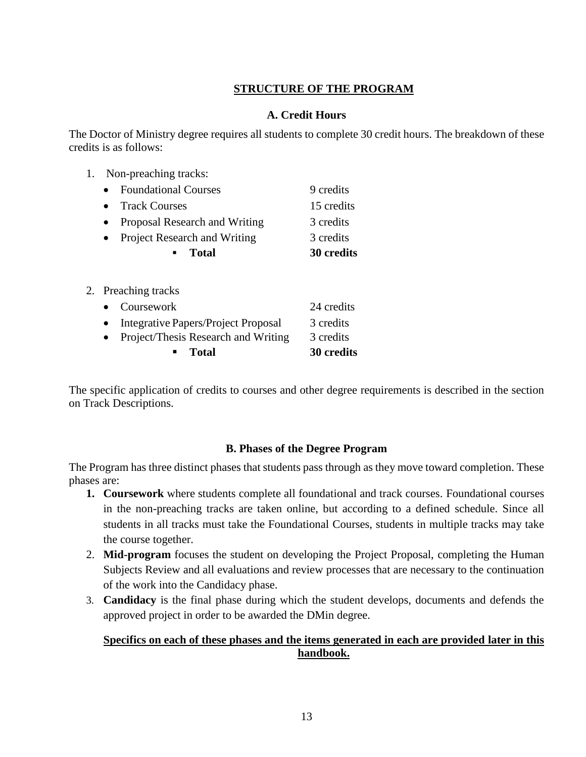## STRUCTURE OF THE PROGRAM

### A. Credit Hours

The Doctor of Ministry degree requires all students to complete 30 credit hours. The breakdown of these credits is as follows:

1. Non-preaching tracks:

| | |
|---|---|
| • Foundational Courses | 9 credits |
| • Track Courses | 15 credits |
| • Proposal Research and Writing | 3 credits |
| • Project Research and Writing | 3 credits |
| ▪ **Total** | **30 credits** |

2. Preaching tracks

| | |
|---|---|
| • Coursework | 24 credits |
| • Integrative Papers/Project Proposal | 3 credits |
| • Project/Thesis Research and Writing | 3 credits |
| ▪ **Total** | **30 credits** |

The specific application of credits to courses and other degree requirements is described in the section on Track Descriptions.

### B. Phases of the Degree Program

The Program has three distinct phases that students pass through as they move toward completion. These phases are:

1. **Coursework** where students complete all foundational and track courses. Foundational courses in the non-preaching tracks are taken online, but according to a defined schedule. Since all students in all tracks must take the Foundational Courses, students in multiple tracks may take the course together.
2. **Mid-program** focuses the student on developing the Project Proposal, completing the Human Subjects Review and all evaluations and review processes that are necessary to the continuation of the work into the Candidacy phase.
3. **Candidacy** is the final phase during which the student develops, documents and defends the approved project in order to be awarded the DMin degree.

**Specifics on each of these phases and the items generated in each are provided later in this handbook.**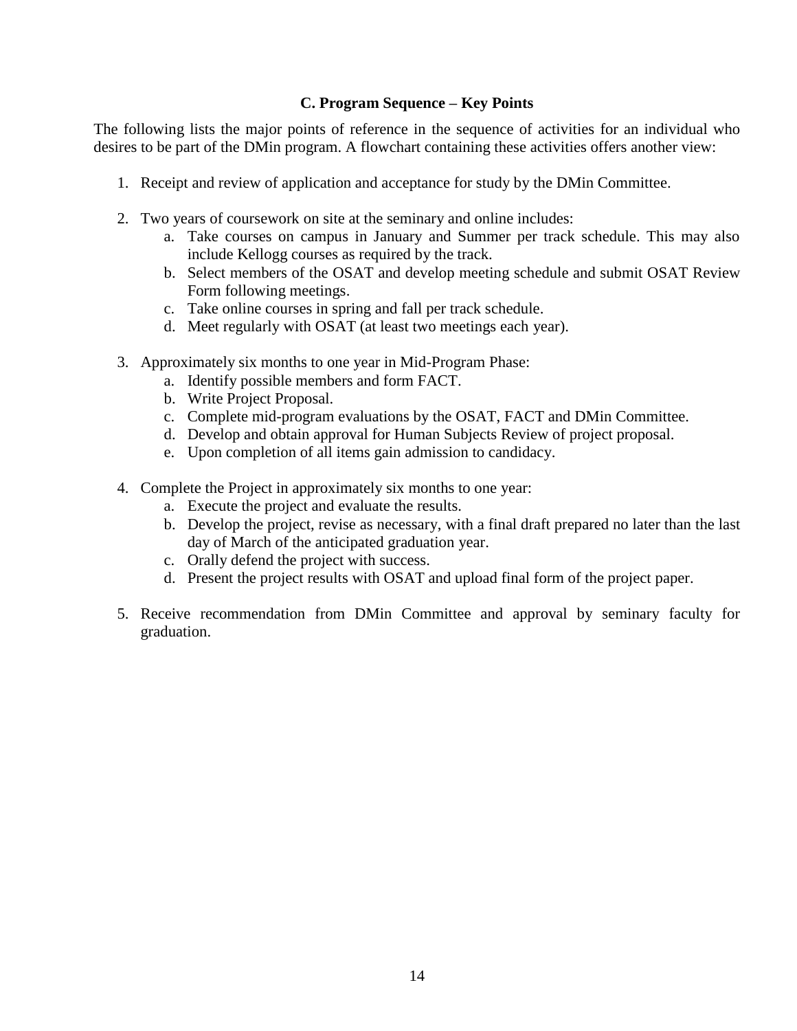### C. Program Sequence – Key Points

The following lists the major points of reference in the sequence of activities for an individual who desires to be part of the DMin program. A flowchart containing these activities offers another view:

1. Receipt and review of application and acceptance for study by the DMin Committee.

2. Two years of coursework on site at the seminary and online includes:
   a. Take courses on campus in January and Summer per track schedule. This may also include Kellogg courses as required by the track.
   b. Select members of the OSAT and develop meeting schedule and submit OSAT Review Form following meetings.
   c. Take online courses in spring and fall per track schedule.
   d. Meet regularly with OSAT (at least two meetings each year).

3. Approximately six months to one year in Mid-Program Phase:
   a. Identify possible members and form FACT.
   b. Write Project Proposal.
   c. Complete mid-program evaluations by the OSAT, FACT and DMin Committee.
   d. Develop and obtain approval for Human Subjects Review of project proposal.
   e. Upon completion of all items gain admission to candidacy.

4. Complete the Project in approximately six months to one year:
   a. Execute the project and evaluate the results.
   b. Develop the project, revise as necessary, with a final draft prepared no later than the last day of March of the anticipated graduation year.
   c. Orally defend the project with success.
   d. Present the project results with OSAT and upload final form of the project paper.

5. Receive recommendation from DMin Committee and approval by seminary faculty for graduation.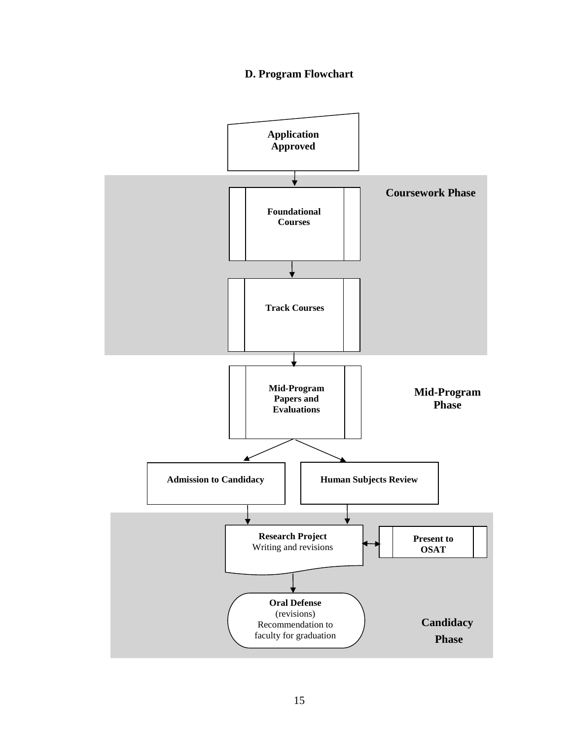## D. Program Flowchart

Application Approved

**Coursework Phase**

Foundational Courses

Track Courses

**Mid-Program Phase**

Mid-Program Papers and Evaluations

Admission to Candidacy

Human Subjects Review

**Candidacy Phase**

**Research Project**
Writing and revisions

Present to OSAT

**Oral Defense**
(revisions)
Recommendation to faculty for graduation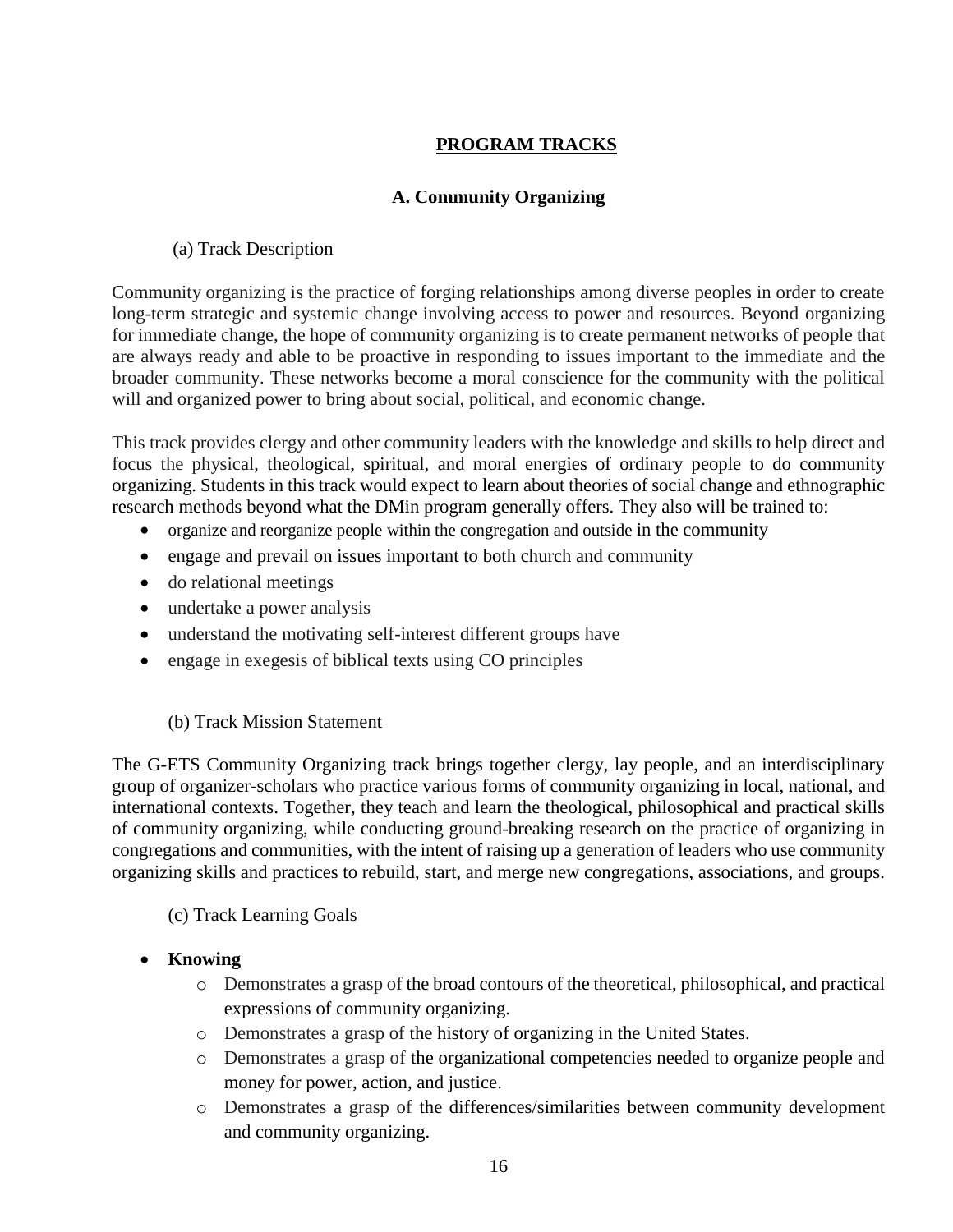## PROGRAM TRACKS

### A. Community Organizing

(a) Track Description

Community organizing is the practice of forging relationships among diverse peoples in order to create long-term strategic and systemic change involving access to power and resources. Beyond organizing for immediate change, the hope of community organizing is to create permanent networks of people that are always ready and able to be proactive in responding to issues important to the immediate and the broader community. These networks become a moral conscience for the community with the political will and organized power to bring about social, political, and economic change.

This track provides clergy and other community leaders with the knowledge and skills to help direct and focus the physical, theological, spiritual, and moral energies of ordinary people to do community organizing. Students in this track would expect to learn about theories of social change and ethnographic research methods beyond what the DMin program generally offers. They also will be trained to:

- organize and reorganize people within the congregation and outside in the community
- engage and prevail on issues important to both church and community
- do relational meetings
- undertake a power analysis
- understand the motivating self-interest different groups have
- engage in exegesis of biblical texts using CO principles

(b) Track Mission Statement

The G-ETS Community Organizing track brings together clergy, lay people, and an interdisciplinary group of organizer-scholars who practice various forms of community organizing in local, national, and international contexts. Together, they teach and learn the theological, philosophical and practical skills of community organizing, while conducting ground-breaking research on the practice of organizing in congregations and communities, with the intent of raising up a generation of leaders who use community organizing skills and practices to rebuild, start, and merge new congregations, associations, and groups.

(c) Track Learning Goals

- **Knowing**
  - Demonstrates a grasp of the broad contours of the theoretical, philosophical, and practical expressions of community organizing.
  - Demonstrates a grasp of the history of organizing in the United States.
  - Demonstrates a grasp of the organizational competencies needed to organize people and money for power, action, and justice.
  - Demonstrates a grasp of the differences/similarities between community development and community organizing.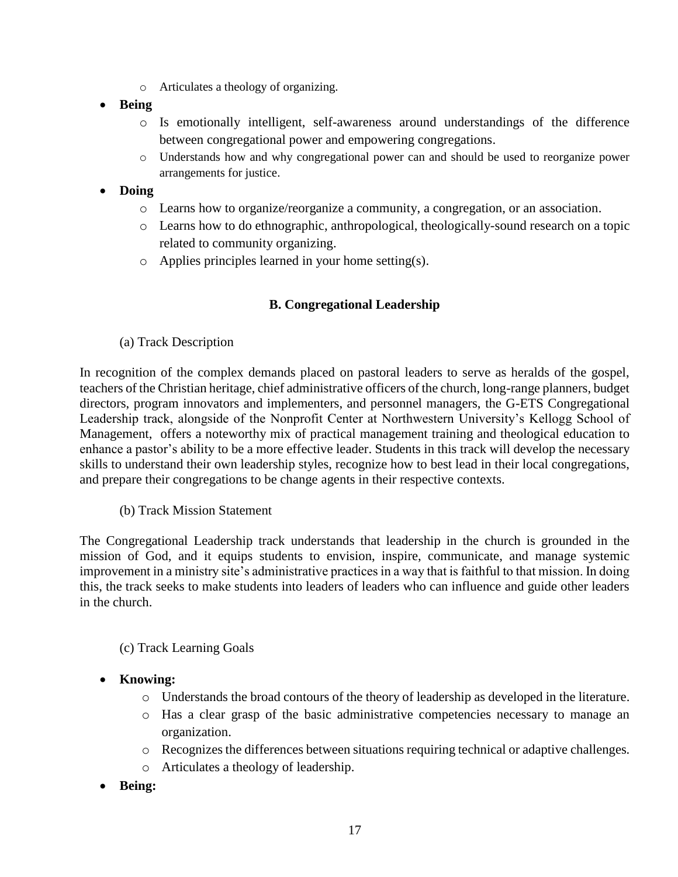- Articulates a theology of organizing.

- **Being**
  - Is emotionally intelligent, self-awareness around understandings of the difference between congregational power and empowering congregations.
  - Understands how and why congregational power can and should be used to reorganize power arrangements for justice.
- **Doing**
  - Learns how to organize/reorganize a community, a congregation, or an association.
  - Learns how to do ethnographic, anthropological, theologically-sound research on a topic related to community organizing.
  - Applies principles learned in your home setting(s).

### B. Congregational Leadership

(a) Track Description

In recognition of the complex demands placed on pastoral leaders to serve as heralds of the gospel, teachers of the Christian heritage, chief administrative officers of the church, long-range planners, budget directors, program innovators and implementers, and personnel managers, the G-ETS Congregational Leadership track, alongside of the Nonprofit Center at Northwestern University's Kellogg School of Management, offers a noteworthy mix of practical management training and theological education to enhance a pastor's ability to be a more effective leader. Students in this track will develop the necessary skills to understand their own leadership styles, recognize how to best lead in their local congregations, and prepare their congregations to be change agents in their respective contexts.

(b) Track Mission Statement

The Congregational Leadership track understands that leadership in the church is grounded in the mission of God, and it equips students to envision, inspire, communicate, and manage systemic improvement in a ministry site's administrative practices in a way that is faithful to that mission. In doing this, the track seeks to make students into leaders of leaders who can influence and guide other leaders in the church.

(c) Track Learning Goals

- **Knowing:**
  - Understands the broad contours of the theory of leadership as developed in the literature.
  - Has a clear grasp of the basic administrative competencies necessary to manage an organization.
  - Recognizes the differences between situations requiring technical or adaptive challenges.
  - Articulates a theology of leadership.
- **Being:**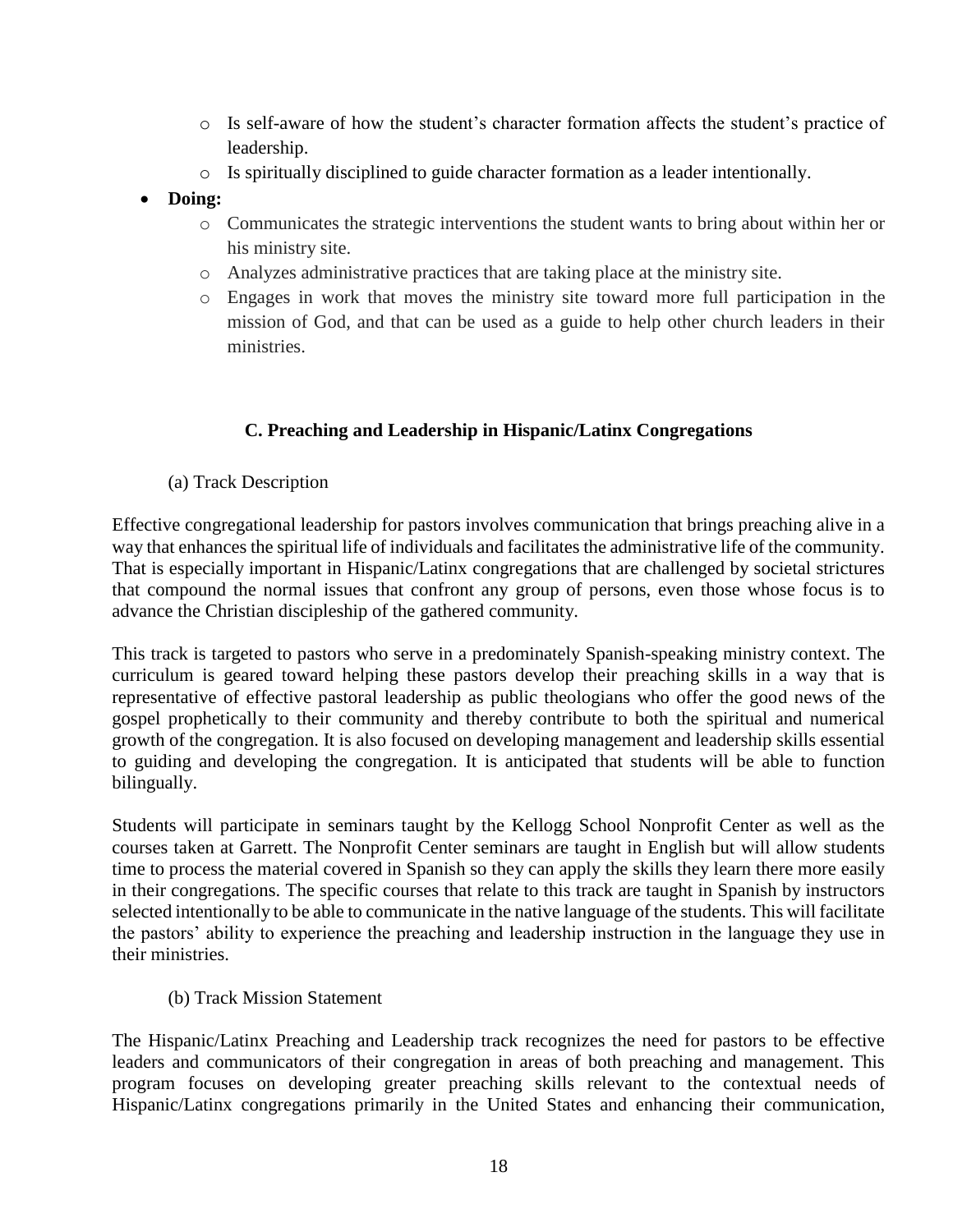- Is self-aware of how the student's character formation affects the student's practice of leadership.
  - Is spiritually disciplined to guide character formation as a leader intentionally.
- **Doing:**
  - Communicates the strategic interventions the student wants to bring about within her or his ministry site.
  - Analyzes administrative practices that are taking place at the ministry site.
  - Engages in work that moves the ministry site toward more full participation in the mission of God, and that can be used as a guide to help other church leaders in their ministries.

### C. Preaching and Leadership in Hispanic/Latinx Congregations

(a) Track Description

Effective congregational leadership for pastors involves communication that brings preaching alive in a way that enhances the spiritual life of individuals and facilitates the administrative life of the community. That is especially important in Hispanic/Latinx congregations that are challenged by societal strictures that compound the normal issues that confront any group of persons, even those whose focus is to advance the Christian discipleship of the gathered community.

This track is targeted to pastors who serve in a predominately Spanish-speaking ministry context. The curriculum is geared toward helping these pastors develop their preaching skills in a way that is representative of effective pastoral leadership as public theologians who offer the good news of the gospel prophetically to their community and thereby contribute to both the spiritual and numerical growth of the congregation. It is also focused on developing management and leadership skills essential to guiding and developing the congregation. It is anticipated that students will be able to function bilingually.

Students will participate in seminars taught by the Kellogg School Nonprofit Center as well as the courses taken at Garrett. The Nonprofit Center seminars are taught in English but will allow students time to process the material covered in Spanish so they can apply the skills they learn there more easily in their congregations. The specific courses that relate to this track are taught in Spanish by instructors selected intentionally to be able to communicate in the native language of the students. This will facilitate the pastors' ability to experience the preaching and leadership instruction in the language they use in their ministries.

(b) Track Mission Statement

The Hispanic/Latinx Preaching and Leadership track recognizes the need for pastors to be effective leaders and communicators of their congregation in areas of both preaching and management. This program focuses on developing greater preaching skills relevant to the contextual needs of Hispanic/Latinx congregations primarily in the United States and enhancing their communication,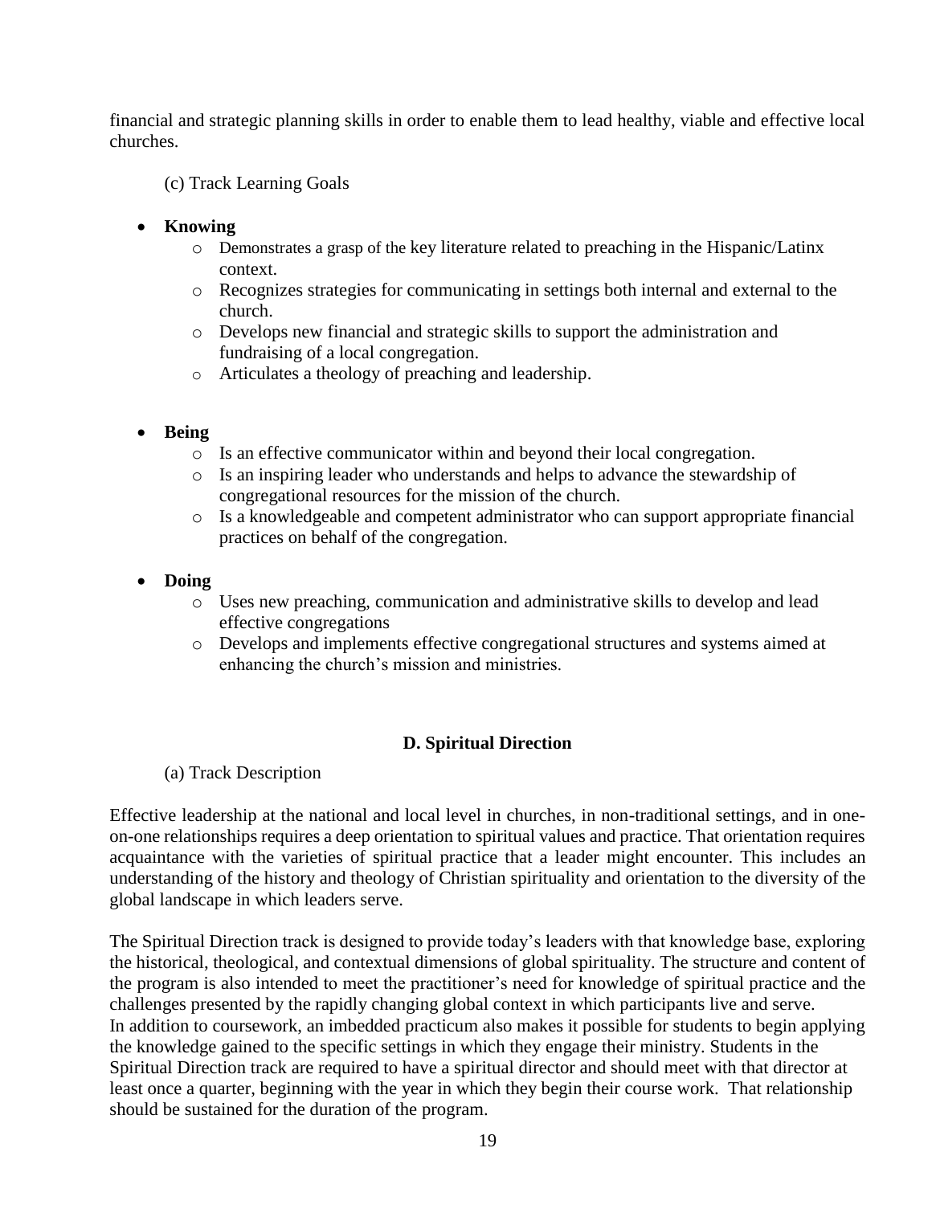financial and strategic planning skills in order to enable them to lead healthy, viable and effective local churches.

(c) Track Learning Goals

- **Knowing**
  - Demonstrates a grasp of the key literature related to preaching in the Hispanic/Latinx context.
  - Recognizes strategies for communicating in settings both internal and external to the church.
  - Develops new financial and strategic skills to support the administration and fundraising of a local congregation.
  - Articulates a theology of preaching and leadership.

- **Being**
  - Is an effective communicator within and beyond their local congregation.
  - Is an inspiring leader who understands and helps to advance the stewardship of congregational resources for the mission of the church.
  - Is a knowledgeable and competent administrator who can support appropriate financial practices on behalf of the congregation.

- **Doing**
  - Uses new preaching, communication and administrative skills to develop and lead effective congregations
  - Develops and implements effective congregational structures and systems aimed at enhancing the church's mission and ministries.

### D. Spiritual Direction

(a) Track Description

Effective leadership at the national and local level in churches, in non-traditional settings, and in one-on-one relationships requires a deep orientation to spiritual values and practice. That orientation requires acquaintance with the varieties of spiritual practice that a leader might encounter. This includes an understanding of the history and theology of Christian spirituality and orientation to the diversity of the global landscape in which leaders serve.

The Spiritual Direction track is designed to provide today's leaders with that knowledge base, exploring the historical, theological, and contextual dimensions of global spirituality. The structure and content of the program is also intended to meet the practitioner's need for knowledge of spiritual practice and the challenges presented by the rapidly changing global context in which participants live and serve. In addition to coursework, an imbedded practicum also makes it possible for students to begin applying the knowledge gained to the specific settings in which they engage their ministry. Students in the Spiritual Direction track are required to have a spiritual director and should meet with that director at least once a quarter, beginning with the year in which they begin their course work. That relationship should be sustained for the duration of the program.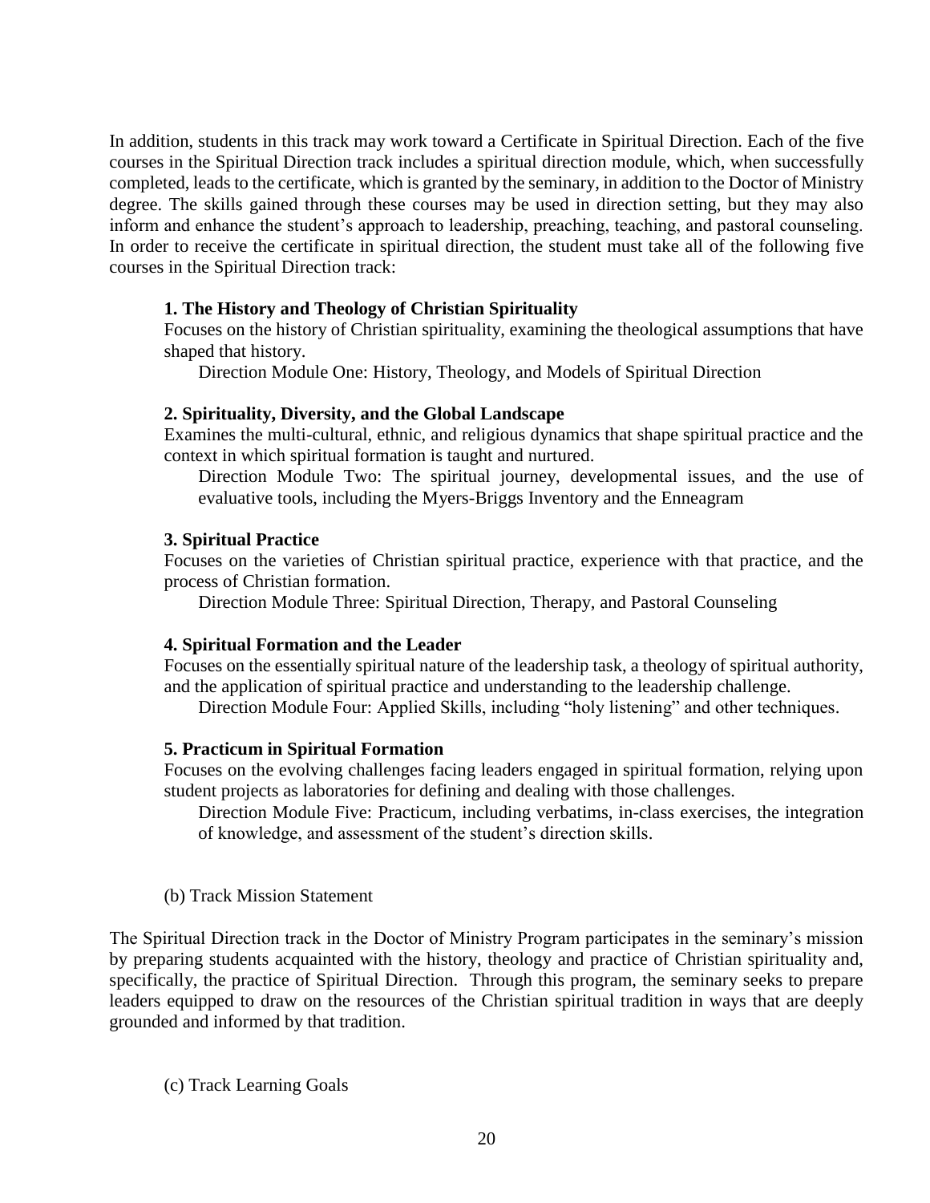In addition, students in this track may work toward a Certificate in Spiritual Direction. Each of the five courses in the Spiritual Direction track includes a spiritual direction module, which, when successfully completed, leads to the certificate, which is granted by the seminary, in addition to the Doctor of Ministry degree. The skills gained through these courses may be used in direction setting, but they may also inform and enhance the student's approach to leadership, preaching, teaching, and pastoral counseling. In order to receive the certificate in spiritual direction, the student must take all of the following five courses in the Spiritual Direction track:

**1. The History and Theology of Christian Spirituality**

Focuses on the history of Christian spirituality, examining the theological assumptions that have shaped that history.

Direction Module One: History, Theology, and Models of Spiritual Direction

**2. Spirituality, Diversity, and the Global Landscape**

Examines the multi-cultural, ethnic, and religious dynamics that shape spiritual practice and the context in which spiritual formation is taught and nurtured.

Direction Module Two: The spiritual journey, developmental issues, and the use of evaluative tools, including the Myers-Briggs Inventory and the Enneagram

**3. Spiritual Practice**

Focuses on the varieties of Christian spiritual practice, experience with that practice, and the process of Christian formation.

Direction Module Three: Spiritual Direction, Therapy, and Pastoral Counseling

**4. Spiritual Formation and the Leader**

Focuses on the essentially spiritual nature of the leadership task, a theology of spiritual authority, and the application of spiritual practice and understanding to the leadership challenge.

Direction Module Four: Applied Skills, including "holy listening" and other techniques.

**5. Practicum in Spiritual Formation**

Focuses on the evolving challenges facing leaders engaged in spiritual formation, relying upon student projects as laboratories for defining and dealing with those challenges.

Direction Module Five: Practicum, including verbatims, in-class exercises, the integration of knowledge, and assessment of the student's direction skills.

(b) Track Mission Statement

The Spiritual Direction track in the Doctor of Ministry Program participates in the seminary's mission by preparing students acquainted with the history, theology and practice of Christian spirituality and, specifically, the practice of Spiritual Direction. Through this program, the seminary seeks to prepare leaders equipped to draw on the resources of the Christian spiritual tradition in ways that are deeply grounded and informed by that tradition.

(c) Track Learning Goals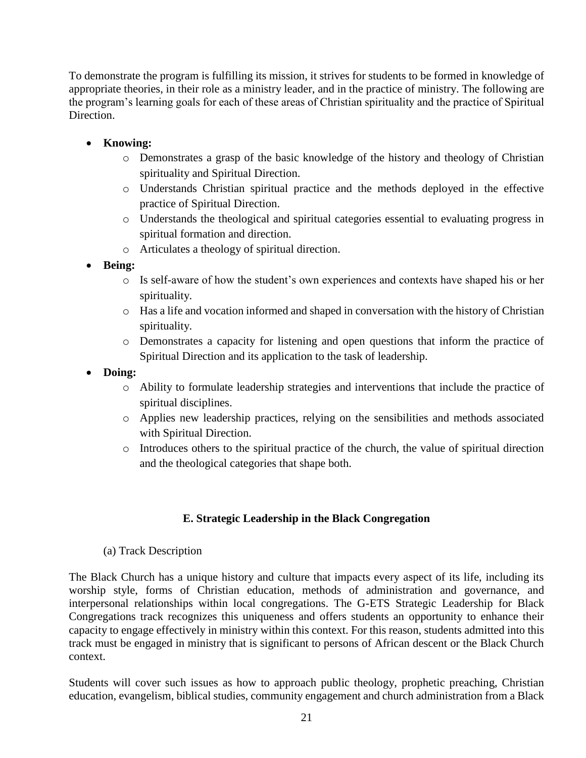To demonstrate the program is fulfilling its mission, it strives for students to be formed in knowledge of appropriate theories, in their role as a ministry leader, and in the practice of ministry. The following are the program's learning goals for each of these areas of Christian spirituality and the practice of Spiritual Direction.

- **Knowing:**
  - Demonstrates a grasp of the basic knowledge of the history and theology of Christian spirituality and Spiritual Direction.
  - Understands Christian spiritual practice and the methods deployed in the effective practice of Spiritual Direction.
  - Understands the theological and spiritual categories essential to evaluating progress in spiritual formation and direction.
  - Articulates a theology of spiritual direction.
- **Being:**
  - Is self-aware of how the student's own experiences and contexts have shaped his or her spirituality.
  - Has a life and vocation informed and shaped in conversation with the history of Christian spirituality.
  - Demonstrates a capacity for listening and open questions that inform the practice of Spiritual Direction and its application to the task of leadership.
- **Doing:**
  - Ability to formulate leadership strategies and interventions that include the practice of spiritual disciplines.
  - Applies new leadership practices, relying on the sensibilities and methods associated with Spiritual Direction.
  - Introduces others to the spiritual practice of the church, the value of spiritual direction and the theological categories that shape both.

### E. Strategic Leadership in the Black Congregation

(a) Track Description

The Black Church has a unique history and culture that impacts every aspect of its life, including its worship style, forms of Christian education, methods of administration and governance, and interpersonal relationships within local congregations. The G-ETS Strategic Leadership for Black Congregations track recognizes this uniqueness and offers students an opportunity to enhance their capacity to engage effectively in ministry within this context. For this reason, students admitted into this track must be engaged in ministry that is significant to persons of African descent or the Black Church context.

Students will cover such issues as how to approach public theology, prophetic preaching, Christian education, evangelism, biblical studies, community engagement and church administration from a Black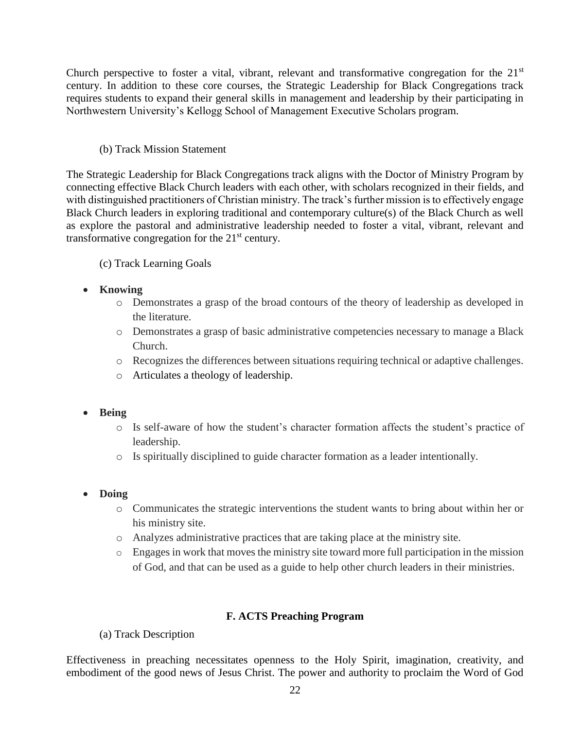Church perspective to foster a vital, vibrant, relevant and transformative congregation for the 21st century. In addition to these core courses, the Strategic Leadership for Black Congregations track requires students to expand their general skills in management and leadership by their participating in Northwestern University's Kellogg School of Management Executive Scholars program.

(b) Track Mission Statement

The Strategic Leadership for Black Congregations track aligns with the Doctor of Ministry Program by connecting effective Black Church leaders with each other, with scholars recognized in their fields, and with distinguished practitioners of Christian ministry. The track's further mission is to effectively engage Black Church leaders in exploring traditional and contemporary culture(s) of the Black Church as well as explore the pastoral and administrative leadership needed to foster a vital, vibrant, relevant and transformative congregation for the 21st century.

(c) Track Learning Goals

- **Knowing**
  - Demonstrates a grasp of the broad contours of the theory of leadership as developed in the literature.
  - Demonstrates a grasp of basic administrative competencies necessary to manage a Black Church.
  - Recognizes the differences between situations requiring technical or adaptive challenges.
  - Articulates a theology of leadership.

- **Being**
  - Is self-aware of how the student's character formation affects the student's practice of leadership.
  - Is spiritually disciplined to guide character formation as a leader intentionally.

- **Doing**
  - Communicates the strategic interventions the student wants to bring about within her or his ministry site.
  - Analyzes administrative practices that are taking place at the ministry site.
  - Engages in work that moves the ministry site toward more full participation in the mission of God, and that can be used as a guide to help other church leaders in their ministries.

### F. ACTS Preaching Program

(a) Track Description

Effectiveness in preaching necessitates openness to the Holy Spirit, imagination, creativity, and embodiment of the good news of Jesus Christ. The power and authority to proclaim the Word of God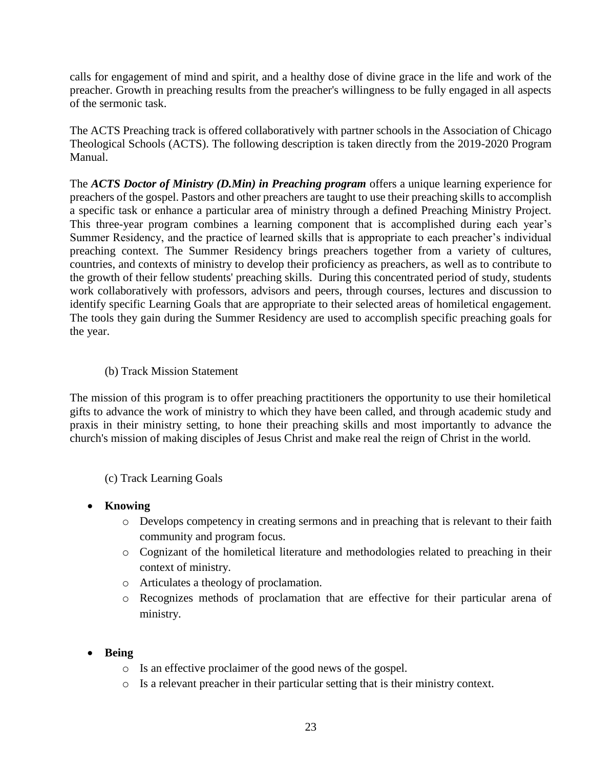calls for engagement of mind and spirit, and a healthy dose of divine grace in the life and work of the preacher. Growth in preaching results from the preacher's willingness to be fully engaged in all aspects of the sermonic task.

The ACTS Preaching track is offered collaboratively with partner schools in the Association of Chicago Theological Schools (ACTS). The following description is taken directly from the 2019-2020 Program Manual.

The ***ACTS Doctor of Ministry (D.Min) in Preaching program*** offers a unique learning experience for preachers of the gospel. Pastors and other preachers are taught to use their preaching skills to accomplish a specific task or enhance a particular area of ministry through a defined Preaching Ministry Project. This three-year program combines a learning component that is accomplished during each year's Summer Residency, and the practice of learned skills that is appropriate to each preacher's individual preaching context. The Summer Residency brings preachers together from a variety of cultures, countries, and contexts of ministry to develop their proficiency as preachers, as well as to contribute to the growth of their fellow students' preaching skills. During this concentrated period of study, students work collaboratively with professors, advisors and peers, through courses, lectures and discussion to identify specific Learning Goals that are appropriate to their selected areas of homiletical engagement. The tools they gain during the Summer Residency are used to accomplish specific preaching goals for the year.

(b) Track Mission Statement

The mission of this program is to offer preaching practitioners the opportunity to use their homiletical gifts to advance the work of ministry to which they have been called, and through academic study and praxis in their ministry setting, to hone their preaching skills and most importantly to advance the church's mission of making disciples of Jesus Christ and make real the reign of Christ in the world.

(c) Track Learning Goals

- **Knowing**
  - Develops competency in creating sermons and in preaching that is relevant to their faith community and program focus.
  - Cognizant of the homiletical literature and methodologies related to preaching in their context of ministry.
  - Articulates a theology of proclamation.
  - Recognizes methods of proclamation that are effective for their particular arena of ministry.

- **Being**
  - Is an effective proclaimer of the good news of the gospel.
  - Is a relevant preacher in their particular setting that is their ministry context.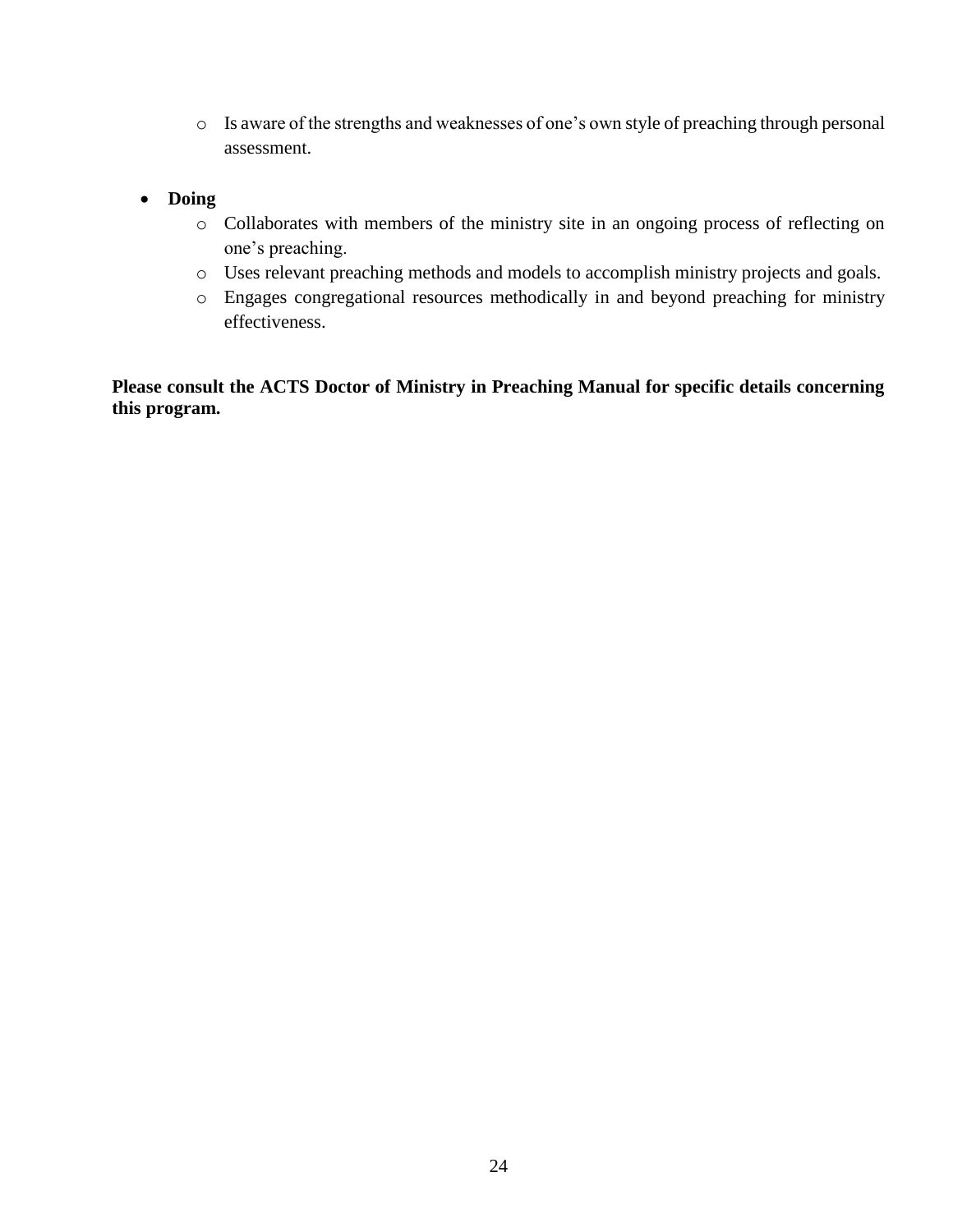- Is aware of the strengths and weaknesses of one's own style of preaching through personal assessment.

- **Doing**
  - Collaborates with members of the ministry site in an ongoing process of reflecting on one's preaching.
  - Uses relevant preaching methods and models to accomplish ministry projects and goals.
  - Engages congregational resources methodically in and beyond preaching for ministry effectiveness.

**Please consult the ACTS Doctor of Ministry in Preaching Manual for specific details concerning this program.**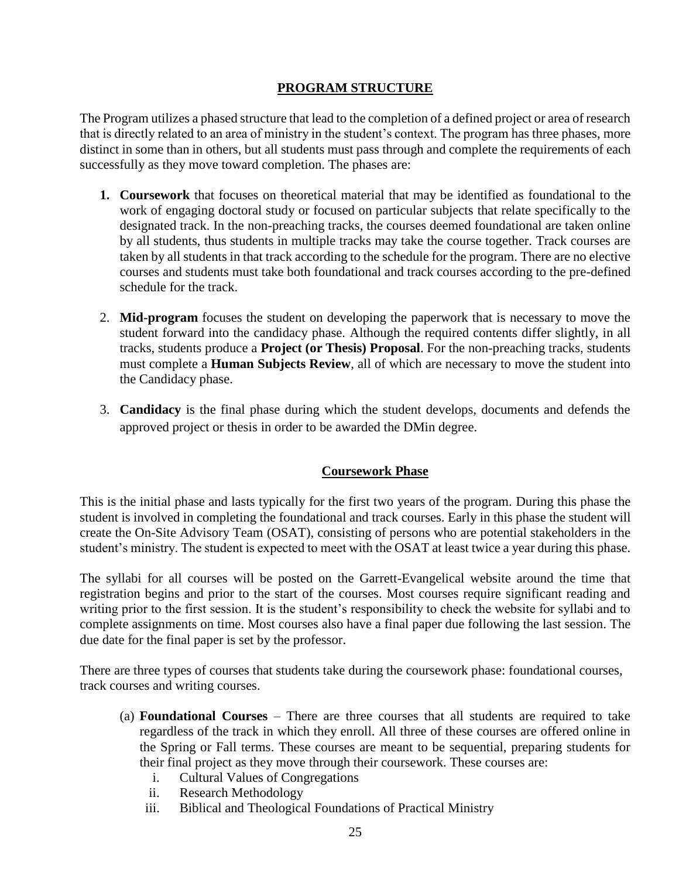## PROGRAM STRUCTURE

The Program utilizes a phased structure that lead to the completion of a defined project or area of research that is directly related to an area of ministry in the student's context. The program has three phases, more distinct in some than in others, but all students must pass through and complete the requirements of each successfully as they move toward completion. The phases are:

1. **Coursework** that focuses on theoretical material that may be identified as foundational to the work of engaging doctoral study or focused on particular subjects that relate specifically to the designated track. In the non-preaching tracks, the courses deemed foundational are taken online by all students, thus students in multiple tracks may take the course together. Track courses are taken by all students in that track according to the schedule for the program. There are no elective courses and students must take both foundational and track courses according to the pre-defined schedule for the track.

2. **Mid-program** focuses the student on developing the paperwork that is necessary to move the student forward into the candidacy phase. Although the required contents differ slightly, in all tracks, students produce a **Project (or Thesis) Proposal**. For the non-preaching tracks, students must complete a **Human Subjects Review**, all of which are necessary to move the student into the Candidacy phase.

3. **Candidacy** is the final phase during which the student develops, documents and defends the approved project or thesis in order to be awarded the DMin degree.

### Coursework Phase

This is the initial phase and lasts typically for the first two years of the program. During this phase the student is involved in completing the foundational and track courses. Early in this phase the student will create the On-Site Advisory Team (OSAT), consisting of persons who are potential stakeholders in the student's ministry. The student is expected to meet with the OSAT at least twice a year during this phase.

The syllabi for all courses will be posted on the Garrett-Evangelical website around the time that registration begins and prior to the start of the courses. Most courses require significant reading and writing prior to the first session. It is the student's responsibility to check the website for syllabi and to complete assignments on time. Most courses also have a final paper due following the last session. The due date for the final paper is set by the professor.

There are three types of courses that students take during the coursework phase: foundational courses, track courses and writing courses.

(a) **Foundational Courses** – There are three courses that all students are required to take regardless of the track in which they enroll. All three of these courses are offered online in the Spring or Fall terms. These courses are meant to be sequential, preparing students for their final project as they move through their coursework. These courses are:
   i. Cultural Values of Congregations
   ii. Research Methodology
   iii. Biblical and Theological Foundations of Practical Ministry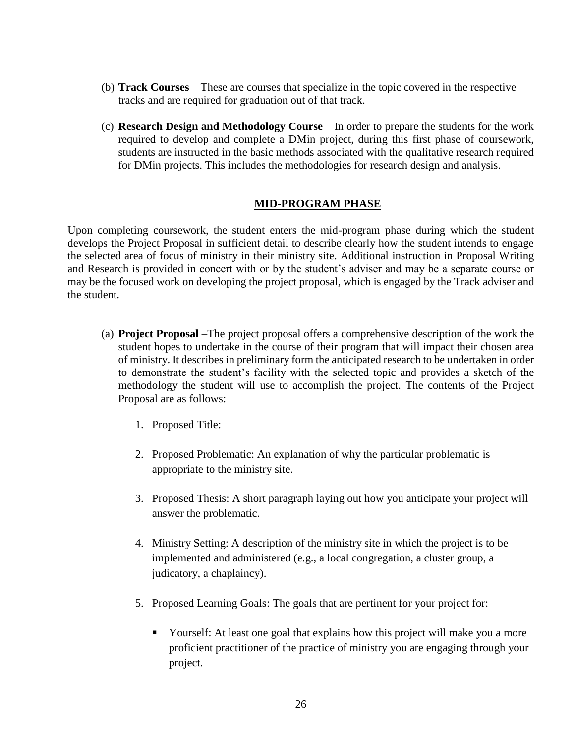(b) **Track Courses** – These are courses that specialize in the topic covered in the respective tracks and are required for graduation out of that track.

(c) **Research Design and Methodology Course** – In order to prepare the students for the work required to develop and complete a DMin project, during this first phase of coursework, students are instructed in the basic methods associated with the qualitative research required for DMin projects. This includes the methodologies for research design and analysis.

## MID-PROGRAM PHASE

Upon completing coursework, the student enters the mid-program phase during which the student develops the Project Proposal in sufficient detail to describe clearly how the student intends to engage the selected area of focus of ministry in their ministry site. Additional instruction in Proposal Writing and Research is provided in concert with or by the student's adviser and may be a separate course or may be the focused work on developing the project proposal, which is engaged by the Track adviser and the student.

(a) **Project Proposal** –The project proposal offers a comprehensive description of the work the student hopes to undertake in the course of their program that will impact their chosen area of ministry. It describes in preliminary form the anticipated research to be undertaken in order to demonstrate the student's facility with the selected topic and provides a sketch of the methodology the student will use to accomplish the project. The contents of the Project Proposal are as follows:

1. Proposed Title:

2. Proposed Problematic: An explanation of why the particular problematic is appropriate to the ministry site.

3. Proposed Thesis: A short paragraph laying out how you anticipate your project will answer the problematic.

4. Ministry Setting: A description of the ministry site in which the project is to be implemented and administered (e.g., a local congregation, a cluster group, a judicatory, a chaplaincy).

5. Proposed Learning Goals: The goals that are pertinent for your project for:

   - Yourself: At least one goal that explains how this project will make you a more proficient practitioner of the practice of ministry you are engaging through your project.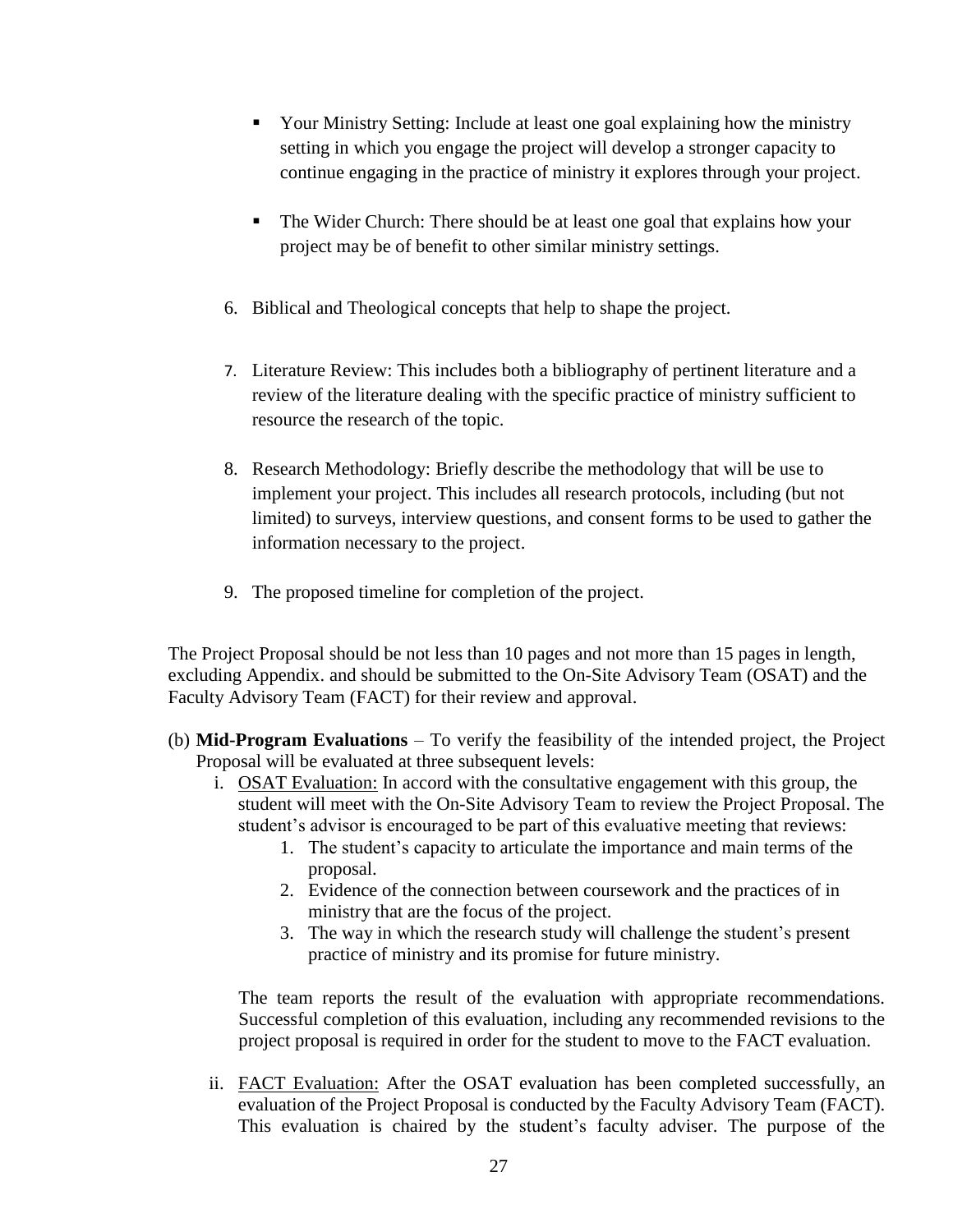- Your Ministry Setting: Include at least one goal explaining how the ministry setting in which you engage the project will develop a stronger capacity to continue engaging in the practice of ministry it explores through your project.

- The Wider Church: There should be at least one goal that explains how your project may be of benefit to other similar ministry settings.

6. Biblical and Theological concepts that help to shape the project.

7. Literature Review: This includes both a bibliography of pertinent literature and a review of the literature dealing with the specific practice of ministry sufficient to resource the research of the topic.

8. Research Methodology: Briefly describe the methodology that will be use to implement your project. This includes all research protocols, including (but not limited) to surveys, interview questions, and consent forms to be used to gather the information necessary to the project.

9. The proposed timeline for completion of the project.

The Project Proposal should be not less than 10 pages and not more than 15 pages in length, excluding Appendix. and should be submitted to the On-Site Advisory Team (OSAT) and the Faculty Advisory Team (FACT) for their review and approval.

(b) **Mid-Program Evaluations** – To verify the feasibility of the intended project, the Project Proposal will be evaluated at three subsequent levels:

i. OSAT Evaluation: In accord with the consultative engagement with this group, the student will meet with the On-Site Advisory Team to review the Project Proposal. The student's advisor is encouraged to be part of this evaluative meeting that reviews:

1. The student's capacity to articulate the importance and main terms of the proposal.
2. Evidence of the connection between coursework and the practices of in ministry that are the focus of the project.
3. The way in which the research study will challenge the student's present practice of ministry and its promise for future ministry.

The team reports the result of the evaluation with appropriate recommendations. Successful completion of this evaluation, including any recommended revisions to the project proposal is required in order for the student to move to the FACT evaluation.

ii. FACT Evaluation: After the OSAT evaluation has been completed successfully, an evaluation of the Project Proposal is conducted by the Faculty Advisory Team (FACT). This evaluation is chaired by the student's faculty adviser. The purpose of the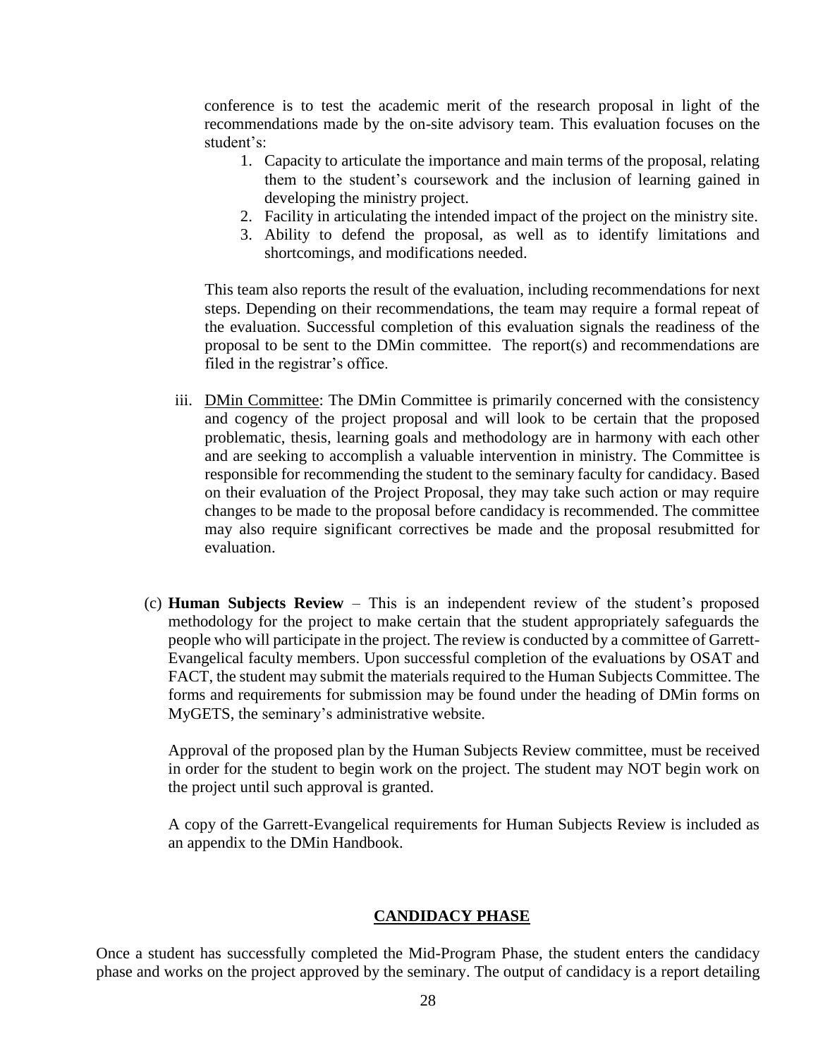conference is to test the academic merit of the research proposal in light of the recommendations made by the on-site advisory team. This evaluation focuses on the student's:

1. Capacity to articulate the importance and main terms of the proposal, relating them to the student's coursework and the inclusion of learning gained in developing the ministry project.
2. Facility in articulating the intended impact of the project on the ministry site.
3. Ability to defend the proposal, as well as to identify limitations and shortcomings, and modifications needed.

This team also reports the result of the evaluation, including recommendations for next steps. Depending on their recommendations, the team may require a formal repeat of the evaluation. Successful completion of this evaluation signals the readiness of the proposal to be sent to the DMin committee. The report(s) and recommendations are filed in the registrar's office.

iii. <u>DMin Committee</u>: The DMin Committee is primarily concerned with the consistency and cogency of the project proposal and will look to be certain that the proposed problematic, thesis, learning goals and methodology are in harmony with each other and are seeking to accomplish a valuable intervention in ministry. The Committee is responsible for recommending the student to the seminary faculty for candidacy. Based on their evaluation of the Project Proposal, they may take such action or may require changes to be made to the proposal before candidacy is recommended. The committee may also require significant correctives be made and the proposal resubmitted for evaluation.

(c) **Human Subjects Review** – This is an independent review of the student's proposed methodology for the project to make certain that the student appropriately safeguards the people who will participate in the project. The review is conducted by a committee of Garrett-Evangelical faculty members. Upon successful completion of the evaluations by OSAT and FACT, the student may submit the materials required to the Human Subjects Committee. The forms and requirements for submission may be found under the heading of DMin forms on MyGETS, the seminary's administrative website.

Approval of the proposed plan by the Human Subjects Review committee, must be received in order for the student to begin work on the project. The student may NOT begin work on the project until such approval is granted.

A copy of the Garrett-Evangelical requirements for Human Subjects Review is included as an appendix to the DMin Handbook.

## CANDIDACY PHASE

Once a student has successfully completed the Mid-Program Phase, the student enters the candidacy phase and works on the project approved by the seminary. The output of candidacy is a report detailing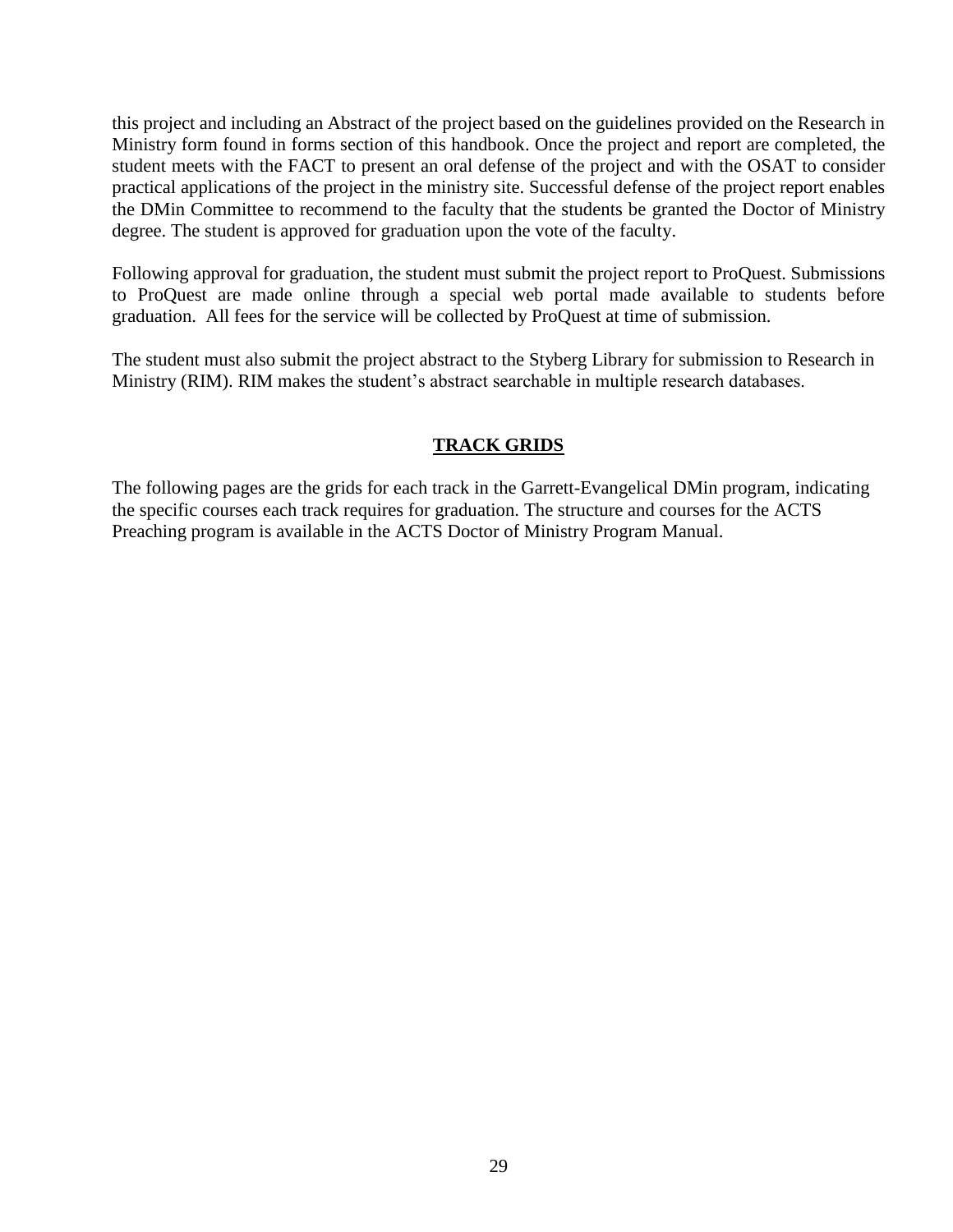this project and including an Abstract of the project based on the guidelines provided on the Research in Ministry form found in forms section of this handbook. Once the project and report are completed, the student meets with the FACT to present an oral defense of the project and with the OSAT to consider practical applications of the project in the ministry site. Successful defense of the project report enables the DMin Committee to recommend to the faculty that the students be granted the Doctor of Ministry degree. The student is approved for graduation upon the vote of the faculty.

Following approval for graduation, the student must submit the project report to ProQuest. Submissions to ProQuest are made online through a special web portal made available to students before graduation. All fees for the service will be collected by ProQuest at time of submission.

The student must also submit the project abstract to the Styberg Library for submission to Research in Ministry (RIM). RIM makes the student's abstract searchable in multiple research databases.

## TRACK GRIDS

The following pages are the grids for each track in the Garrett-Evangelical DMin program, indicating the specific courses each track requires for graduation. The structure and courses for the ACTS Preaching program is available in the ACTS Doctor of Ministry Program Manual.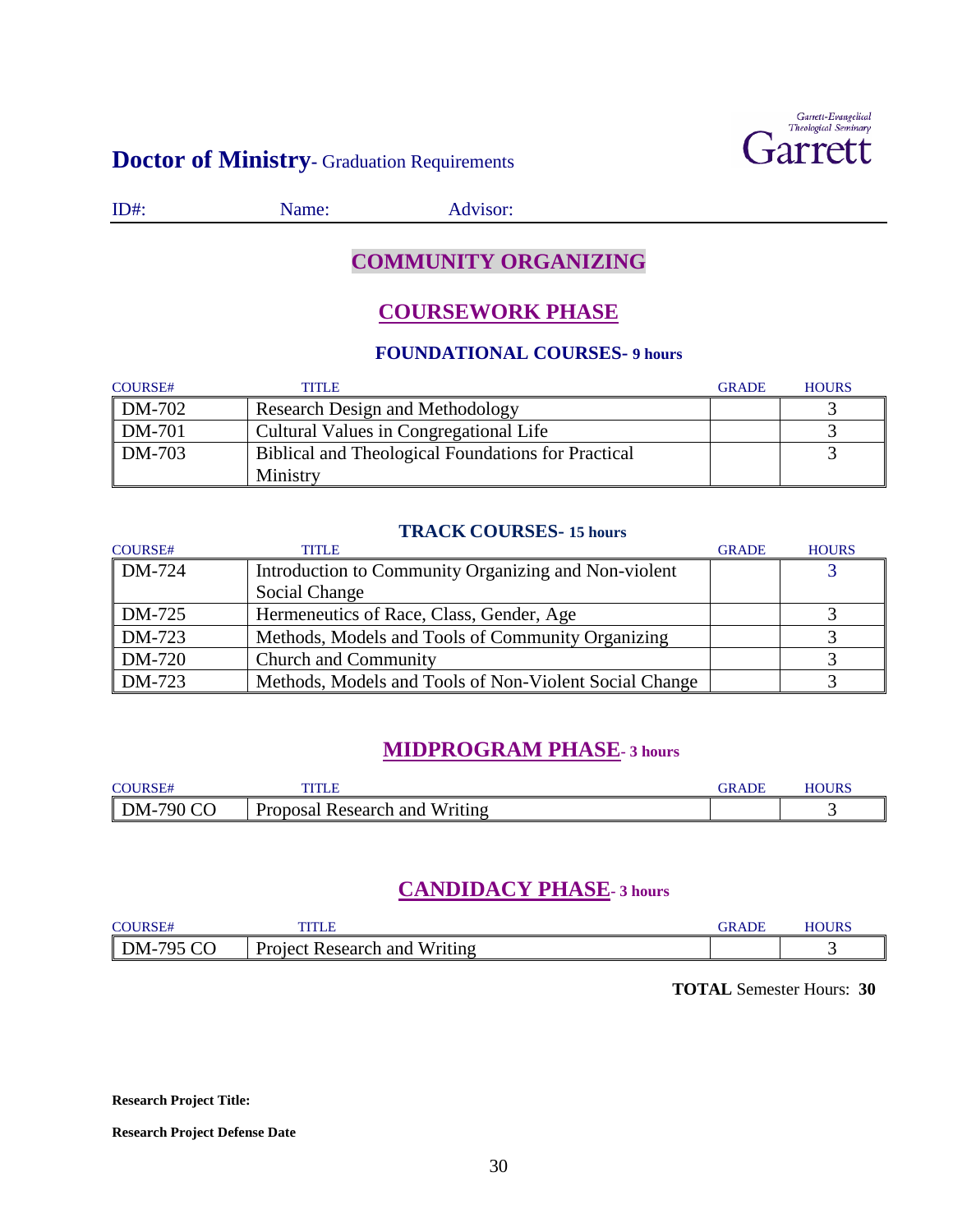Garrett-Evangelical Theological Seminary
Garrett

# Doctor of Ministry- Graduation Requirements

ID#: Name: Advisor:

## COMMUNITY ORGANIZING

## COURSEWORK PHASE

### FOUNDATIONAL COURSES- 9 hours

| COURSE# | TITLE | GRADE | HOURS |
|---|---|---|---|
| DM-702 | Research Design and Methodology | | 3 |
| DM-701 | Cultural Values in Congregational Life | | 3 |
| DM-703 | Biblical and Theological Foundations for Practical Ministry | | 3 |

### TRACK COURSES- 15 hours

| COURSE# | TITLE | GRADE | HOURS |
|---|---|---|---|
| DM-724 | Introduction to Community Organizing and Non-violent Social Change | | 3 |
| DM-725 | Hermeneutics of Race, Class, Gender, Age | | 3 |
| DM-723 | Methods, Models and Tools of Community Organizing | | 3 |
| DM-720 | Church and Community | | 3 |
| DM-723 | Methods, Models and Tools of Non-Violent Social Change | | 3 |

## MIDPROGRAM PHASE- 3 hours

| COURSE# | TITLE | GRADE | HOURS |
|---|---|---|---|
| DM-790 CO | Proposal Research and Writing | | 3 |

## CANDIDACY PHASE- 3 hours

| COURSE# | TITLE | GRADE | HOURS |
|---|---|---|---|
| DM-795 CO | Project Research and Writing | | 3 |

**TOTAL** Semester Hours: **30**

**Research Project Title:**

**Research Project Defense Date**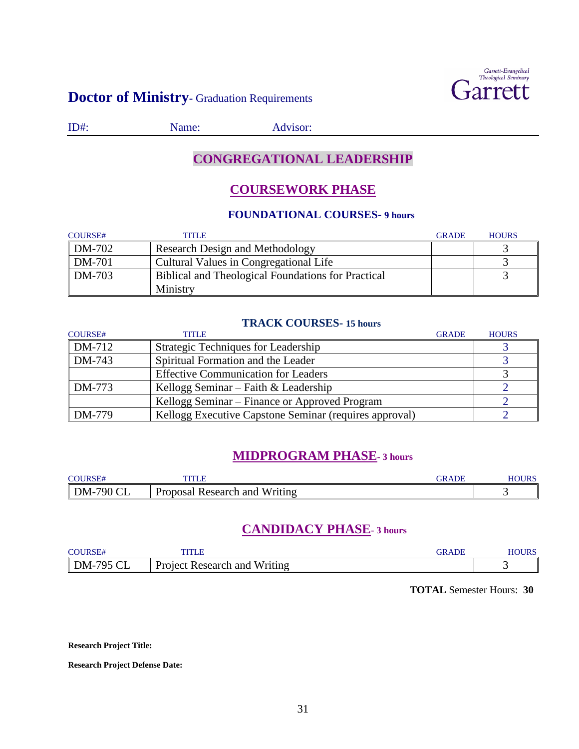# Doctor of Ministry- Graduation Requirements

Garrett-Evangelical Theological Seminary
Garrett

ID#: Name: Advisor:

## CONGREGATIONAL LEADERSHIP

## COURSEWORK PHASE

### FOUNDATIONAL COURSES- 9 hours

| COURSE# | TITLE | GRADE | HOURS |
|---|---|---|---|
| DM-702 | Research Design and Methodology | | 3 |
| DM-701 | Cultural Values in Congregational Life | | 3 |
| DM-703 | Biblical and Theological Foundations for Practical Ministry | | 3 |

### TRACK COURSES- 15 hours

| COURSE# | TITLE | GRADE | HOURS |
|---|---|---|---|
| DM-712 | Strategic Techniques for Leadership | | 3 |
| DM-743 | Spiritual Formation and the Leader | | 3 |
| | Effective Communication for Leaders | | 3 |
| DM-773 | Kellogg Seminar – Faith & Leadership | | 2 |
| | Kellogg Seminar – Finance or Approved Program | | 2 |
| DM-779 | Kellogg Executive Capstone Seminar (requires approval) | | 2 |

## MIDPROGRAM PHASE- 3 hours

| COURSE# | TITLE | GRADE | HOURS |
|---|---|---|---|
| DM-790 CL | Proposal Research and Writing | | 3 |

## CANDIDACY PHASE- 3 hours

| COURSE# | TITLE | GRADE | HOURS |
|---|---|---|---|
| DM-795 CL | Project Research and Writing | | 3 |

**TOTAL** Semester Hours: **30**

**Research Project Title:**

**Research Project Defense Date:**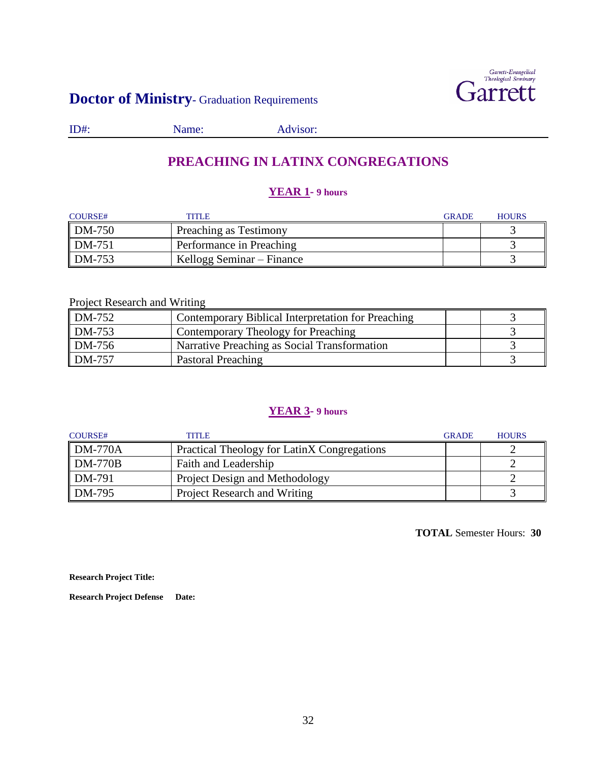# **Doctor of Ministry**- Graduation Requirements

Garrett-Evangelical Theological Seminary
Garrett

ID#: Name: Advisor:

## PREACHING IN LATINX CONGREGATIONS

### YEAR 1- 9 hours

| COURSE# | TITLE | GRADE | HOURS |
|---|---|---|---|
| DM-750 | Preaching as Testimony | | 3 |
| DM-751 | Performance in Preaching | | 3 |
| DM-753 | Kellogg Seminar – Finance | | 3 |

Project Research and Writing

| COURSE# | TITLE | GRADE | HOURS |
|---|---|---|---|
| DM-752 | Contemporary Biblical Interpretation for Preaching | | 3 |
| DM-753 | Contemporary Theology for Preaching | | 3 |
| DM-756 | Narrative Preaching as Social Transformation | | 3 |
| DM-757 | Pastoral Preaching | | 3 |

### YEAR 3- 9 hours

| COURSE# | TITLE | GRADE | HOURS |
|---|---|---|---|
| DM-770A | Practical Theology for LatinX Congregations | | 2 |
| DM-770B | Faith and Leadership | | 2 |
| DM-791 | Project Design and Methodology | | 2 |
| DM-795 | Project Research and Writing | | 3 |

**TOTAL** Semester Hours: **30**

**Research Project Title:**

**Research Project Defense Date:**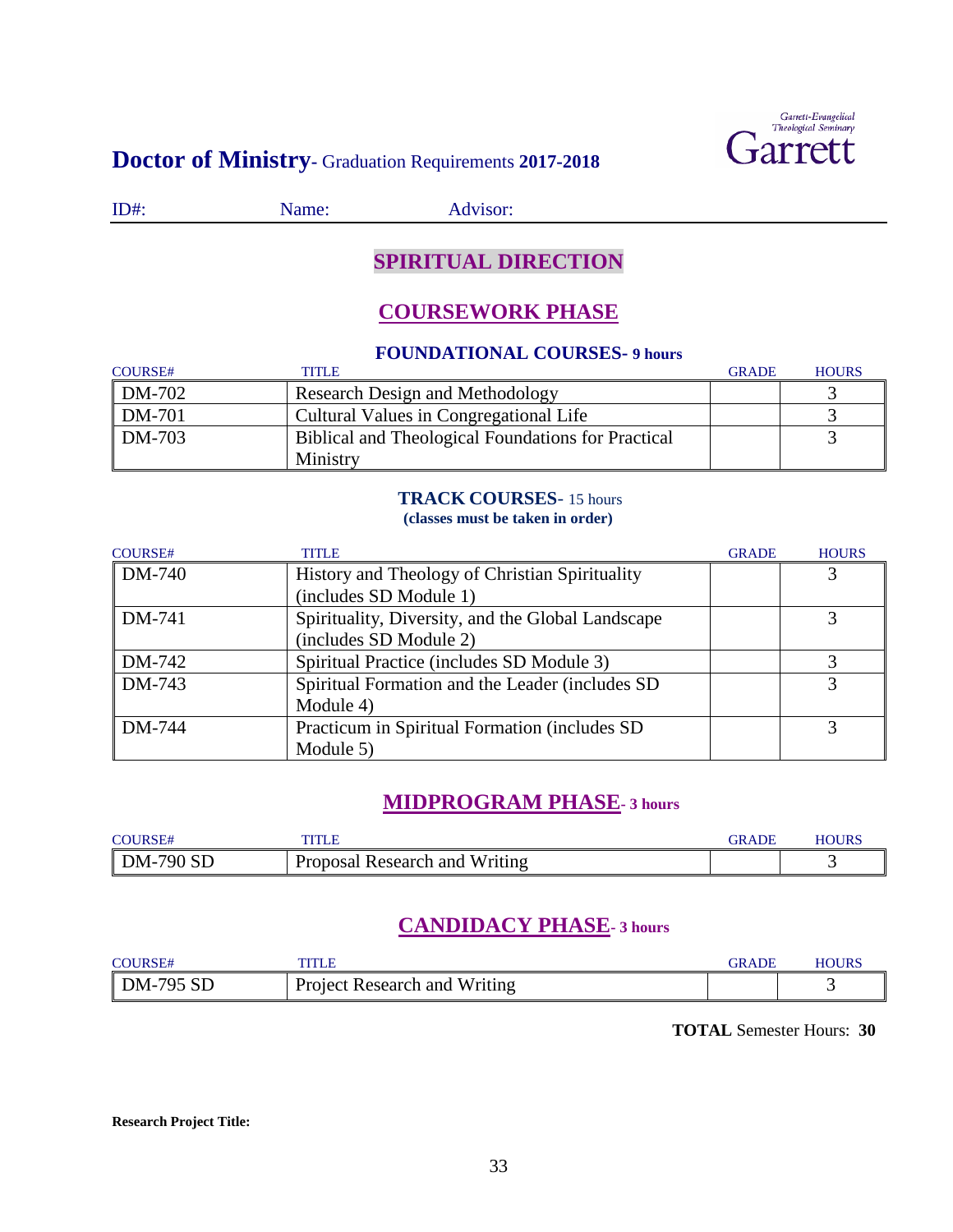Garrett-Evangelical Theological Seminary
Garrett

# Doctor of Ministry- Graduation Requirements 2017-2018

ID#: Name: Advisor:

## SPIRITUAL DIRECTION

## COURSEWORK PHASE

### FOUNDATIONAL COURSES- 9 hours

| COURSE# | TITLE | GRADE | HOURS |
|---|---|---|---|
| DM-702 | Research Design and Methodology | | 3 |
| DM-701 | Cultural Values in Congregational Life | | 3 |
| DM-703 | Biblical and Theological Foundations for Practical Ministry | | 3 |

### TRACK COURSES- 15 hours
**(classes must be taken in order)**

| COURSE# | TITLE | GRADE | HOURS |
|---|---|---|---|
| DM-740 | History and Theology of Christian Spirituality (includes SD Module 1) | | 3 |
| DM-741 | Spirituality, Diversity, and the Global Landscape (includes SD Module 2) | | 3 |
| DM-742 | Spiritual Practice (includes SD Module 3) | | 3 |
| DM-743 | Spiritual Formation and the Leader (includes SD Module 4) | | 3 |
| DM-744 | Practicum in Spiritual Formation (includes SD Module 5) | | 3 |

## MIDPROGRAM PHASE- 3 hours

| COURSE# | TITLE | GRADE | HOURS |
|---|---|---|---|
| DM-790 SD | Proposal Research and Writing | | 3 |

## CANDIDACY PHASE- 3 hours

| COURSE# | TITLE | GRADE | HOURS |
|---|---|---|---|
| DM-795 SD | Project Research and Writing | | 3 |

**TOTAL** Semester Hours: **30**

**Research Project Title:**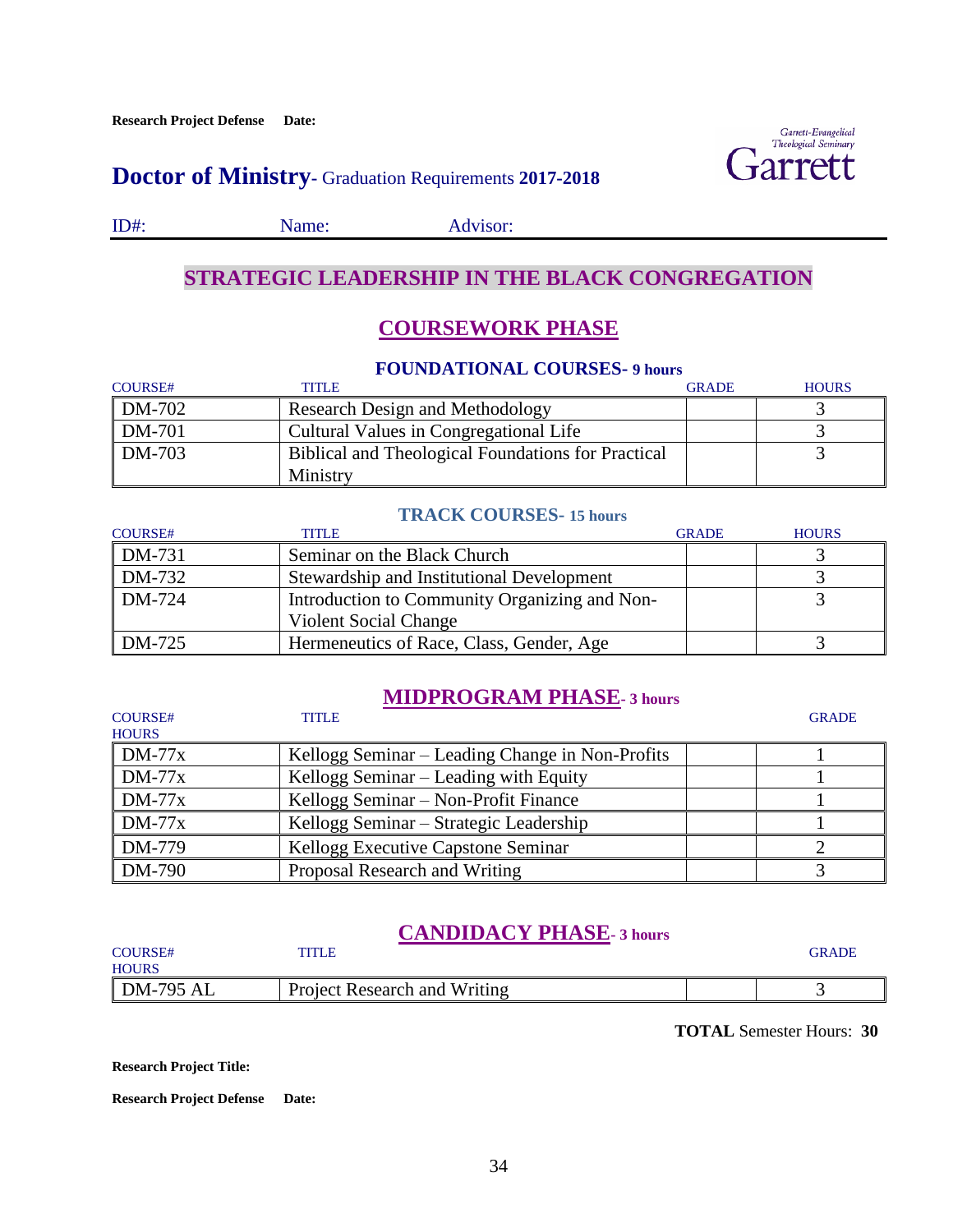**Research Project Defense Date:**

Garrett-Evangelical Theological Seminary
Garrett

# Doctor of Ministry- Graduation Requirements 2017-2018

ID#: Name: Advisor:

## STRATEGIC LEADERSHIP IN THE BLACK CONGREGATION

## COURSEWORK PHASE

### FOUNDATIONAL COURSES- 9 hours

| COURSE# | TITLE | GRADE | HOURS |
|---|---|---|---|
| DM-702 | Research Design and Methodology | | 3 |
| DM-701 | Cultural Values in Congregational Life | | 3 |
| DM-703 | Biblical and Theological Foundations for Practical Ministry | | 3 |

### TRACK COURSES- 15 hours

| COURSE# | TITLE | GRADE | HOURS |
|---|---|---|---|
| DM-731 | Seminar on the Black Church | | 3 |
| DM-732 | Stewardship and Institutional Development | | 3 |
| DM-724 | Introduction to Community Organizing and Non-Violent Social Change | | 3 |
| DM-725 | Hermeneutics of Race, Class, Gender, Age | | 3 |

## MIDPROGRAM PHASE- 3 hours

| COURSE# | TITLE | GRADE | HOURS |
|---|---|---|---|
| DM-77x | Kellogg Seminar – Leading Change in Non-Profits | | 1 |
| DM-77x | Kellogg Seminar – Leading with Equity | | 1 |
| DM-77x | Kellogg Seminar – Non-Profit Finance | | 1 |
| DM-77x | Kellogg Seminar – Strategic Leadership | | 1 |
| DM-779 | Kellogg Executive Capstone Seminar | | 2 |
| DM-790 | Proposal Research and Writing | | 3 |

## CANDIDACY PHASE- 3 hours

| COURSE# | TITLE | GRADE | HOURS |
|---|---|---|---|
| DM-795 AL | Project Research and Writing | | 3 |

**TOTAL** Semester Hours: **30**

**Research Project Title:**

**Research Project Defense Date:**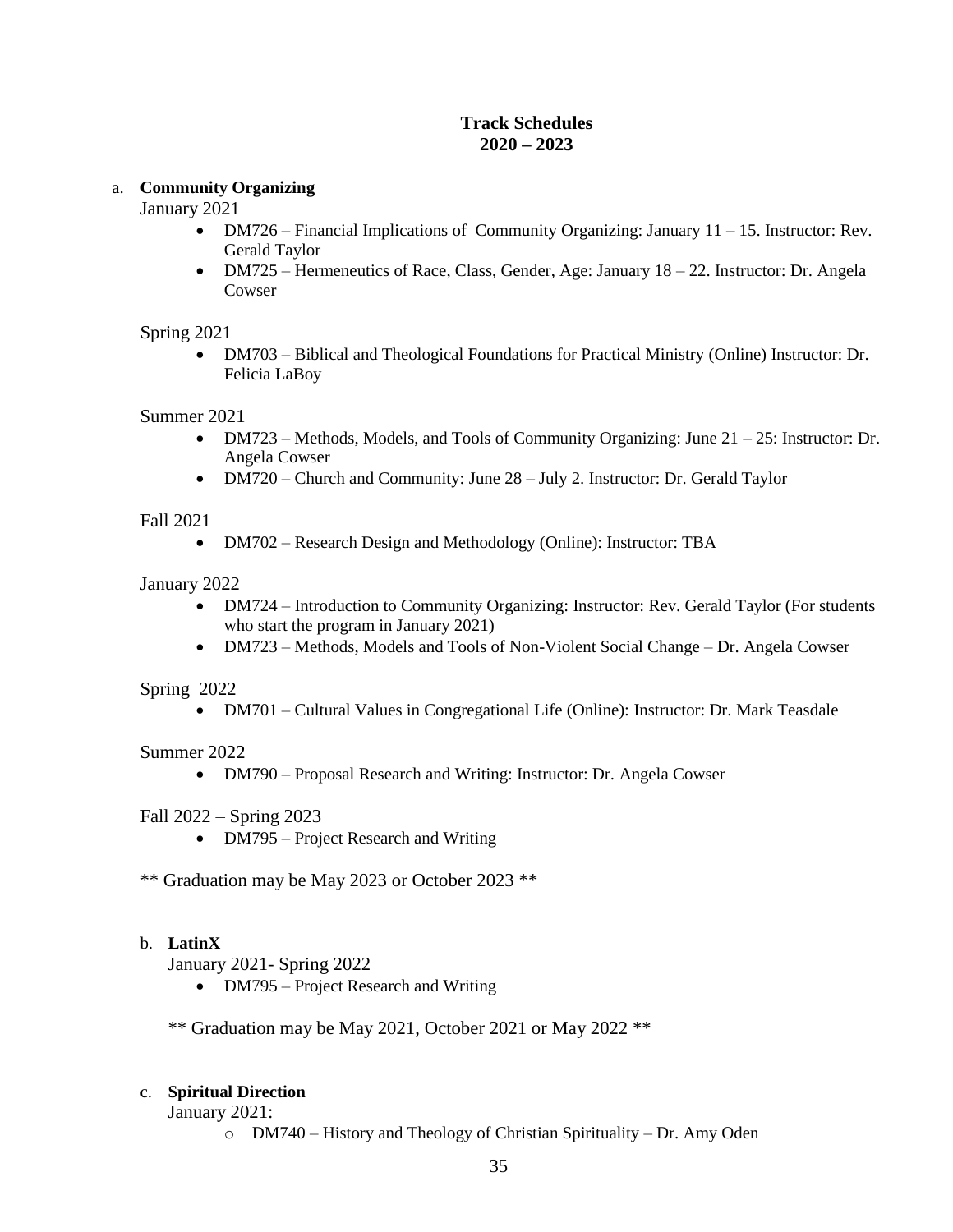**Track Schedules**
**2020 – 2023**

a. **Community Organizing**

January 2021

- DM726 – Financial Implications of  Community Organizing: January 11 – 15. Instructor: Rev. Gerald Taylor
- DM725 – Hermeneutics of Race, Class, Gender, Age: January 18 – 22. Instructor: Dr. Angela Cowser

Spring 2021

- DM703 – Biblical and Theological Foundations for Practical Ministry (Online) Instructor: Dr. Felicia LaBoy

Summer 2021

- DM723 – Methods, Models, and Tools of Community Organizing: June 21 – 25: Instructor: Dr. Angela Cowser
- DM720 – Church and Community: June 28 – July 2. Instructor: Dr. Gerald Taylor

Fall 2021

- DM702 – Research Design and Methodology (Online): Instructor: TBA

January 2022

- DM724 – Introduction to Community Organizing: Instructor: Rev. Gerald Taylor (For students who start the program in January 2021)
- DM723 – Methods, Models and Tools of Non-Violent Social Change – Dr. Angela Cowser

Spring  2022

- DM701 – Cultural Values in Congregational Life (Online): Instructor: Dr. Mark Teasdale

Summer 2022

- DM790 – Proposal Research and Writing: Instructor: Dr. Angela Cowser

Fall 2022 – Spring 2023

- DM795 – Project Research and Writing

** Graduation may be May 2023 or October 2023 **

b. **LatinX**

January 2021- Spring 2022

- DM795 – Project Research and Writing

** Graduation may be May 2021, October 2021 or May 2022 **

c. **Spiritual Direction**

January 2021:

- DM740 – History and Theology of Christian Spirituality – Dr. Amy Oden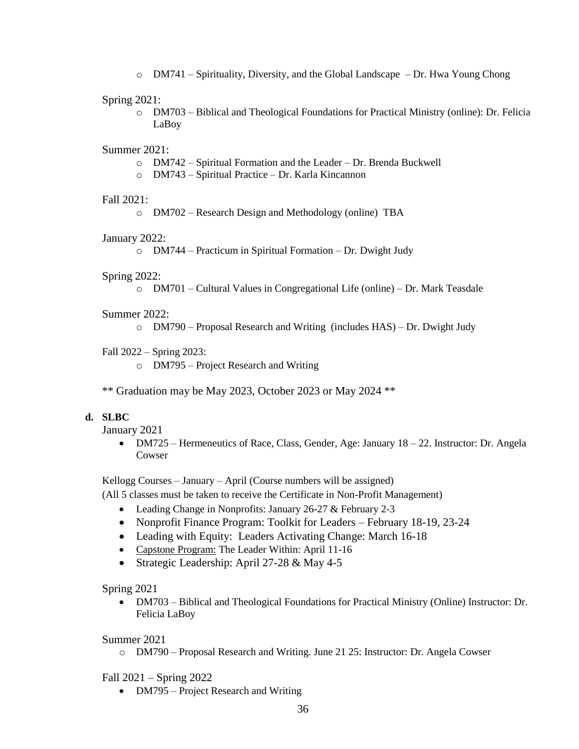- DM741 – Spirituality, Diversity, and the Global Landscape – Dr. Hwa Young Chong

Spring 2021:

- DM703 – Biblical and Theological Foundations for Practical Ministry (online): Dr. Felicia LaBoy

Summer 2021:

- DM742 – Spiritual Formation and the Leader – Dr. Brenda Buckwell
- DM743 – Spiritual Practice – Dr. Karla Kincannon

Fall 2021:

- DM702 – Research Design and Methodology (online) TBA

January 2022:

- DM744 – Practicum in Spiritual Formation – Dr. Dwight Judy

Spring 2022:

- DM701 – Cultural Values in Congregational Life (online) – Dr. Mark Teasdale

Summer 2022:

- DM790 – Proposal Research and Writing (includes HAS) – Dr. Dwight Judy

Fall 2022 – Spring 2023:

- DM795 – Project Research and Writing

** Graduation may be May 2023, October 2023 or May 2024 **

**d. SLBC**

January 2021

- DM725 – Hermeneutics of Race, Class, Gender, Age: January 18 – 22. Instructor: Dr. Angela Cowser

Kellogg Courses – January – April (Course numbers will be assigned)
(All 5 classes must be taken to receive the Certificate in Non-Profit Management)

- Leading Change in Nonprofits: January 26-27 & February 2-3
- Nonprofit Finance Program: Toolkit for Leaders – February 18-19, 23-24
- Leading with Equity: Leaders Activating Change: March 16-18
- Capstone Program: The Leader Within: April 11-16
- Strategic Leadership: April 27-28 & May 4-5

Spring 2021

- DM703 – Biblical and Theological Foundations for Practical Ministry (Online) Instructor: Dr. Felicia LaBoy

Summer 2021

- DM790 – Proposal Research and Writing. June 21 25: Instructor: Dr. Angela Cowser

Fall 2021 – Spring 2022

- DM795 – Project Research and Writing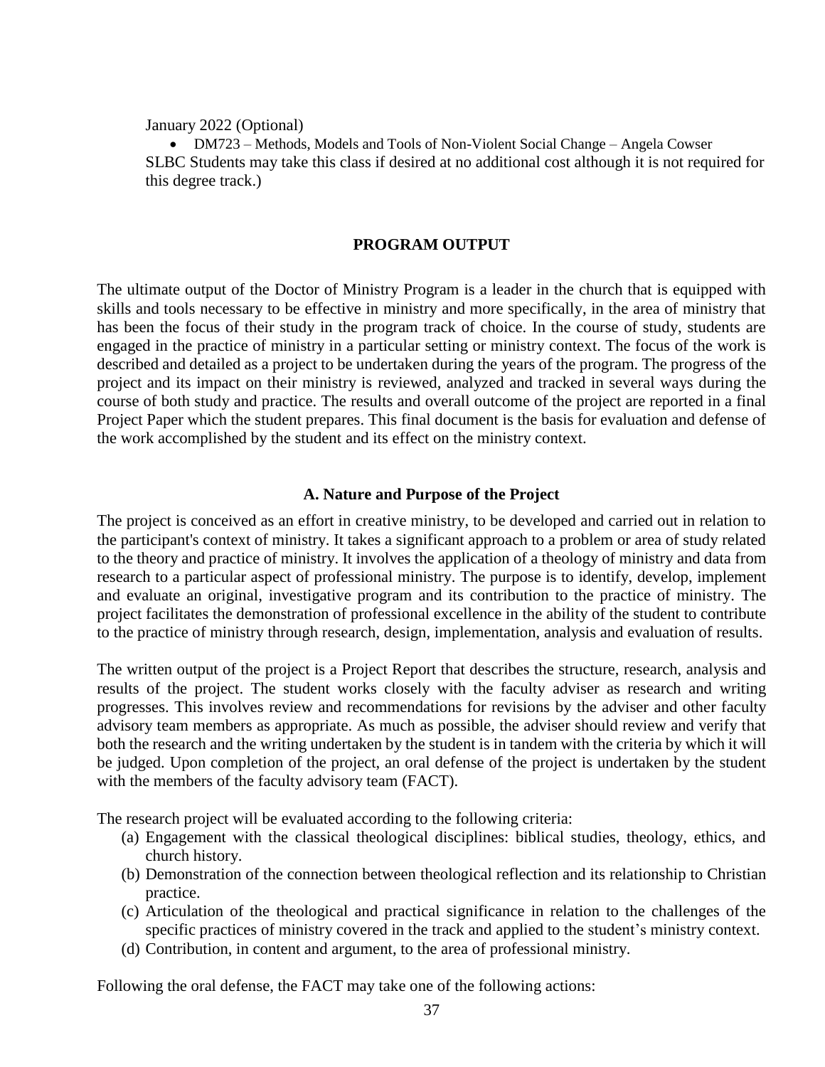January 2022 (Optional)

- DM723 – Methods, Models and Tools of Non-Violent Social Change – Angela Cowser

SLBC Students may take this class if desired at no additional cost although it is not required for this degree track.)

## PROGRAM OUTPUT

The ultimate output of the Doctor of Ministry Program is a leader in the church that is equipped with skills and tools necessary to be effective in ministry and more specifically, in the area of ministry that has been the focus of their study in the program track of choice. In the course of study, students are engaged in the practice of ministry in a particular setting or ministry context. The focus of the work is described and detailed as a project to be undertaken during the years of the program. The progress of the project and its impact on their ministry is reviewed, analyzed and tracked in several ways during the course of both study and practice. The results and overall outcome of the project are reported in a final Project Paper which the student prepares. This final document is the basis for evaluation and defense of the work accomplished by the student and its effect on the ministry context.

### A. Nature and Purpose of the Project

The project is conceived as an effort in creative ministry, to be developed and carried out in relation to the participant's context of ministry. It takes a significant approach to a problem or area of study related to the theory and practice of ministry. It involves the application of a theology of ministry and data from research to a particular aspect of professional ministry. The purpose is to identify, develop, implement and evaluate an original, investigative program and its contribution to the practice of ministry. The project facilitates the demonstration of professional excellence in the ability of the student to contribute to the practice of ministry through research, design, implementation, analysis and evaluation of results.

The written output of the project is a Project Report that describes the structure, research, analysis and results of the project. The student works closely with the faculty adviser as research and writing progresses. This involves review and recommendations for revisions by the adviser and other faculty advisory team members as appropriate. As much as possible, the adviser should review and verify that both the research and the writing undertaken by the student is in tandem with the criteria by which it will be judged. Upon completion of the project, an oral defense of the project is undertaken by the student with the members of the faculty advisory team (FACT).

The research project will be evaluated according to the following criteria:

(a) Engagement with the classical theological disciplines: biblical studies, theology, ethics, and church history.
(b) Demonstration of the connection between theological reflection and its relationship to Christian practice.
(c) Articulation of the theological and practical significance in relation to the challenges of the specific practices of ministry covered in the track and applied to the student's ministry context.
(d) Contribution, in content and argument, to the area of professional ministry.

Following the oral defense, the FACT may take one of the following actions: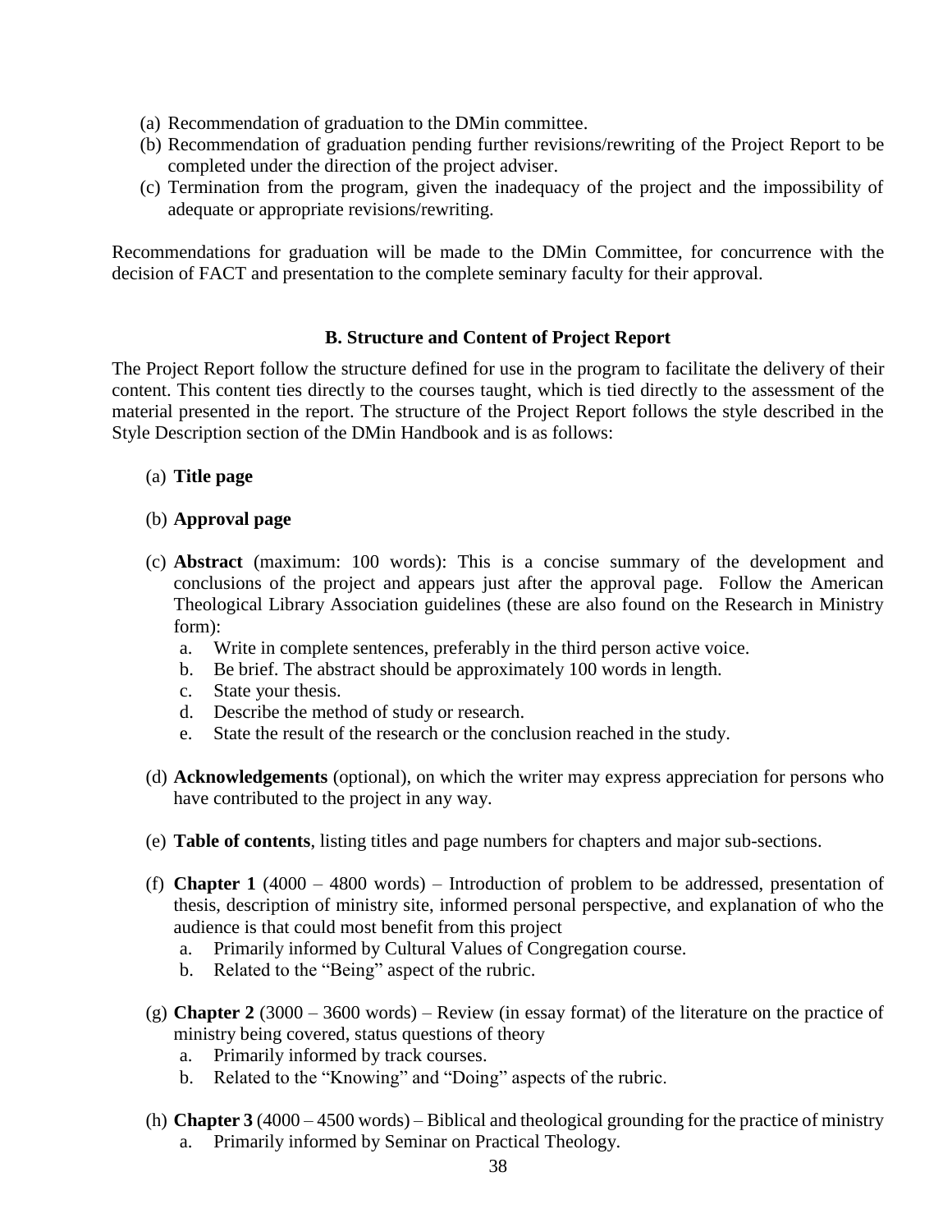(a) Recommendation of graduation to the DMin committee.
(b) Recommendation of graduation pending further revisions/rewriting of the Project Report to be completed under the direction of the project adviser.
(c) Termination from the program, given the inadequacy of the project and the impossibility of adequate or appropriate revisions/rewriting.

Recommendations for graduation will be made to the DMin Committee, for concurrence with the decision of FACT and presentation to the complete seminary faculty for their approval.

### B. Structure and Content of Project Report

The Project Report follow the structure defined for use in the program to facilitate the delivery of their content. This content ties directly to the courses taught, which is tied directly to the assessment of the material presented in the report. The structure of the Project Report follows the style described in the Style Description section of the DMin Handbook and is as follows:

(a) **Title page**

(b) **Approval page**

(c) **Abstract** (maximum: 100 words): This is a concise summary of the development and conclusions of the project and appears just after the approval page. Follow the American Theological Library Association guidelines (these are also found on the Research in Ministry form):
   a. Write in complete sentences, preferably in the third person active voice.
   b. Be brief. The abstract should be approximately 100 words in length.
   c. State your thesis.
   d. Describe the method of study or research.
   e. State the result of the research or the conclusion reached in the study.

(d) **Acknowledgements** (optional), on which the writer may express appreciation for persons who have contributed to the project in any way.

(e) **Table of contents**, listing titles and page numbers for chapters and major sub-sections.

(f) **Chapter 1** (4000 – 4800 words) – Introduction of problem to be addressed, presentation of thesis, description of ministry site, informed personal perspective, and explanation of who the audience is that could most benefit from this project
   a. Primarily informed by Cultural Values of Congregation course.
   b. Related to the "Being" aspect of the rubric.

(g) **Chapter 2** (3000 – 3600 words) – Review (in essay format) of the literature on the practice of ministry being covered, status questions of theory
   a. Primarily informed by track courses.
   b. Related to the "Knowing" and "Doing" aspects of the rubric.

(h) **Chapter 3** (4000 – 4500 words) – Biblical and theological grounding for the practice of ministry
   a. Primarily informed by Seminar on Practical Theology.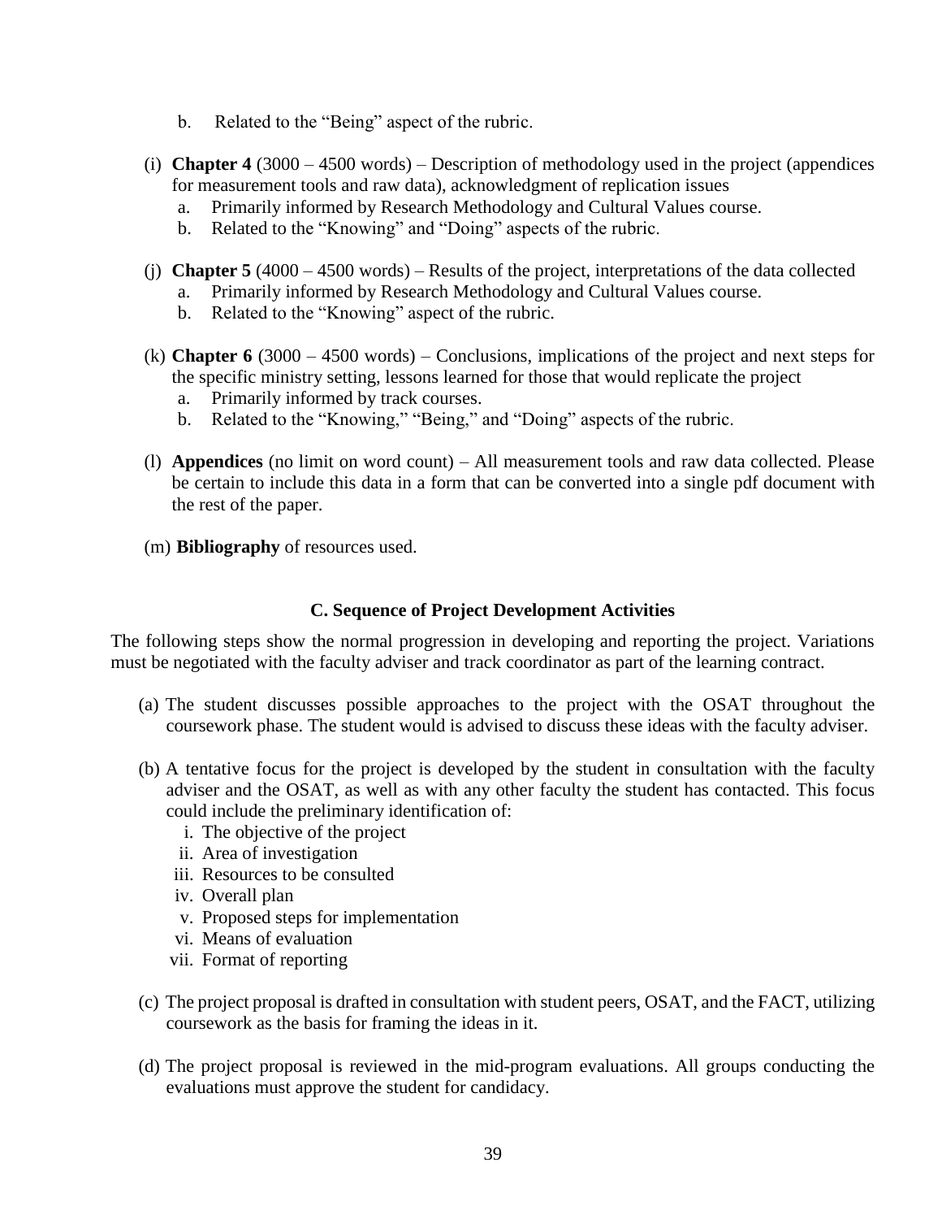b. Related to the "Being" aspect of the rubric.

(i) **Chapter 4** (3000 – 4500 words) – Description of methodology used in the project (appendices for measurement tools and raw data), acknowledgment of replication issues
   a. Primarily informed by Research Methodology and Cultural Values course.
   b. Related to the "Knowing" and "Doing" aspects of the rubric.

(j) **Chapter 5** (4000 – 4500 words) – Results of the project, interpretations of the data collected
   a. Primarily informed by Research Methodology and Cultural Values course.
   b. Related to the "Knowing" aspect of the rubric.

(k) **Chapter 6** (3000 – 4500 words) – Conclusions, implications of the project and next steps for the specific ministry setting, lessons learned for those that would replicate the project
   a. Primarily informed by track courses.
   b. Related to the "Knowing," "Being," and "Doing" aspects of the rubric.

(l) **Appendices** (no limit on word count) – All measurement tools and raw data collected. Please be certain to include this data in a form that can be converted into a single pdf document with the rest of the paper.

(m) **Bibliography** of resources used.

### C. Sequence of Project Development Activities

The following steps show the normal progression in developing and reporting the project. Variations must be negotiated with the faculty adviser and track coordinator as part of the learning contract.

(a) The student discusses possible approaches to the project with the OSAT throughout the coursework phase. The student would is advised to discuss these ideas with the faculty adviser.

(b) A tentative focus for the project is developed by the student in consultation with the faculty adviser and the OSAT, as well as with any other faculty the student has contacted. This focus could include the preliminary identification of:
   i. The objective of the project
   ii. Area of investigation
   iii. Resources to be consulted
   iv. Overall plan
   v. Proposed steps for implementation
   vi. Means of evaluation
   vii. Format of reporting

(c) The project proposal is drafted in consultation with student peers, OSAT, and the FACT, utilizing coursework as the basis for framing the ideas in it.

(d) The project proposal is reviewed in the mid-program evaluations. All groups conducting the evaluations must approve the student for candidacy.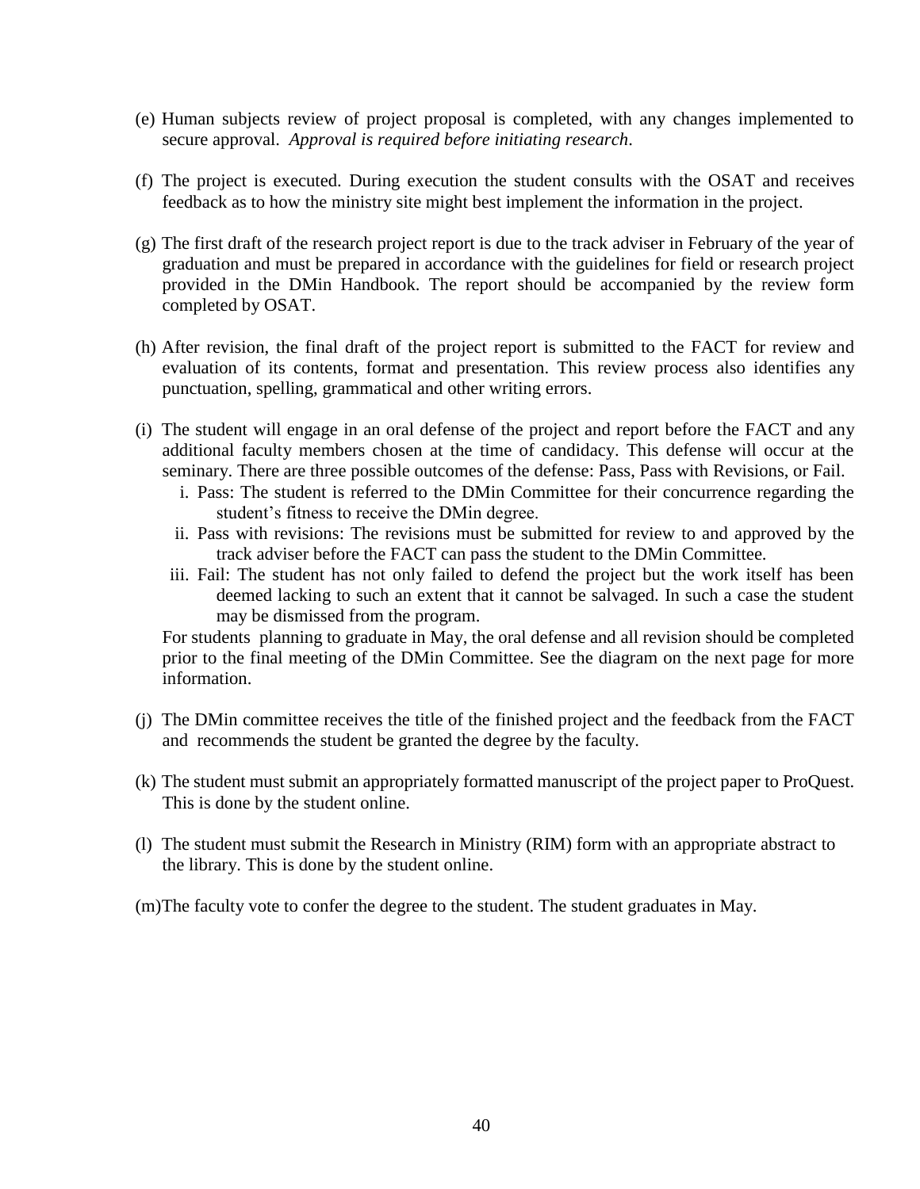(e) Human subjects review of project proposal is completed, with any changes implemented to secure approval. *Approval is required before initiating research*.

(f) The project is executed. During execution the student consults with the OSAT and receives feedback as to how the ministry site might best implement the information in the project.

(g) The first draft of the research project report is due to the track adviser in February of the year of graduation and must be prepared in accordance with the guidelines for field or research project provided in the DMin Handbook. The report should be accompanied by the review form completed by OSAT.

(h) After revision, the final draft of the project report is submitted to the FACT for review and evaluation of its contents, format and presentation. This review process also identifies any punctuation, spelling, grammatical and other writing errors.

(i) The student will engage in an oral defense of the project and report before the FACT and any additional faculty members chosen at the time of candidacy. This defense will occur at the seminary. There are three possible outcomes of the defense: Pass, Pass with Revisions, or Fail.

   i. Pass: The student is referred to the DMin Committee for their concurrence regarding the student's fitness to receive the DMin degree.

   ii. Pass with revisions: The revisions must be submitted for review to and approved by the track adviser before the FACT can pass the student to the DMin Committee.

   iii. Fail: The student has not only failed to defend the project but the work itself has been deemed lacking to such an extent that it cannot be salvaged. In such a case the student may be dismissed from the program.

   For students planning to graduate in May, the oral defense and all revision should be completed prior to the final meeting of the DMin Committee. See the diagram on the next page for more information.

(j) The DMin committee receives the title of the finished project and the feedback from the FACT and recommends the student be granted the degree by the faculty.

(k) The student must submit an appropriately formatted manuscript of the project paper to ProQuest. This is done by the student online.

(l) The student must submit the Research in Ministry (RIM) form with an appropriate abstract to the library. This is done by the student online.

(m) The faculty vote to confer the degree to the student. The student graduates in May.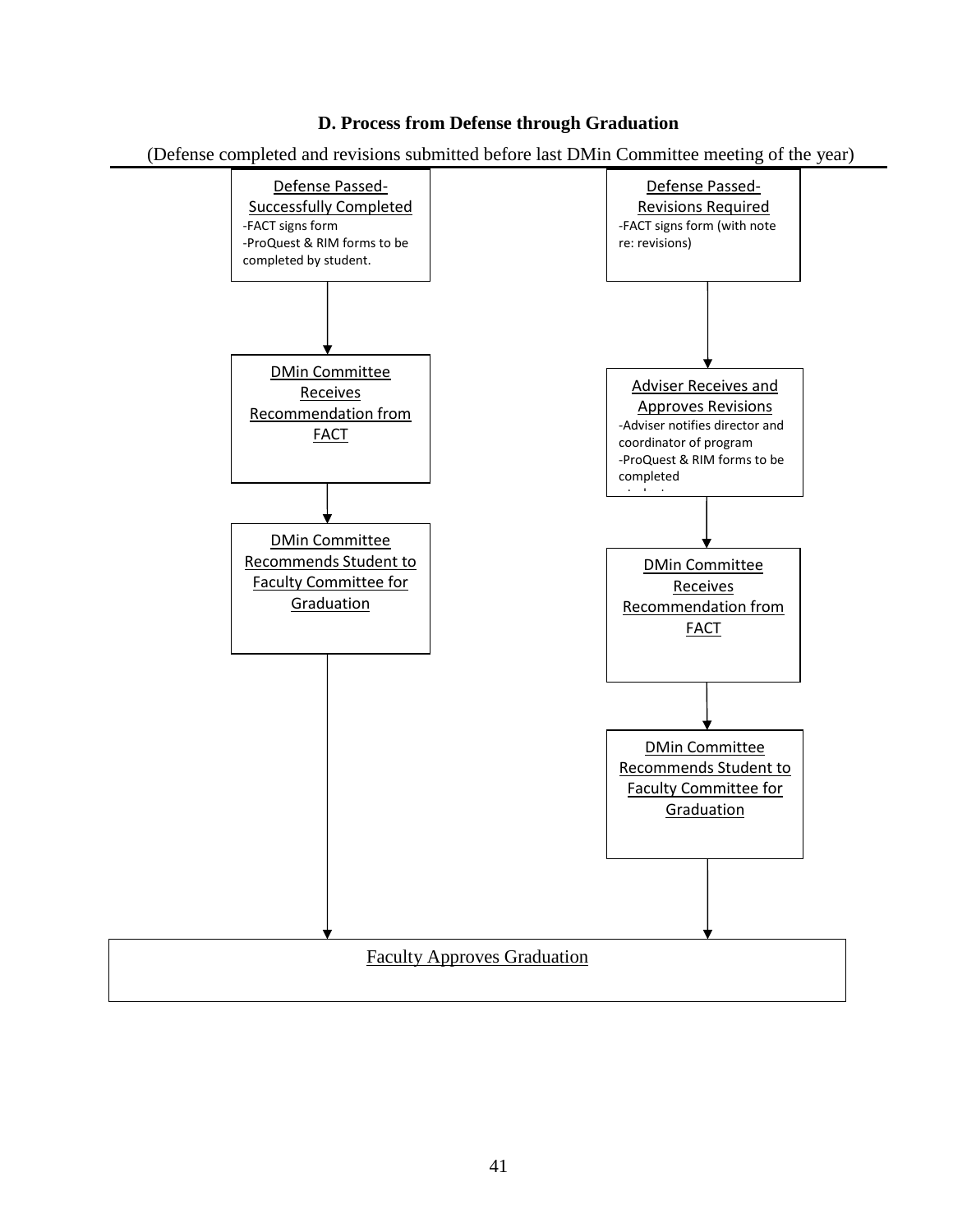### D. Process from Defense through Graduation

(Defense completed and revisions submitted before last DMin Committee meeting of the year)

**Defense Passed-Successfully Completed**
- -FACT signs form
- -ProQuest & RIM forms to be completed by student.

↓

**DMin Committee Receives Recommendation from FACT**

↓

**DMin Committee Recommends Student to Faculty Committee for Graduation**

↓

**Defense Passed-Revisions Required**
- -FACT signs form (with note re: revisions)

↓

**Adviser Receives and Approves Revisions**
- -Adviser notifies director and coordinator of program
- -ProQuest & RIM forms to be completed

↓

**DMin Committee Receives Recommendation from FACT**

↓

**DMin Committee Recommends Student to Faculty Committee for Graduation**

↓

**Faculty Approves Graduation**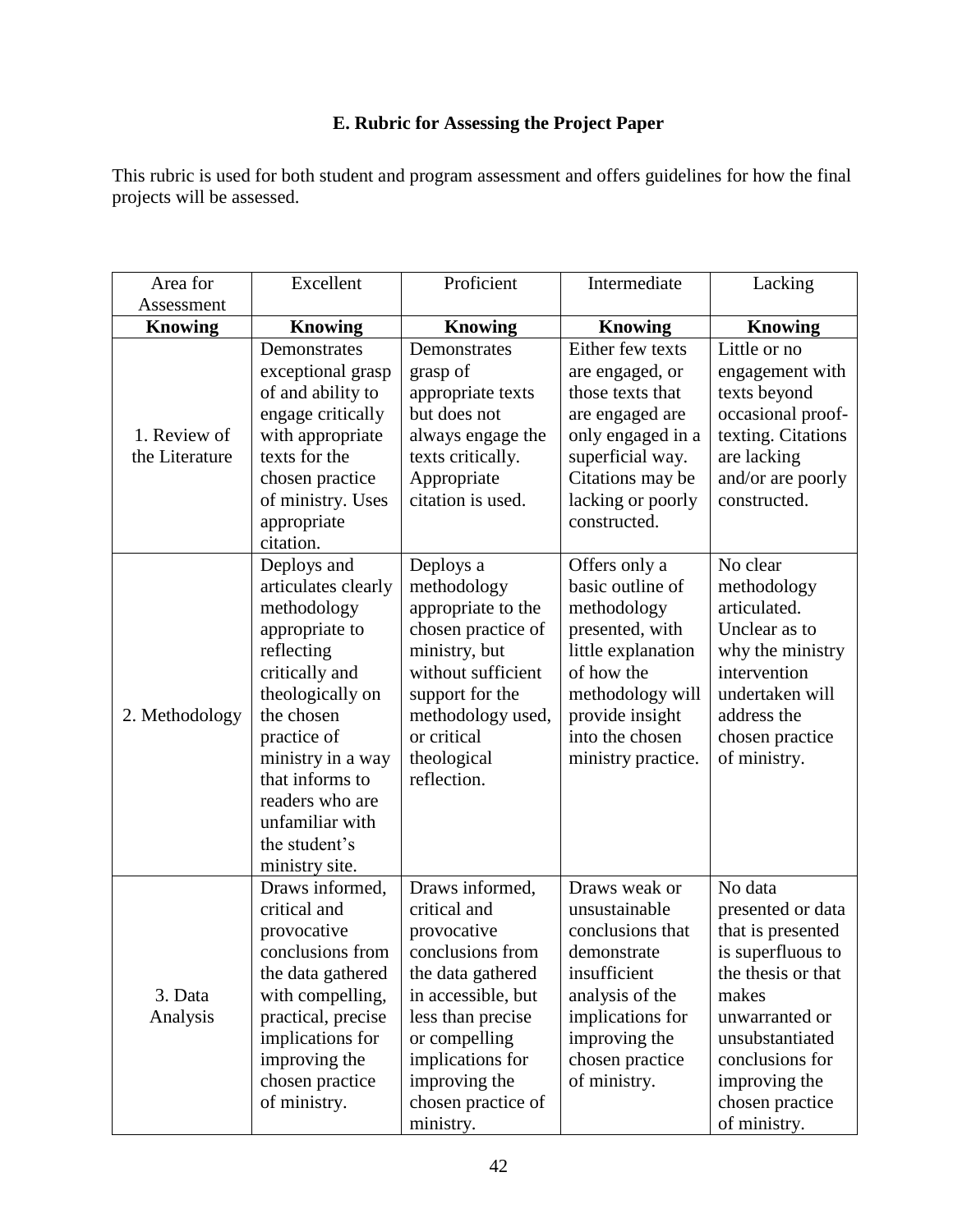## E. Rubric for Assessing the Project Paper

This rubric is used for both student and program assessment and offers guidelines for how the final projects will be assessed.

| Area for Assessment | Excellent | Proficient | Intermediate | Lacking |
|---|---|---|---|---|
| **Knowing** | **Knowing** | **Knowing** | **Knowing** | **Knowing** |
| 1. Review of the Literature | Demonstrates exceptional grasp of and ability to engage critically with appropriate texts for the chosen practice of ministry. Uses appropriate citation. | Demonstrates grasp of appropriate texts but does not always engage the texts critically. Appropriate citation is used. | Either few texts are engaged, or those texts that are engaged are only engaged in a superficial way. Citations may be lacking or poorly constructed. | Little or no engagement with texts beyond occasional proof-texting. Citations are lacking and/or are poorly constructed. |
| 2. Methodology | Deploys and articulates clearly methodology appropriate to reflecting critically and theologically on the chosen practice of ministry in a way that informs to readers who are unfamiliar with the student's ministry site. | Deploys a methodology appropriate to the chosen practice of ministry, but without sufficient support for the methodology used, or critical theological reflection. | Offers only a basic outline of methodology presented, with little explanation of how the methodology will provide insight into the chosen ministry practice. | No clear methodology articulated. Unclear as to why the ministry intervention undertaken will address the chosen practice of ministry. |
| 3. Data Analysis | Draws informed, critical and provocative conclusions from the data gathered with compelling, practical, precise implications for improving the chosen practice of ministry. | Draws informed, critical and provocative conclusions from the data gathered in accessible, but less than precise or compelling implications for improving the chosen practice of ministry. | Draws weak or unsustainable conclusions that demonstrate insufficient analysis of the implications for improving the chosen practice of ministry. | No data presented or data that is presented is superfluous to the thesis or that makes unwarranted or unsubstantiated conclusions for improving the chosen practice of ministry. |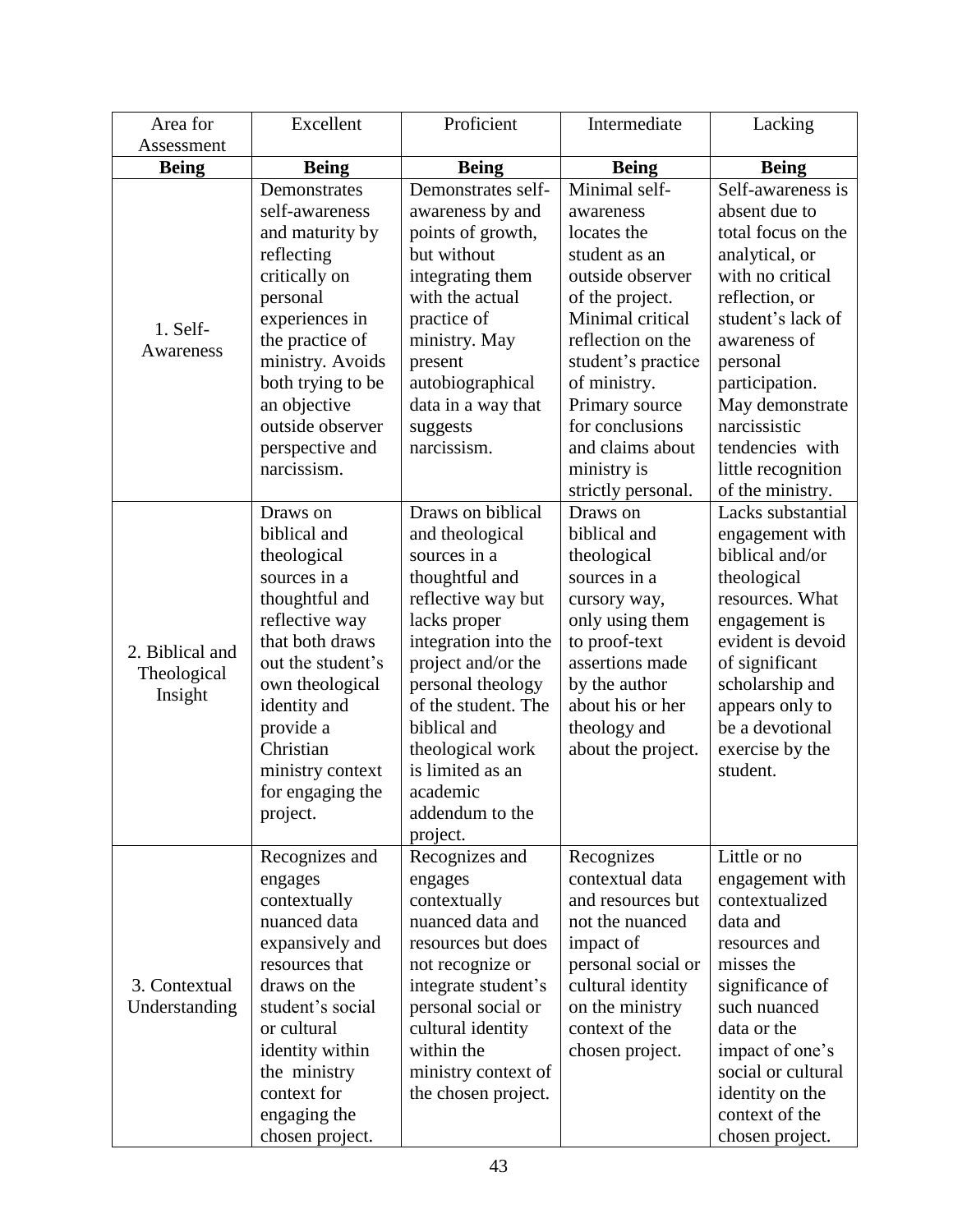| Area for Assessment | Excellent | Proficient | Intermediate | Lacking |
|---|---|---|---|---|
| **Being** | **Being** | **Being** | **Being** | **Being** |
| 1. Self-Awareness | Demonstrates self-awareness and maturity by reflecting critically on personal experiences in the practice of ministry. Avoids both trying to be an objective outside observer perspective and narcissism. | Demonstrates self-awareness by and points of growth, but without integrating them with the actual practice of ministry. May present autobiographical data in a way that suggests narcissism. | Minimal self-awareness locates the student as an outside observer of the project. Minimal critical reflection on the student's practice of ministry. Primary source for conclusions and claims about ministry is strictly personal. | Self-awareness is absent due to total focus on the analytical, or with no critical reflection, or student's lack of awareness of personal participation. May demonstrate narcissistic tendencies with little recognition of the ministry. |
| 2. Biblical and Theological Insight | Draws on biblical and theological sources in a thoughtful and reflective way that both draws out the student's own theological identity and provide a Christian ministry context for engaging the project. | Draws on biblical and theological sources in a thoughtful and reflective way but lacks proper integration into the project and/or the personal theology of the student. The biblical and theological work is limited as an academic addendum to the project. | Draws on biblical and theological sources in a cursory way, only using them to proof-text assertions made by the author about his or her theology and about the project. | Lacks substantial engagement with biblical and/or theological resources. What engagement is evident is devoid of significant scholarship and appears only to be a devotional exercise by the student. |
| 3. Contextual Understanding | Recognizes and engages contextually nuanced data expansively and resources that draws on the student's social or cultural identity within the ministry context for engaging the chosen project. | Recognizes and engages contextually nuanced data and resources but does not recognize or integrate student's personal social or cultural identity within the ministry context of the chosen project. | Recognizes contextual data and resources but not the nuanced impact of personal social or cultural identity on the ministry context of the chosen project. | Little or no engagement with contextualized data and resources and misses the significance of such nuanced data or the impact of one's social or cultural identity on the context of the chosen project. |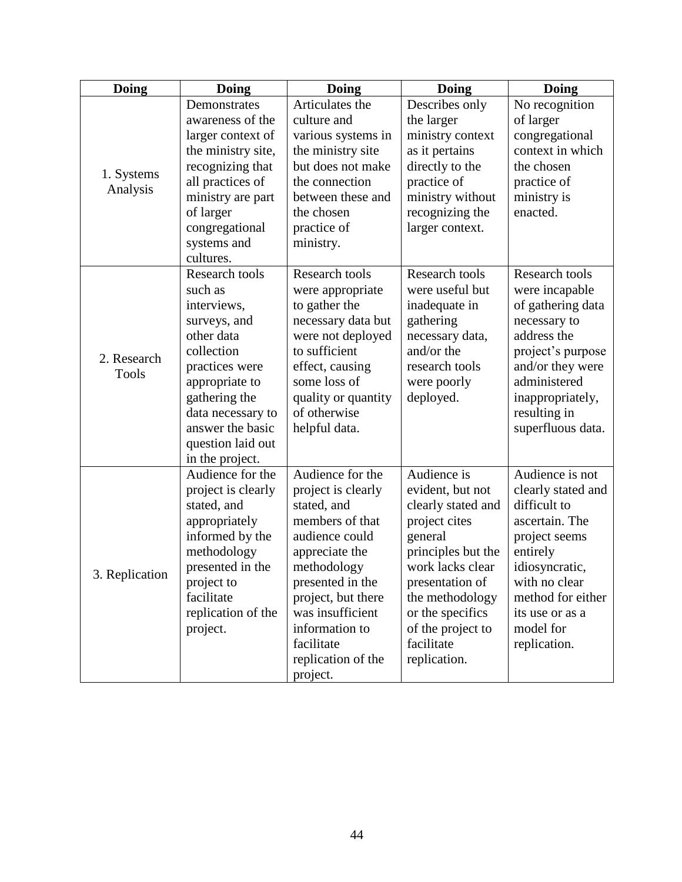| Doing | Doing | Doing | Doing | Doing |
|---|---|---|---|---|
| 1. Systems Analysis | Demonstrates awareness of the larger context of the ministry site, recognizing that all practices of ministry are part of larger congregational systems and cultures. | Articulates the culture and various systems in the ministry site but does not make the connection between these and the chosen practice of ministry. | Describes only the larger ministry context as it pertains directly to the practice of ministry without recognizing the larger context. | No recognition of larger congregational context in which the chosen practice of ministry is enacted. |
| 2. Research Tools | Research tools such as interviews, surveys, and other data collection practices were appropriate to gathering the data necessary to answer the basic question laid out in the project. | Research tools were appropriate to gather the necessary data but were not deployed to sufficient effect, causing some loss of quality or quantity of otherwise helpful data. | Research tools were useful but inadequate in gathering necessary data, and/or the research tools were poorly deployed. | Research tools were incapable of gathering data necessary to address the project's purpose and/or they were administered inappropriately, resulting in superfluous data. |
| 3. Replication | Audience for the project is clearly stated, and appropriately informed by the methodology presented in the project to facilitate replication of the project. | Audience for the project is clearly stated, and members of that audience could appreciate the methodology presented in the project, but there was insufficient information to facilitate replication of the project. | Audience is evident, but not clearly stated and project cites general principles but the work lacks clear presentation of the methodology or the specifics of the project to facilitate replication. | Audience is not clearly stated and difficult to ascertain. The project seems entirely idiosyncratic, with no clear method for either its use or as a model for replication. |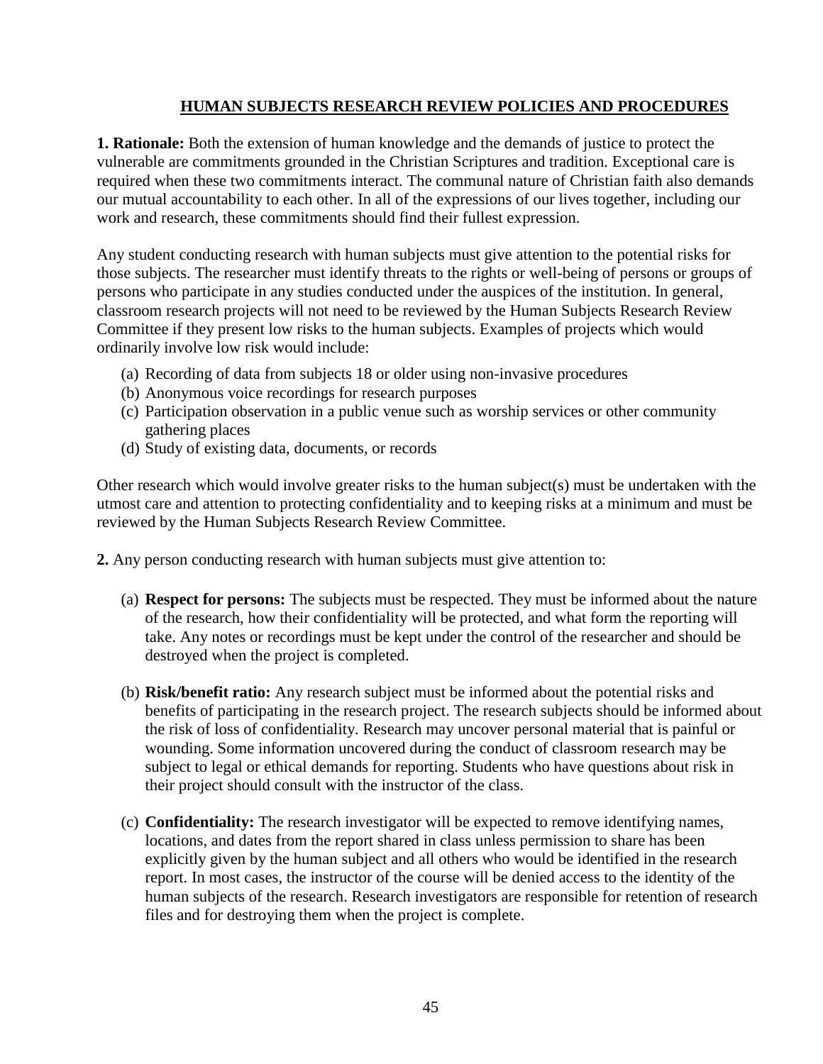## HUMAN SUBJECTS RESEARCH REVIEW POLICIES AND PROCEDURES

**1. Rationale:** Both the extension of human knowledge and the demands of justice to protect the vulnerable are commitments grounded in the Christian Scriptures and tradition. Exceptional care is required when these two commitments interact. The communal nature of Christian faith also demands our mutual accountability to each other. In all of the expressions of our lives together, including our work and research, these commitments should find their fullest expression.

Any student conducting research with human subjects must give attention to the potential risks for those subjects. The researcher must identify threats to the rights or well-being of persons or groups of persons who participate in any studies conducted under the auspices of the institution. In general, classroom research projects will not need to be reviewed by the Human Subjects Research Review Committee if they present low risks to the human subjects. Examples of projects which would ordinarily involve low risk would include:

(a) Recording of data from subjects 18 or older using non-invasive procedures
(b) Anonymous voice recordings for research purposes
(c) Participation observation in a public venue such as worship services or other community gathering places
(d) Study of existing data, documents, or records

Other research which would involve greater risks to the human subject(s) must be undertaken with the utmost care and attention to protecting confidentiality and to keeping risks at a minimum and must be reviewed by the Human Subjects Research Review Committee.

**2.** Any person conducting research with human subjects must give attention to:

(a) **Respect for persons:** The subjects must be respected. They must be informed about the nature of the research, how their confidentiality will be protected, and what form the reporting will take. Any notes or recordings must be kept under the control of the researcher and should be destroyed when the project is completed.

(b) **Risk/benefit ratio:** Any research subject must be informed about the potential risks and benefits of participating in the research project. The research subjects should be informed about the risk of loss of confidentiality. Research may uncover personal material that is painful or wounding. Some information uncovered during the conduct of classroom research may be subject to legal or ethical demands for reporting. Students who have questions about risk in their project should consult with the instructor of the class.

(c) **Confidentiality:** The research investigator will be expected to remove identifying names, locations, and dates from the report shared in class unless permission to share has been explicitly given by the human subject and all others who would be identified in the research report. In most cases, the instructor of the course will be denied access to the identity of the human subjects of the research. Research investigators are responsible for retention of research files and for destroying them when the project is complete.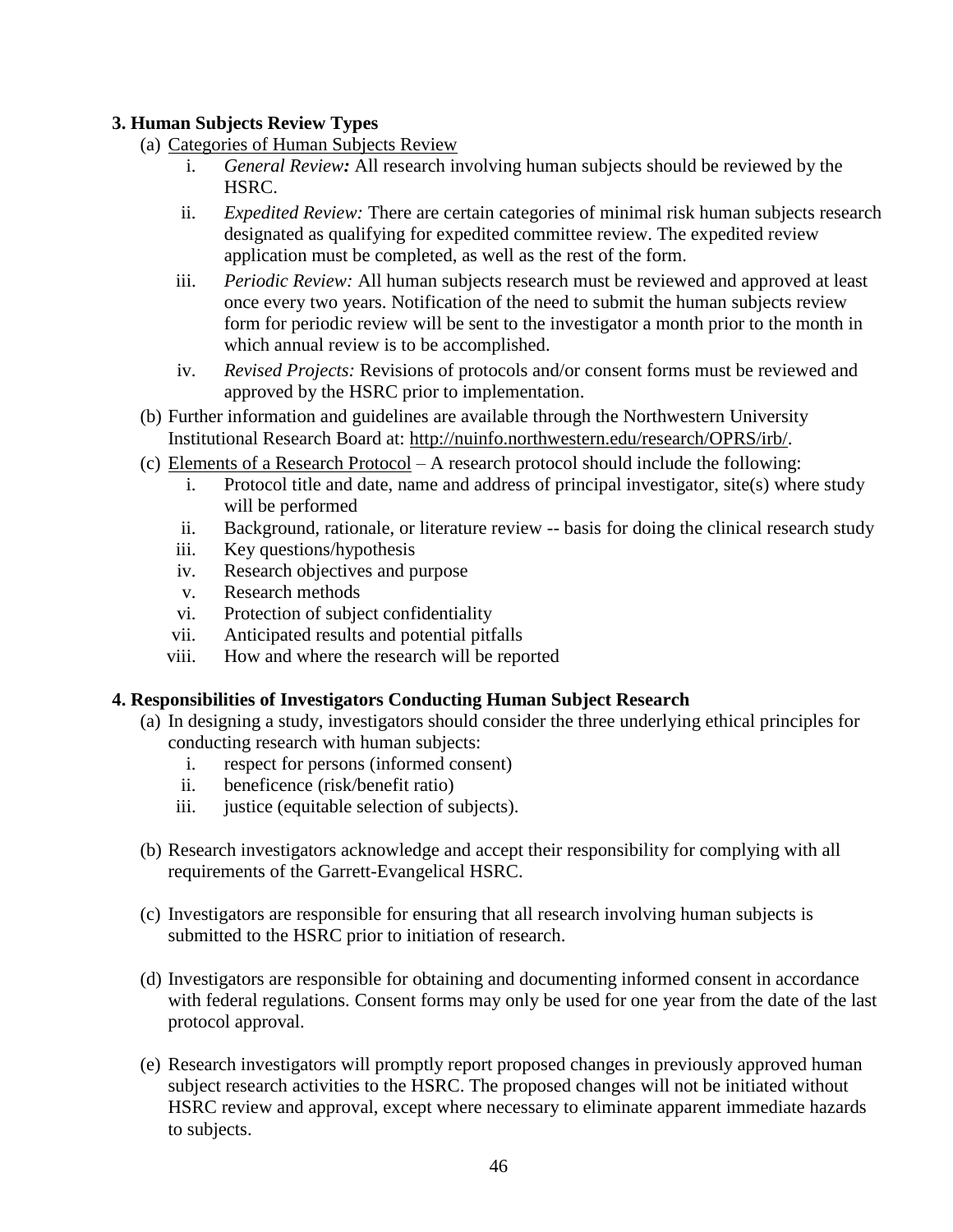**3. Human Subjects Review Types**

(a) Categories of Human Subjects Review

i. *General Review:* All research involving human subjects should be reviewed by the HSRC.

ii. *Expedited Review:* There are certain categories of minimal risk human subjects research designated as qualifying for expedited committee review. The expedited review application must be completed, as well as the rest of the form.

iii. *Periodic Review:* All human subjects research must be reviewed and approved at least once every two years. Notification of the need to submit the human subjects review form for periodic review will be sent to the investigator a month prior to the month in which annual review is to be accomplished.

iv. *Revised Projects:* Revisions of protocols and/or consent forms must be reviewed and approved by the HSRC prior to implementation.

(b) Further information and guidelines are available through the Northwestern University Institutional Research Board at: http://nuinfo.northwestern.edu/research/OPRS/irb/.

(c) Elements of a Research Protocol – A research protocol should include the following:

i. Protocol title and date, name and address of principal investigator, site(s) where study will be performed
ii. Background, rationale, or literature review -- basis for doing the clinical research study
iii. Key questions/hypothesis
iv. Research objectives and purpose
v. Research methods
vi. Protection of subject confidentiality
vii. Anticipated results and potential pitfalls
viii. How and where the research will be reported

**4. Responsibilities of Investigators Conducting Human Subject Research**

(a) In designing a study, investigators should consider the three underlying ethical principles for conducting research with human subjects:

i. respect for persons (informed consent)
ii. beneficence (risk/benefit ratio)
iii. justice (equitable selection of subjects).

(b) Research investigators acknowledge and accept their responsibility for complying with all requirements of the Garrett-Evangelical HSRC.

(c) Investigators are responsible for ensuring that all research involving human subjects is submitted to the HSRC prior to initiation of research.

(d) Investigators are responsible for obtaining and documenting informed consent in accordance with federal regulations. Consent forms may only be used for one year from the date of the last protocol approval.

(e) Research investigators will promptly report proposed changes in previously approved human subject research activities to the HSRC. The proposed changes will not be initiated without HSRC review and approval, except where necessary to eliminate apparent immediate hazards to subjects.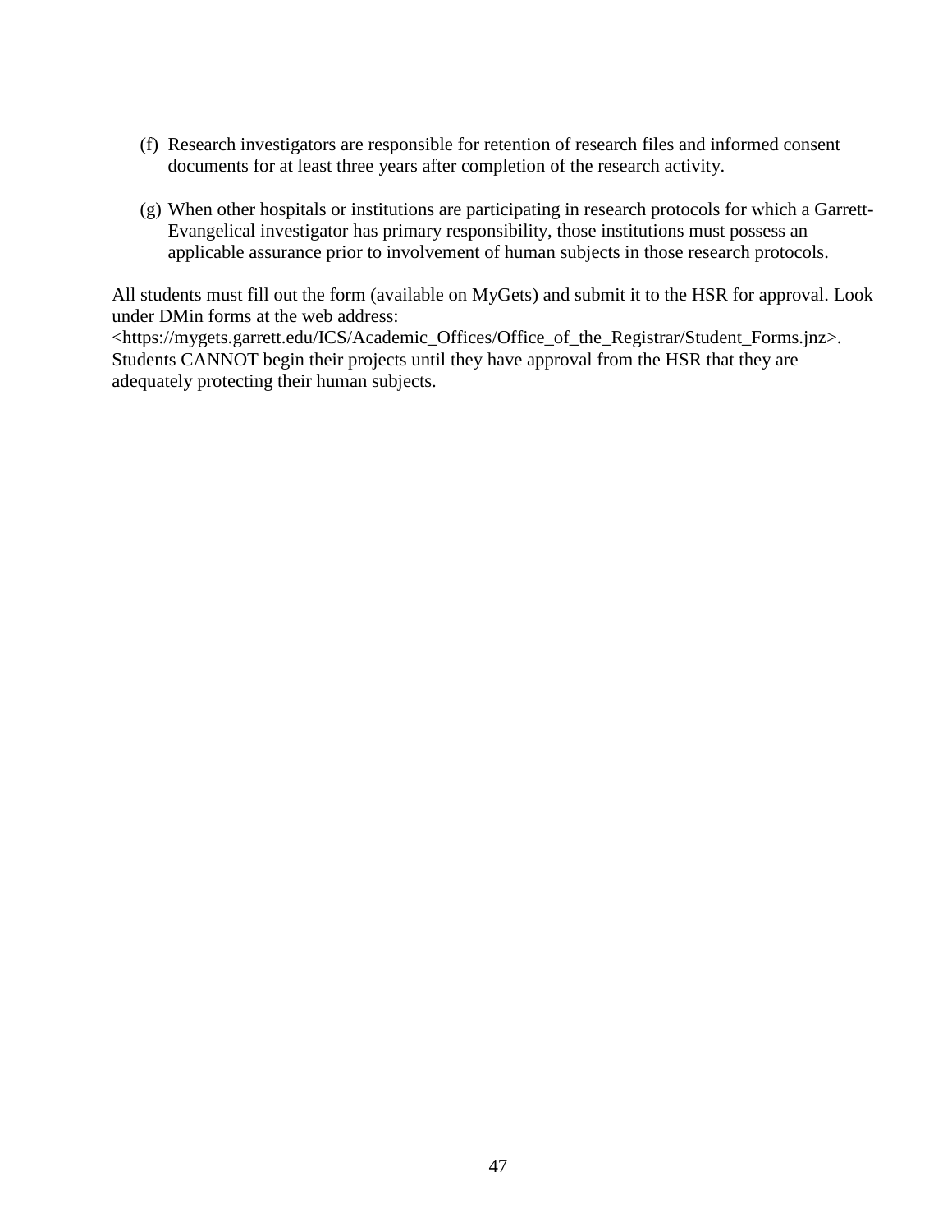(f) Research investigators are responsible for retention of research files and informed consent documents for at least three years after completion of the research activity.

(g) When other hospitals or institutions are participating in research protocols for which a Garrett-Evangelical investigator has primary responsibility, those institutions must possess an applicable assurance prior to involvement of human subjects in those research protocols.

All students must fill out the form (available on MyGets) and submit it to the HSR for approval. Look under DMin forms at the web address: <https://mygets.garrett.edu/ICS/Academic_Offices/Office_of_the_Registrar/Student_Forms.jnz>. Students CANNOT begin their projects until they have approval from the HSR that they are adequately protecting their human subjects.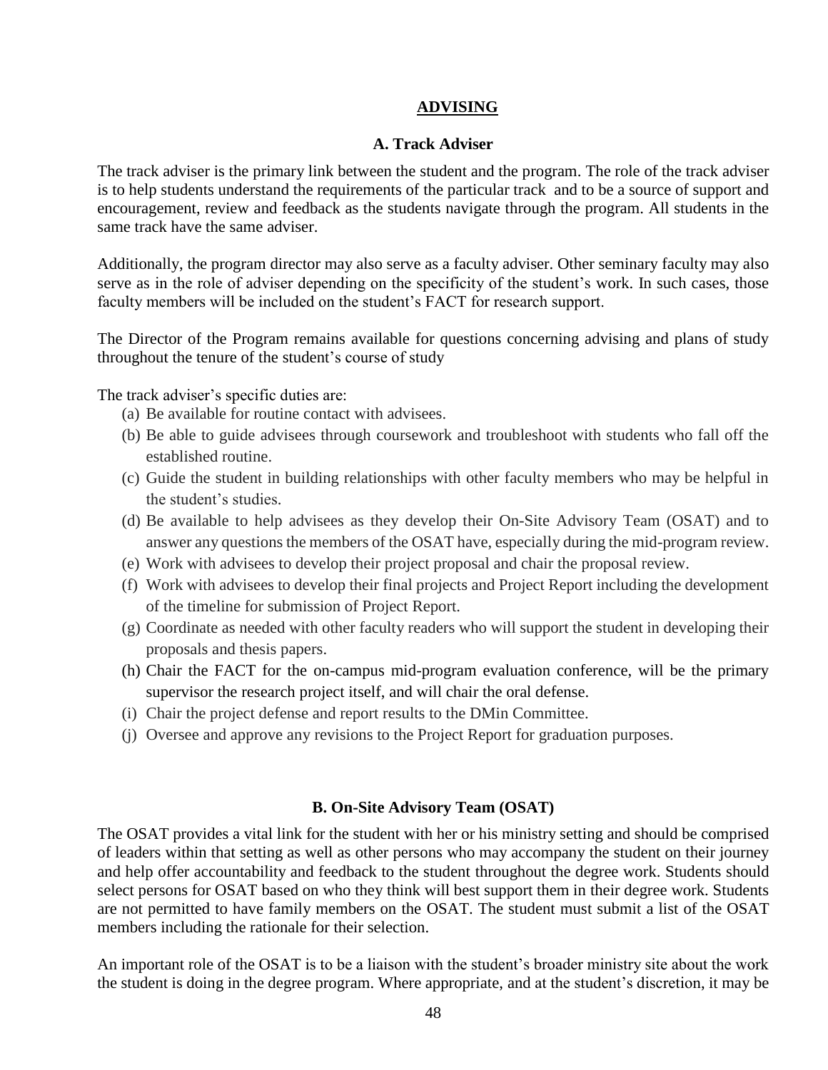## ADVISING

### A. Track Adviser

The track adviser is the primary link between the student and the program. The role of the track adviser is to help students understand the requirements of the particular track  and to be a source of support and encouragement, review and feedback as the students navigate through the program. All students in the same track have the same adviser.

Additionally, the program director may also serve as a faculty adviser. Other seminary faculty may also serve as in the role of adviser depending on the specificity of the student's work. In such cases, those faculty members will be included on the student's FACT for research support.

The Director of the Program remains available for questions concerning advising and plans of study throughout the tenure of the student's course of study

The track adviser's specific duties are:

(a) Be available for routine contact with advisees.
(b) Be able to guide advisees through coursework and troubleshoot with students who fall off the established routine.
(c) Guide the student in building relationships with other faculty members who may be helpful in the student's studies.
(d) Be available to help advisees as they develop their On-Site Advisory Team (OSAT) and to answer any questions the members of the OSAT have, especially during the mid-program review.
(e) Work with advisees to develop their project proposal and chair the proposal review.
(f) Work with advisees to develop their final projects and Project Report including the development of the timeline for submission of Project Report.
(g) Coordinate as needed with other faculty readers who will support the student in developing their proposals and thesis papers.
(h) Chair the FACT for the on-campus mid-program evaluation conference, will be the primary supervisor the research project itself, and will chair the oral defense.
(i) Chair the project defense and report results to the DMin Committee.
(j) Oversee and approve any revisions to the Project Report for graduation purposes.

### B. On-Site Advisory Team (OSAT)

The OSAT provides a vital link for the student with her or his ministry setting and should be comprised of leaders within that setting as well as other persons who may accompany the student on their journey and help offer accountability and feedback to the student throughout the degree work. Students should select persons for OSAT based on who they think will best support them in their degree work. Students are not permitted to have family members on the OSAT. The student must submit a list of the OSAT members including the rationale for their selection.

An important role of the OSAT is to be a liaison with the student's broader ministry site about the work the student is doing in the degree program. Where appropriate, and at the student's discretion, it may be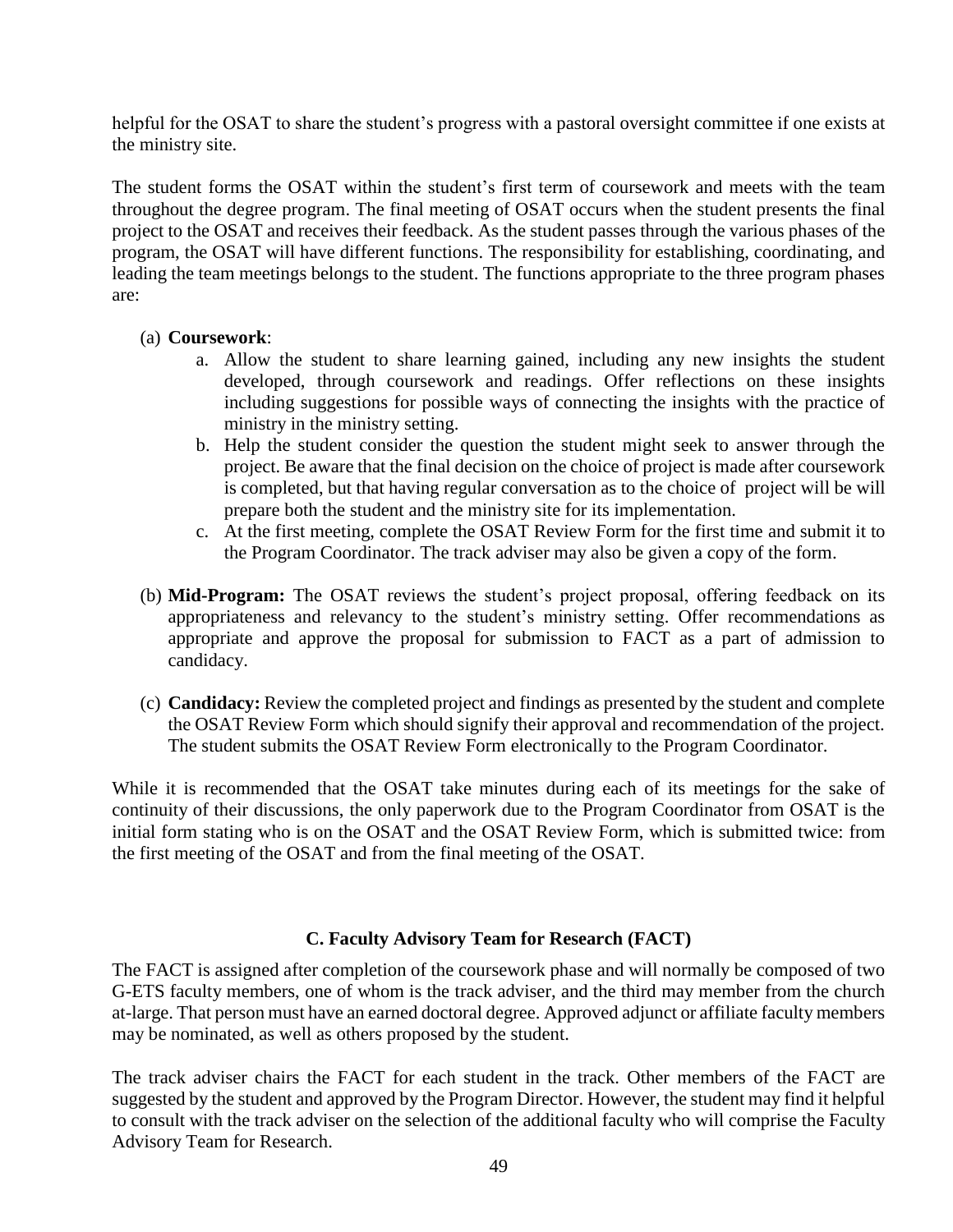helpful for the OSAT to share the student's progress with a pastoral oversight committee if one exists at the ministry site.

The student forms the OSAT within the student's first term of coursework and meets with the team throughout the degree program. The final meeting of OSAT occurs when the student presents the final project to the OSAT and receives their feedback. As the student passes through the various phases of the program, the OSAT will have different functions. The responsibility for establishing, coordinating, and leading the team meetings belongs to the student. The functions appropriate to the three program phases are:

(a) **Coursework**:

   a. Allow the student to share learning gained, including any new insights the student developed, through coursework and readings. Offer reflections on these insights including suggestions for possible ways of connecting the insights with the practice of ministry in the ministry setting.
   b. Help the student consider the question the student might seek to answer through the project. Be aware that the final decision on the choice of project is made after coursework is completed, but that having regular conversation as to the choice of project will be will prepare both the student and the ministry site for its implementation.
   c. At the first meeting, complete the OSAT Review Form for the first time and submit it to the Program Coordinator. The track adviser may also be given a copy of the form.

(b) **Mid-Program:** The OSAT reviews the student's project proposal, offering feedback on its appropriateness and relevancy to the student's ministry setting. Offer recommendations as appropriate and approve the proposal for submission to FACT as a part of admission to candidacy.

(c) **Candidacy:** Review the completed project and findings as presented by the student and complete the OSAT Review Form which should signify their approval and recommendation of the project. The student submits the OSAT Review Form electronically to the Program Coordinator.

While it is recommended that the OSAT take minutes during each of its meetings for the sake of continuity of their discussions, the only paperwork due to the Program Coordinator from OSAT is the initial form stating who is on the OSAT and the OSAT Review Form, which is submitted twice: from the first meeting of the OSAT and from the final meeting of the OSAT.

### C. Faculty Advisory Team for Research (FACT)

The FACT is assigned after completion of the coursework phase and will normally be composed of two G-ETS faculty members, one of whom is the track adviser, and the third may member from the church at-large. That person must have an earned doctoral degree. Approved adjunct or affiliate faculty members may be nominated, as well as others proposed by the student.

The track adviser chairs the FACT for each student in the track. Other members of the FACT are suggested by the student and approved by the Program Director. However, the student may find it helpful to consult with the track adviser on the selection of the additional faculty who will comprise the Faculty Advisory Team for Research.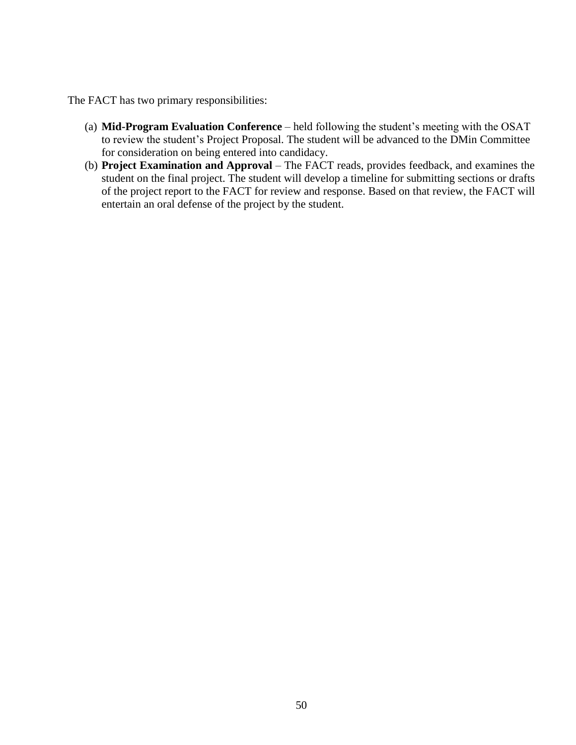The FACT has two primary responsibilities:

(a) **Mid-Program Evaluation Conference** – held following the student's meeting with the OSAT to review the student's Project Proposal. The student will be advanced to the DMin Committee for consideration on being entered into candidacy.

(b) **Project Examination and Approval** – The FACT reads, provides feedback, and examines the student on the final project. The student will develop a timeline for submitting sections or drafts of the project report to the FACT for review and response. Based on that review, the FACT will entertain an oral defense of the project by the student.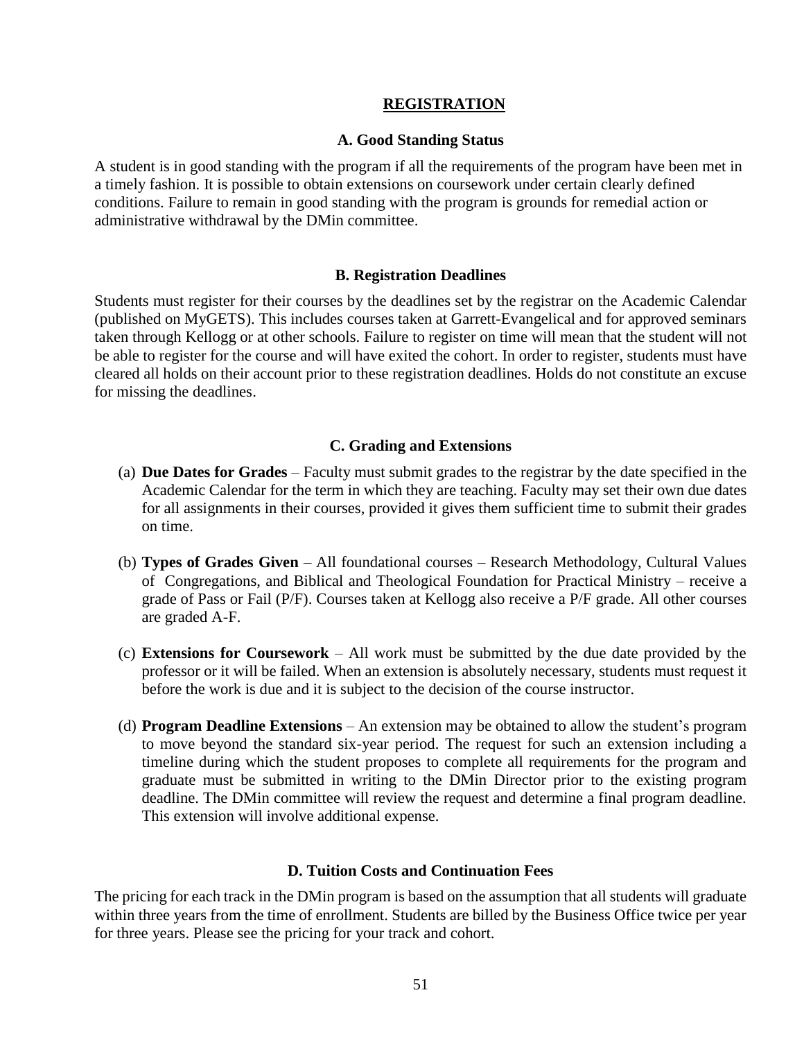## REGISTRATION

### A. Good Standing Status

A student is in good standing with the program if all the requirements of the program have been met in a timely fashion. It is possible to obtain extensions on coursework under certain clearly defined conditions. Failure to remain in good standing with the program is grounds for remedial action or administrative withdrawal by the DMin committee.

### B. Registration Deadlines

Students must register for their courses by the deadlines set by the registrar on the Academic Calendar (published on MyGETS). This includes courses taken at Garrett-Evangelical and for approved seminars taken through Kellogg or at other schools. Failure to register on time will mean that the student will not be able to register for the course and will have exited the cohort. In order to register, students must have cleared all holds on their account prior to these registration deadlines. Holds do not constitute an excuse for missing the deadlines.

### C. Grading and Extensions

(a) **Due Dates for Grades** – Faculty must submit grades to the registrar by the date specified in the Academic Calendar for the term in which they are teaching. Faculty may set their own due dates for all assignments in their courses, provided it gives them sufficient time to submit their grades on time.

(b) **Types of Grades Given** – All foundational courses – Research Methodology, Cultural Values of Congregations, and Biblical and Theological Foundation for Practical Ministry – receive a grade of Pass or Fail (P/F). Courses taken at Kellogg also receive a P/F grade. All other courses are graded A-F.

(c) **Extensions for Coursework** – All work must be submitted by the due date provided by the professor or it will be failed. When an extension is absolutely necessary, students must request it before the work is due and it is subject to the decision of the course instructor.

(d) **Program Deadline Extensions** – An extension may be obtained to allow the student's program to move beyond the standard six-year period. The request for such an extension including a timeline during which the student proposes to complete all requirements for the program and graduate must be submitted in writing to the DMin Director prior to the existing program deadline. The DMin committee will review the request and determine a final program deadline. This extension will involve additional expense.

### D. Tuition Costs and Continuation Fees

The pricing for each track in the DMin program is based on the assumption that all students will graduate within three years from the time of enrollment. Students are billed by the Business Office twice per year for three years. Please see the pricing for your track and cohort.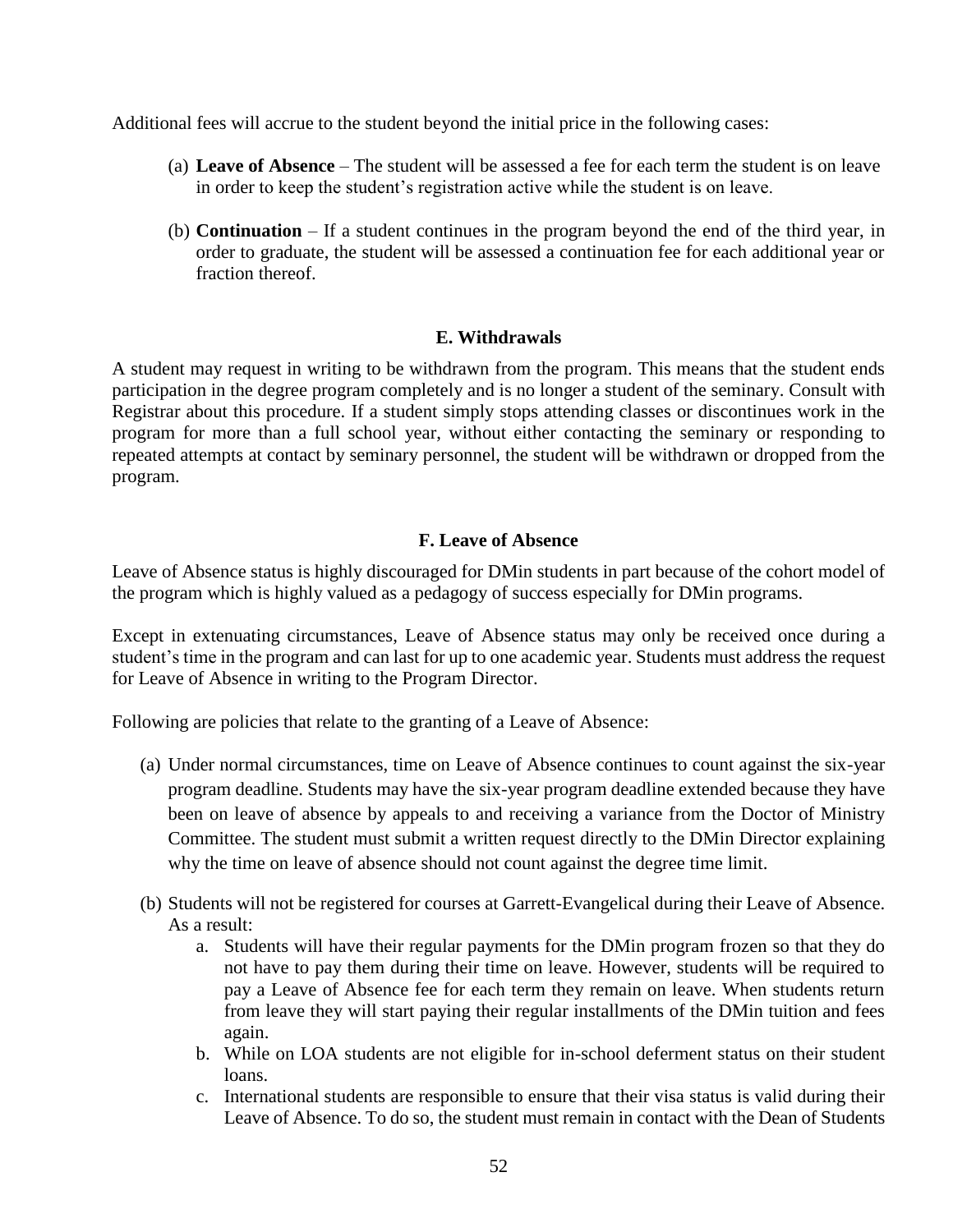Additional fees will accrue to the student beyond the initial price in the following cases:

(a) **Leave of Absence** – The student will be assessed a fee for each term the student is on leave in order to keep the student's registration active while the student is on leave.

(b) **Continuation** – If a student continues in the program beyond the end of the third year, in order to graduate, the student will be assessed a continuation fee for each additional year or fraction thereof.

### E. Withdrawals

A student may request in writing to be withdrawn from the program. This means that the student ends participation in the degree program completely and is no longer a student of the seminary. Consult with Registrar about this procedure. If a student simply stops attending classes or discontinues work in the program for more than a full school year, without either contacting the seminary or responding to repeated attempts at contact by seminary personnel, the student will be withdrawn or dropped from the program.

### F. Leave of Absence

Leave of Absence status is highly discouraged for DMin students in part because of the cohort model of the program which is highly valued as a pedagogy of success especially for DMin programs.

Except in extenuating circumstances, Leave of Absence status may only be received once during a student's time in the program and can last for up to one academic year. Students must address the request for Leave of Absence in writing to the Program Director.

Following are policies that relate to the granting of a Leave of Absence:

(a) Under normal circumstances, time on Leave of Absence continues to count against the six-year program deadline. Students may have the six-year program deadline extended because they have been on leave of absence by appeals to and receiving a variance from the Doctor of Ministry Committee. The student must submit a written request directly to the DMin Director explaining why the time on leave of absence should not count against the degree time limit.

(b) Students will not be registered for courses at Garrett-Evangelical during their Leave of Absence. As a result:
   a. Students will have their regular payments for the DMin program frozen so that they do not have to pay them during their time on leave. However, students will be required to pay a Leave of Absence fee for each term they remain on leave. When students return from leave they will start paying their regular installments of the DMin tuition and fees again.
   b. While on LOA students are not eligible for in-school deferment status on their student loans.
   c. International students are responsible to ensure that their visa status is valid during their Leave of Absence. To do so, the student must remain in contact with the Dean of Students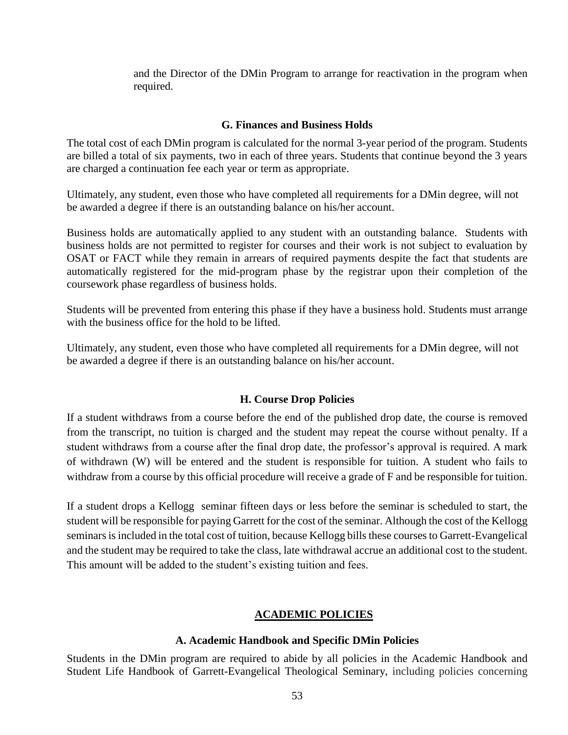and the Director of the DMin Program to arrange for reactivation in the program when required.

### G. Finances and Business Holds

The total cost of each DMin program is calculated for the normal 3-year period of the program. Students are billed a total of six payments, two in each of three years. Students that continue beyond the 3 years are charged a continuation fee each year or term as appropriate.

Ultimately, any student, even those who have completed all requirements for a DMin degree, will not be awarded a degree if there is an outstanding balance on his/her account.

Business holds are automatically applied to any student with an outstanding balance. Students with business holds are not permitted to register for courses and their work is not subject to evaluation by OSAT or FACT while they remain in arrears of required payments despite the fact that students are automatically registered for the mid-program phase by the registrar upon their completion of the coursework phase regardless of business holds.

Students will be prevented from entering this phase if they have a business hold. Students must arrange with the business office for the hold to be lifted.

Ultimately, any student, even those who have completed all requirements for a DMin degree, will not be awarded a degree if there is an outstanding balance on his/her account.

### H. Course Drop Policies

If a student withdraws from a course before the end of the published drop date, the course is removed from the transcript, no tuition is charged and the student may repeat the course without penalty. If a student withdraws from a course after the final drop date, the professor's approval is required. A mark of withdrawn (W) will be entered and the student is responsible for tuition. A student who fails to withdraw from a course by this official procedure will receive a grade of F and be responsible for tuition.

If a student drops a Kellogg seminar fifteen days or less before the seminar is scheduled to start, the student will be responsible for paying Garrett for the cost of the seminar. Although the cost of the Kellogg seminars is included in the total cost of tuition, because Kellogg bills these courses to Garrett-Evangelical and the student may be required to take the class, late withdrawal accrue an additional cost to the student. This amount will be added to the student's existing tuition and fees.

## ACADEMIC POLICIES

### A. Academic Handbook and Specific DMin Policies

Students in the DMin program are required to abide by all policies in the Academic Handbook and Student Life Handbook of Garrett-Evangelical Theological Seminary, including policies concerning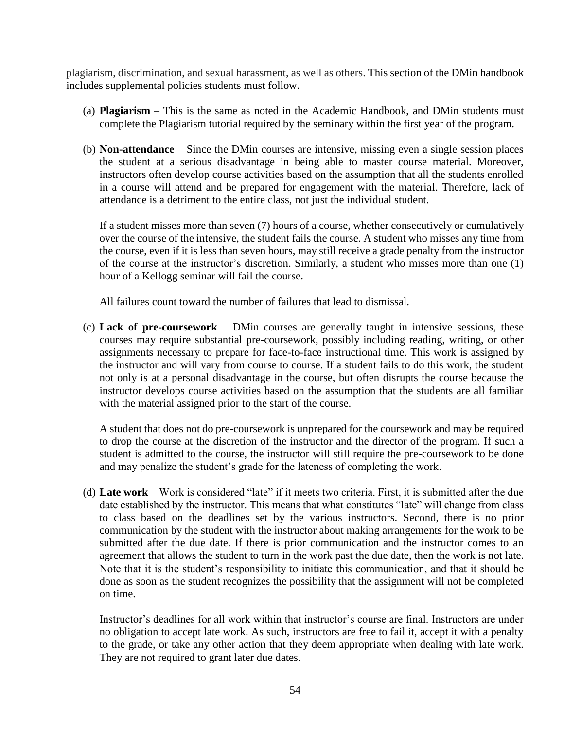plagiarism, discrimination, and sexual harassment, as well as others. This section of the DMin handbook includes supplemental policies students must follow.

(a) **Plagiarism** – This is the same as noted in the Academic Handbook, and DMin students must complete the Plagiarism tutorial required by the seminary within the first year of the program.

(b) **Non-attendance** – Since the DMin courses are intensive, missing even a single session places the student at a serious disadvantage in being able to master course material. Moreover, instructors often develop course activities based on the assumption that all the students enrolled in a course will attend and be prepared for engagement with the material. Therefore, lack of attendance is a detriment to the entire class, not just the individual student.

    If a student misses more than seven (7) hours of a course, whether consecutively or cumulatively over the course of the intensive, the student fails the course. A student who misses any time from the course, even if it is less than seven hours, may still receive a grade penalty from the instructor of the course at the instructor's discretion. Similarly, a student who misses more than one (1) hour of a Kellogg seminar will fail the course.

    All failures count toward the number of failures that lead to dismissal.

(c) **Lack of pre-coursework** – DMin courses are generally taught in intensive sessions, these courses may require substantial pre-coursework, possibly including reading, writing, or other assignments necessary to prepare for face-to-face instructional time. This work is assigned by the instructor and will vary from course to course. If a student fails to do this work, the student not only is at a personal disadvantage in the course, but often disrupts the course because the instructor develops course activities based on the assumption that the students are all familiar with the material assigned prior to the start of the course.

    A student that does not do pre-coursework is unprepared for the coursework and may be required to drop the course at the discretion of the instructor and the director of the program. If such a student is admitted to the course, the instructor will still require the pre-coursework to be done and may penalize the student's grade for the lateness of completing the work.

(d) **Late work** – Work is considered "late" if it meets two criteria. First, it is submitted after the due date established by the instructor. This means that what constitutes "late" will change from class to class based on the deadlines set by the various instructors. Second, there is no prior communication by the student with the instructor about making arrangements for the work to be submitted after the due date. If there is prior communication and the instructor comes to an agreement that allows the student to turn in the work past the due date, then the work is not late. Note that it is the student's responsibility to initiate this communication, and that it should be done as soon as the student recognizes the possibility that the assignment will not be completed on time.

    Instructor's deadlines for all work within that instructor's course are final. Instructors are under no obligation to accept late work. As such, instructors are free to fail it, accept it with a penalty to the grade, or take any other action that they deem appropriate when dealing with late work. They are not required to grant later due dates.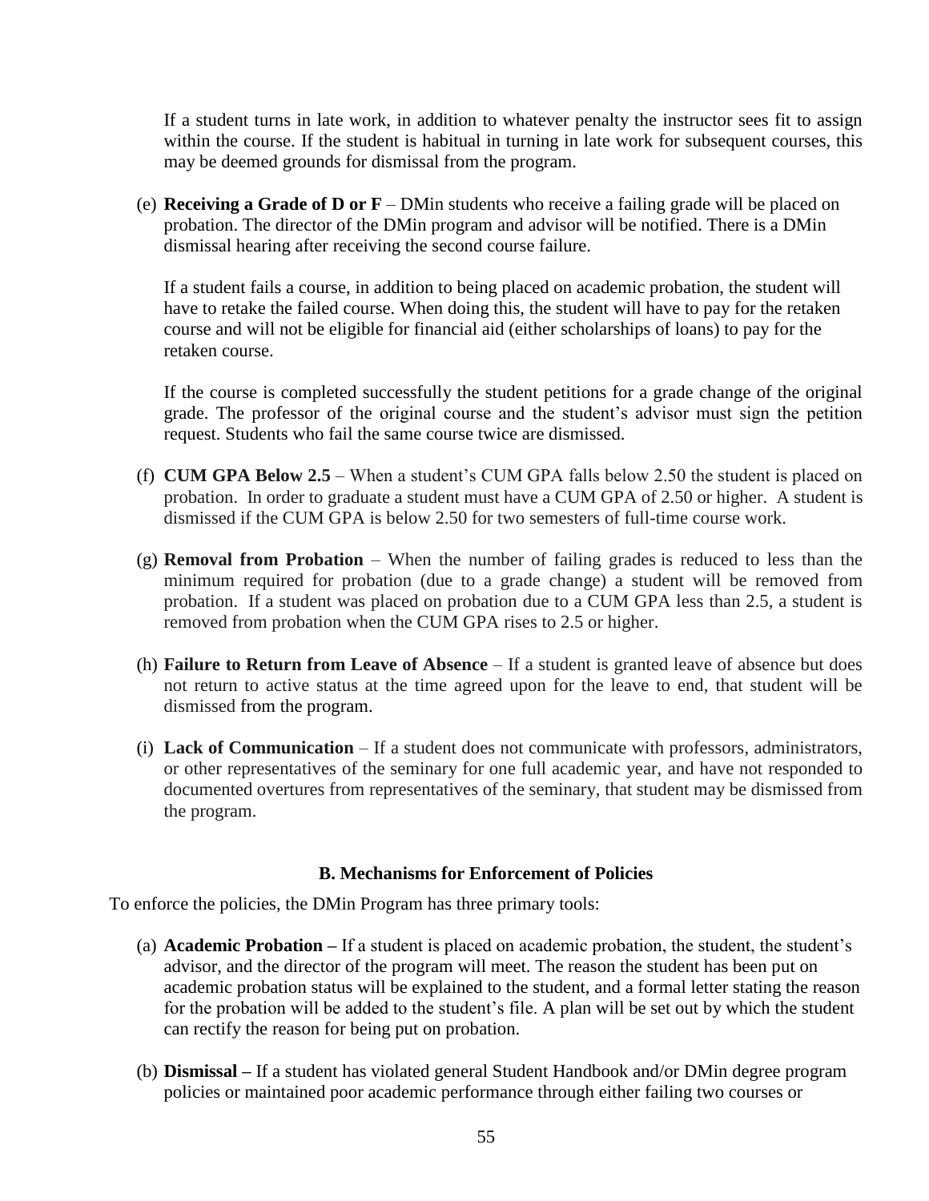If a student turns in late work, in addition to whatever penalty the instructor sees fit to assign within the course. If the student is habitual in turning in late work for subsequent courses, this may be deemed grounds for dismissal from the program.

(e) **Receiving a Grade of D or F** – DMin students who receive a failing grade will be placed on probation. The director of the DMin program and advisor will be notified. There is a DMin dismissal hearing after receiving the second course failure.

If a student fails a course, in addition to being placed on academic probation, the student will have to retake the failed course. When doing this, the student will have to pay for the retaken course and will not be eligible for financial aid (either scholarships of loans) to pay for the retaken course.

If the course is completed successfully the student petitions for a grade change of the original grade. The professor of the original course and the student's advisor must sign the petition request. Students who fail the same course twice are dismissed.

(f) **CUM GPA Below 2.5** – When a student's CUM GPA falls below 2.50 the student is placed on probation. In order to graduate a student must have a CUM GPA of 2.50 or higher. A student is dismissed if the CUM GPA is below 2.50 for two semesters of full-time course work.

(g) **Removal from Probation** – When the number of failing grades is reduced to less than the minimum required for probation (due to a grade change) a student will be removed from probation. If a student was placed on probation due to a CUM GPA less than 2.5, a student is removed from probation when the CUM GPA rises to 2.5 or higher.

(h) **Failure to Return from Leave of Absence** – If a student is granted leave of absence but does not return to active status at the time agreed upon for the leave to end, that student will be dismissed from the program.

(i) **Lack of Communication** – If a student does not communicate with professors, administrators, or other representatives of the seminary for one full academic year, and have not responded to documented overtures from representatives of the seminary, that student may be dismissed from the program.

### B. Mechanisms for Enforcement of Policies

To enforce the policies, the DMin Program has three primary tools:

(a) **Academic Probation –** If a student is placed on academic probation, the student, the student's advisor, and the director of the program will meet. The reason the student has been put on academic probation status will be explained to the student, and a formal letter stating the reason for the probation will be added to the student's file. A plan will be set out by which the student can rectify the reason for being put on probation.

(b) **Dismissal –** If a student has violated general Student Handbook and/or DMin degree program policies or maintained poor academic performance through either failing two courses or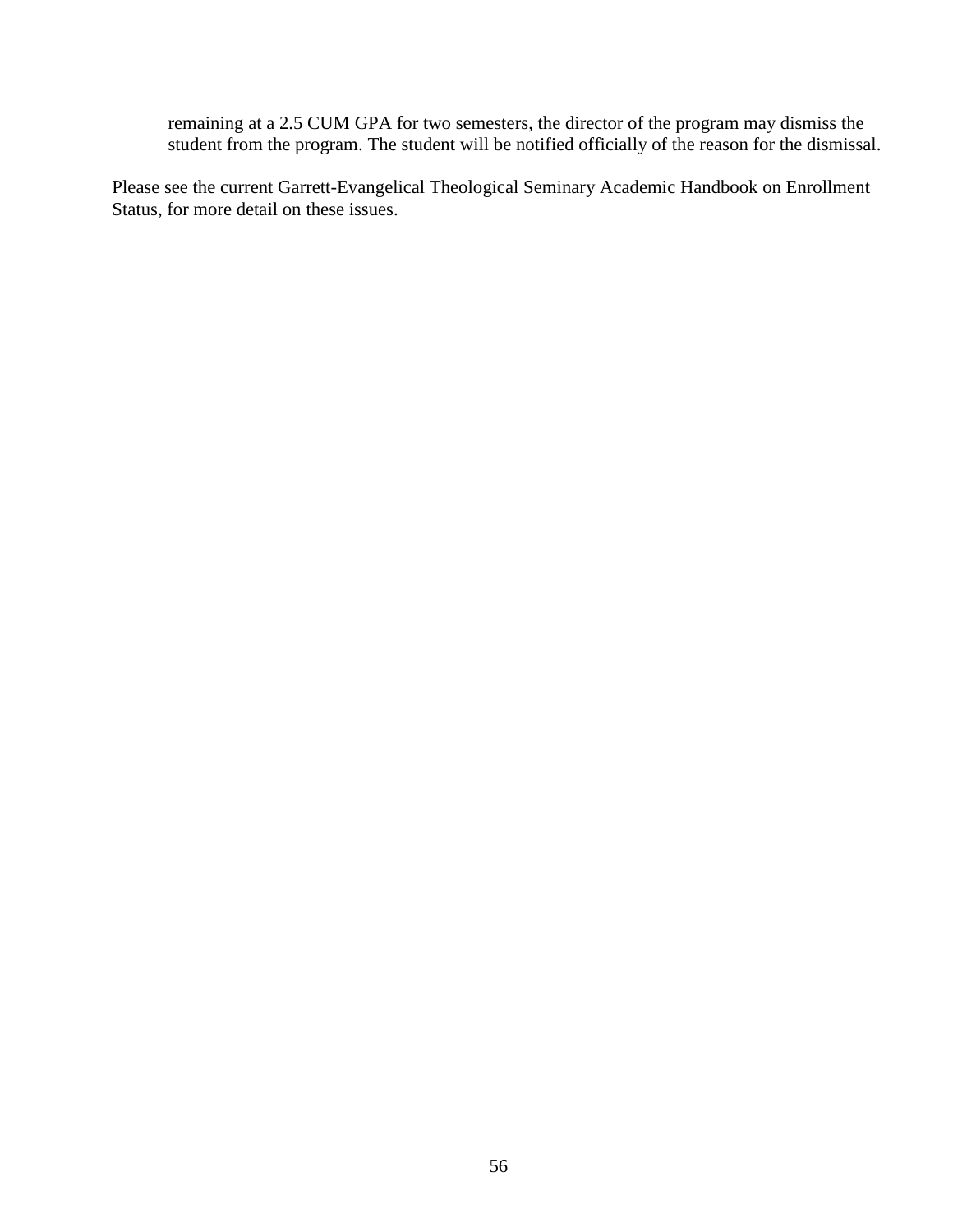remaining at a 2.5 CUM GPA for two semesters, the director of the program may dismiss the student from the program. The student will be notified officially of the reason for the dismissal.

Please see the current Garrett-Evangelical Theological Seminary Academic Handbook on Enrollment Status, for more detail on these issues.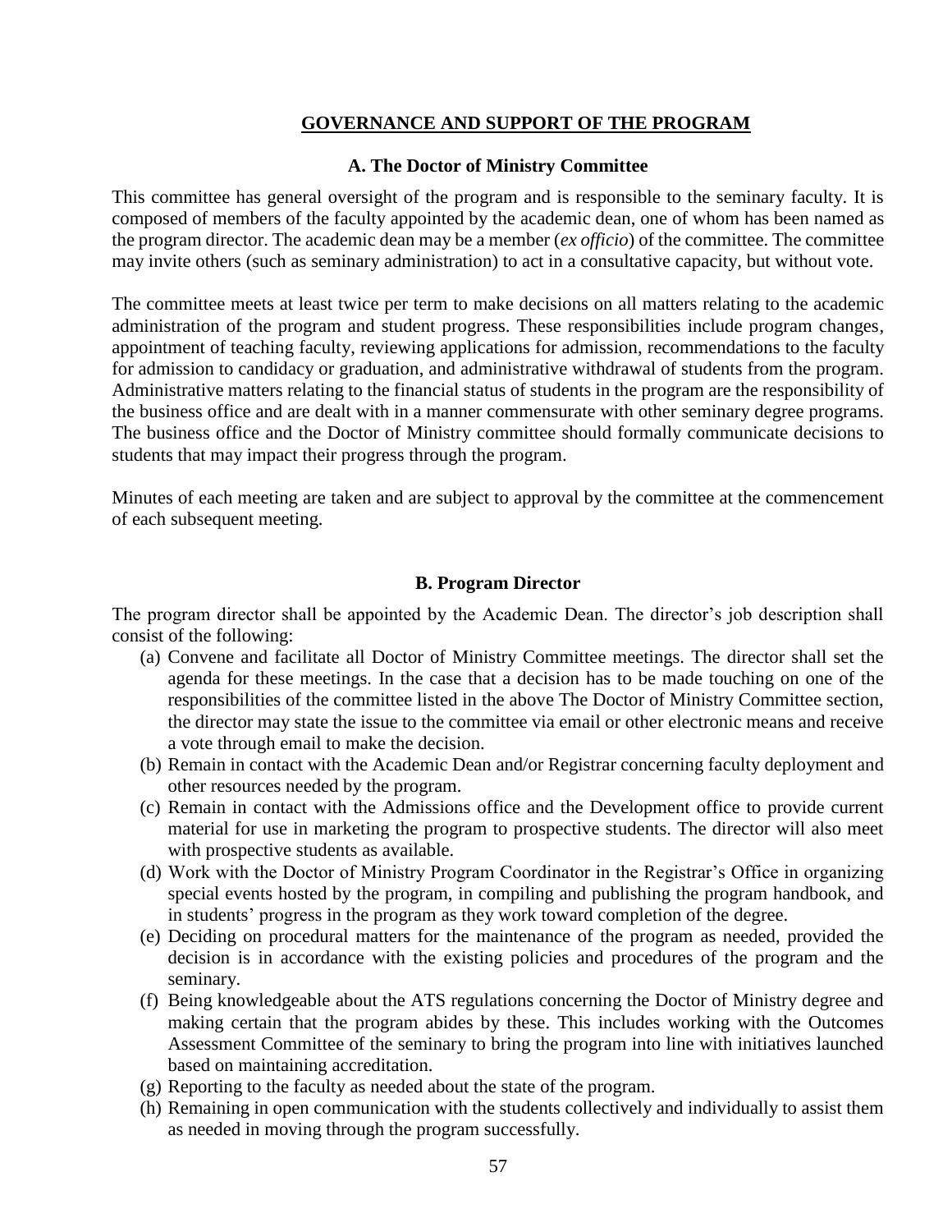## GOVERNANCE AND SUPPORT OF THE PROGRAM

### A. The Doctor of Ministry Committee

This committee has general oversight of the program and is responsible to the seminary faculty. It is composed of members of the faculty appointed by the academic dean, one of whom has been named as the program director. The academic dean may be a member (*ex officio*) of the committee. The committee may invite others (such as seminary administration) to act in a consultative capacity, but without vote.

The committee meets at least twice per term to make decisions on all matters relating to the academic administration of the program and student progress. These responsibilities include program changes, appointment of teaching faculty, reviewing applications for admission, recommendations to the faculty for admission to candidacy or graduation, and administrative withdrawal of students from the program. Administrative matters relating to the financial status of students in the program are the responsibility of the business office and are dealt with in a manner commensurate with other seminary degree programs. The business office and the Doctor of Ministry committee should formally communicate decisions to students that may impact their progress through the program.

Minutes of each meeting are taken and are subject to approval by the committee at the commencement of each subsequent meeting.

### B. Program Director

The program director shall be appointed by the Academic Dean. The director's job description shall consist of the following:

(a) Convene and facilitate all Doctor of Ministry Committee meetings. The director shall set the agenda for these meetings. In the case that a decision has to be made touching on one of the responsibilities of the committee listed in the above The Doctor of Ministry Committee section, the director may state the issue to the committee via email or other electronic means and receive a vote through email to make the decision.

(b) Remain in contact with the Academic Dean and/or Registrar concerning faculty deployment and other resources needed by the program.

(c) Remain in contact with the Admissions office and the Development office to provide current material for use in marketing the program to prospective students. The director will also meet with prospective students as available.

(d) Work with the Doctor of Ministry Program Coordinator in the Registrar's Office in organizing special events hosted by the program, in compiling and publishing the program handbook, and in students' progress in the program as they work toward completion of the degree.

(e) Deciding on procedural matters for the maintenance of the program as needed, provided the decision is in accordance with the existing policies and procedures of the program and the seminary.

(f) Being knowledgeable about the ATS regulations concerning the Doctor of Ministry degree and making certain that the program abides by these. This includes working with the Outcomes Assessment Committee of the seminary to bring the program into line with initiatives launched based on maintaining accreditation.

(g) Reporting to the faculty as needed about the state of the program.

(h) Remaining in open communication with the students collectively and individually to assist them as needed in moving through the program successfully.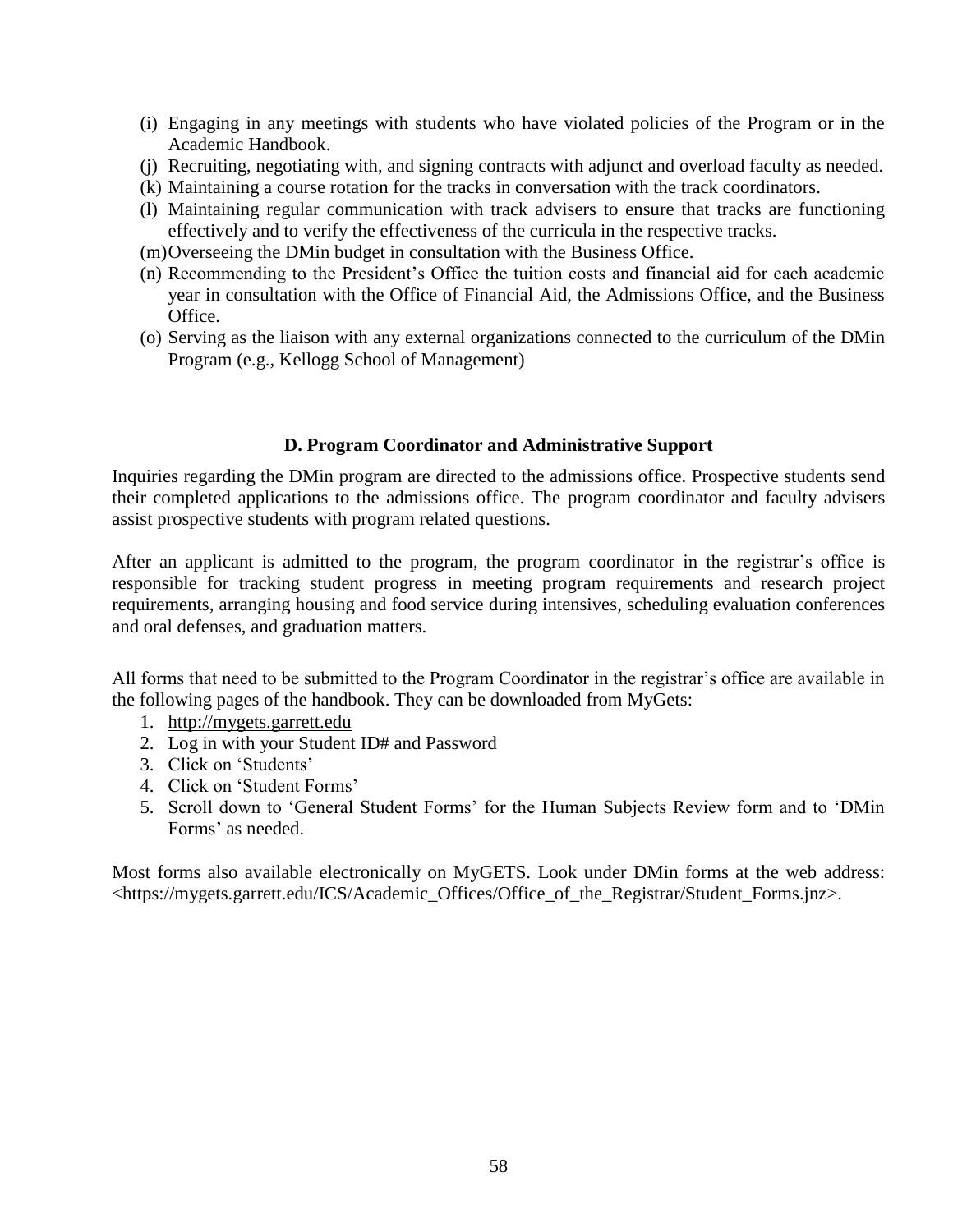(i) Engaging in any meetings with students who have violated policies of the Program or in the Academic Handbook.
(j) Recruiting, negotiating with, and signing contracts with adjunct and overload faculty as needed.
(k) Maintaining a course rotation for the tracks in conversation with the track coordinators.
(l) Maintaining regular communication with track advisers to ensure that tracks are functioning effectively and to verify the effectiveness of the curricula in the respective tracks.
(m) Overseeing the DMin budget in consultation with the Business Office.
(n) Recommending to the President's Office the tuition costs and financial aid for each academic year in consultation with the Office of Financial Aid, the Admissions Office, and the Business Office.
(o) Serving as the liaison with any external organizations connected to the curriculum of the DMin Program (e.g., Kellogg School of Management)

### D. Program Coordinator and Administrative Support

Inquiries regarding the DMin program are directed to the admissions office. Prospective students send their completed applications to the admissions office. The program coordinator and faculty advisers assist prospective students with program related questions.

After an applicant is admitted to the program, the program coordinator in the registrar's office is responsible for tracking student progress in meeting program requirements and research project requirements, arranging housing and food service during intensives, scheduling evaluation conferences and oral defenses, and graduation matters.

All forms that need to be submitted to the Program Coordinator in the registrar's office are available in the following pages of the handbook. They can be downloaded from MyGets:

1. http://mygets.garrett.edu
2. Log in with your Student ID# and Password
3. Click on 'Students'
4. Click on 'Student Forms'
5. Scroll down to 'General Student Forms' for the Human Subjects Review form and to 'DMin Forms' as needed.

Most forms also available electronically on MyGETS. Look under DMin forms at the web address: <https://mygets.garrett.edu/ICS/Academic_Offices/Office_of_the_Registrar/Student_Forms.jnz>.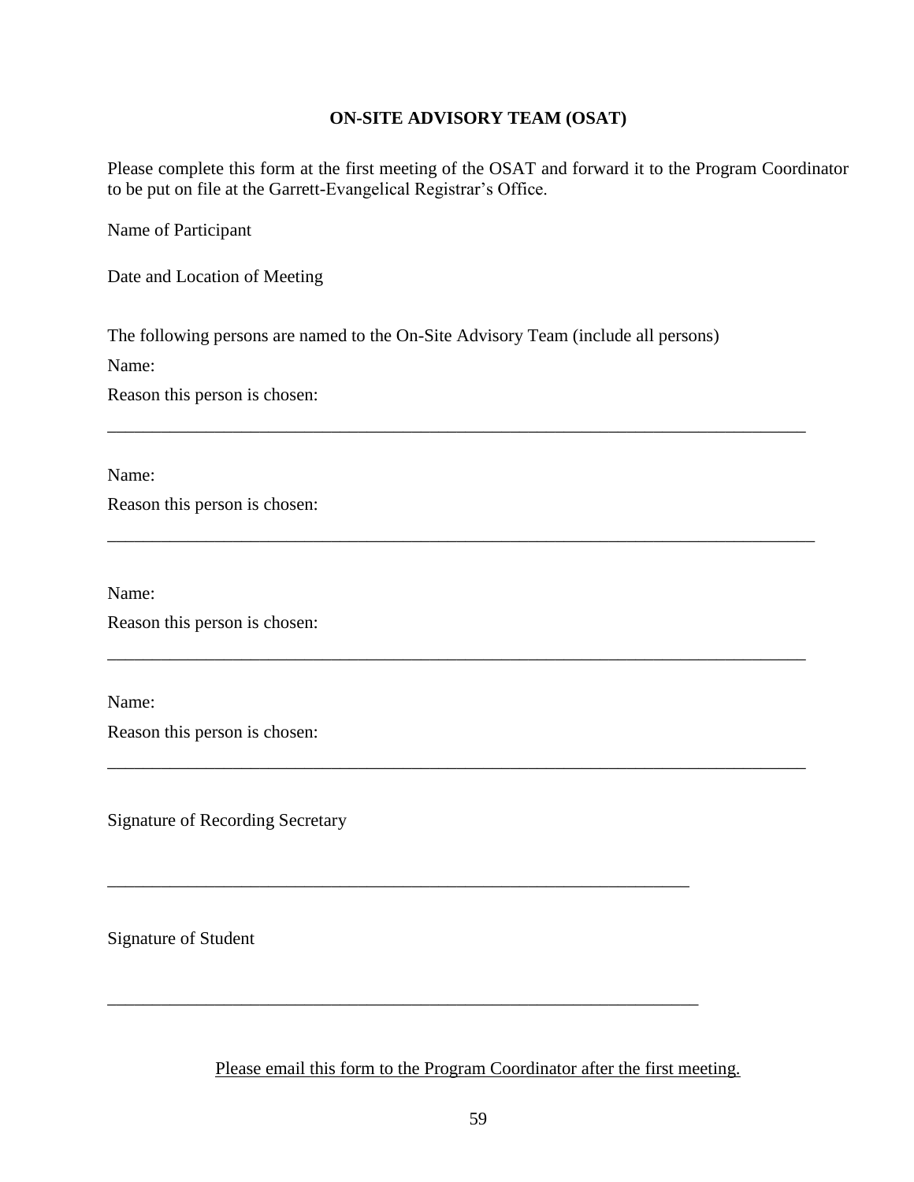## ON-SITE ADVISORY TEAM (OSAT)

Please complete this form at the first meeting of the OSAT and forward it to the Program Coordinator to be put on file at the Garrett-Evangelical Registrar's Office.

Name of Participant

Date and Location of Meeting

The following persons are named to the On-Site Advisory Team (include all persons)

Name:

Reason this person is chosen:

\_\_\_\_\_\_\_\_\_\_\_\_\_\_\_\_\_\_\_\_\_\_\_\_\_\_\_\_\_\_\_\_\_\_\_\_\_\_\_\_\_\_\_\_\_\_\_\_\_\_\_\_\_\_\_\_\_\_\_\_\_\_\_\_\_\_\_\_\_\_\_\_\_\_\_\_

Name:

Reason this person is chosen:

\_\_\_\_\_\_\_\_\_\_\_\_\_\_\_\_\_\_\_\_\_\_\_\_\_\_\_\_\_\_\_\_\_\_\_\_\_\_\_\_\_\_\_\_\_\_\_\_\_\_\_\_\_\_\_\_\_\_\_\_\_\_\_\_\_\_\_\_\_\_\_\_\_\_\_\_

Name:

Reason this person is chosen:

\_\_\_\_\_\_\_\_\_\_\_\_\_\_\_\_\_\_\_\_\_\_\_\_\_\_\_\_\_\_\_\_\_\_\_\_\_\_\_\_\_\_\_\_\_\_\_\_\_\_\_\_\_\_\_\_\_\_\_\_\_\_\_\_\_\_\_\_\_\_\_\_\_\_\_\_

Name:

Reason this person is chosen:

\_\_\_\_\_\_\_\_\_\_\_\_\_\_\_\_\_\_\_\_\_\_\_\_\_\_\_\_\_\_\_\_\_\_\_\_\_\_\_\_\_\_\_\_\_\_\_\_\_\_\_\_\_\_\_\_\_\_\_\_\_\_\_\_\_\_\_\_\_\_\_\_\_\_\_\_

Signature of Recording Secretary

\_\_\_\_\_\_\_\_\_\_\_\_\_\_\_\_\_\_\_\_\_\_\_\_\_\_\_\_\_\_\_\_\_\_\_\_\_\_\_\_\_\_\_\_\_\_\_\_\_\_\_\_\_\_\_\_\_\_\_\_\_\_\_

Signature of Student

\_\_\_\_\_\_\_\_\_\_\_\_\_\_\_\_\_\_\_\_\_\_\_\_\_\_\_\_\_\_\_\_\_\_\_\_\_\_\_\_\_\_\_\_\_\_\_\_\_\_\_\_\_\_\_\_\_\_\_\_\_\_\_

<u>Please email this form to the Program Coordinator after the first meeting.</u>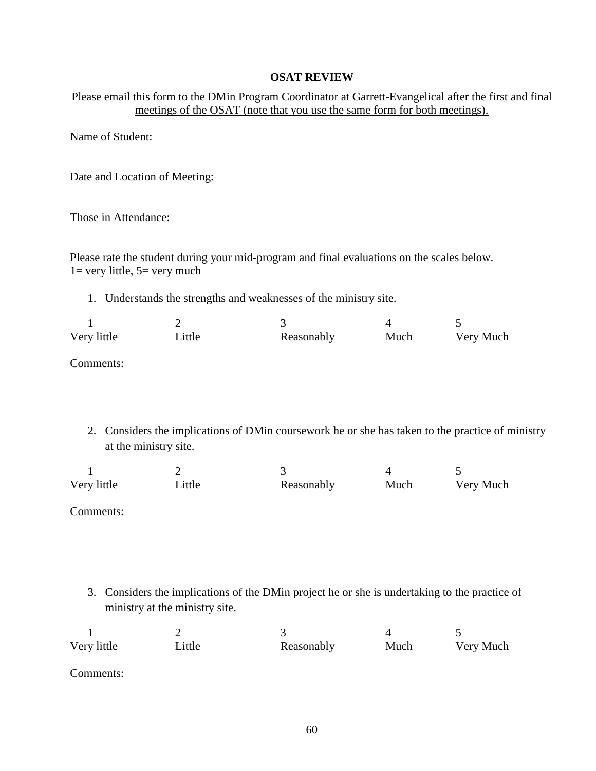**OSAT REVIEW**

Please email this form to the DMin Program Coordinator at Garrett-Evangelical after the first and final meetings of the OSAT (note that you use the same form for both meetings).

Name of Student:

Date and Location of Meeting:

Those in Attendance:

Please rate the student during your mid-program and final evaluations on the scales below.
1= very little, 5= very much

1. Understands the strengths and weaknesses of the ministry site.

| 1 | 2 | 3 | 4 | 5 |
|---|---|---|---|---|
| Very little | Little | Reasonably | Much | Very Much |

Comments:

2. Considers the implications of DMin coursework he or she has taken to the practice of ministry at the ministry site.

| 1 | 2 | 3 | 4 | 5 |
|---|---|---|---|---|
| Very little | Little | Reasonably | Much | Very Much |

Comments:

3. Considers the implications of the DMin project he or she is undertaking to the practice of ministry at the ministry site.

| 1 | 2 | 3 | 4 | 5 |
|---|---|---|---|---|
| Very little | Little | Reasonably | Much | Very Much |

Comments: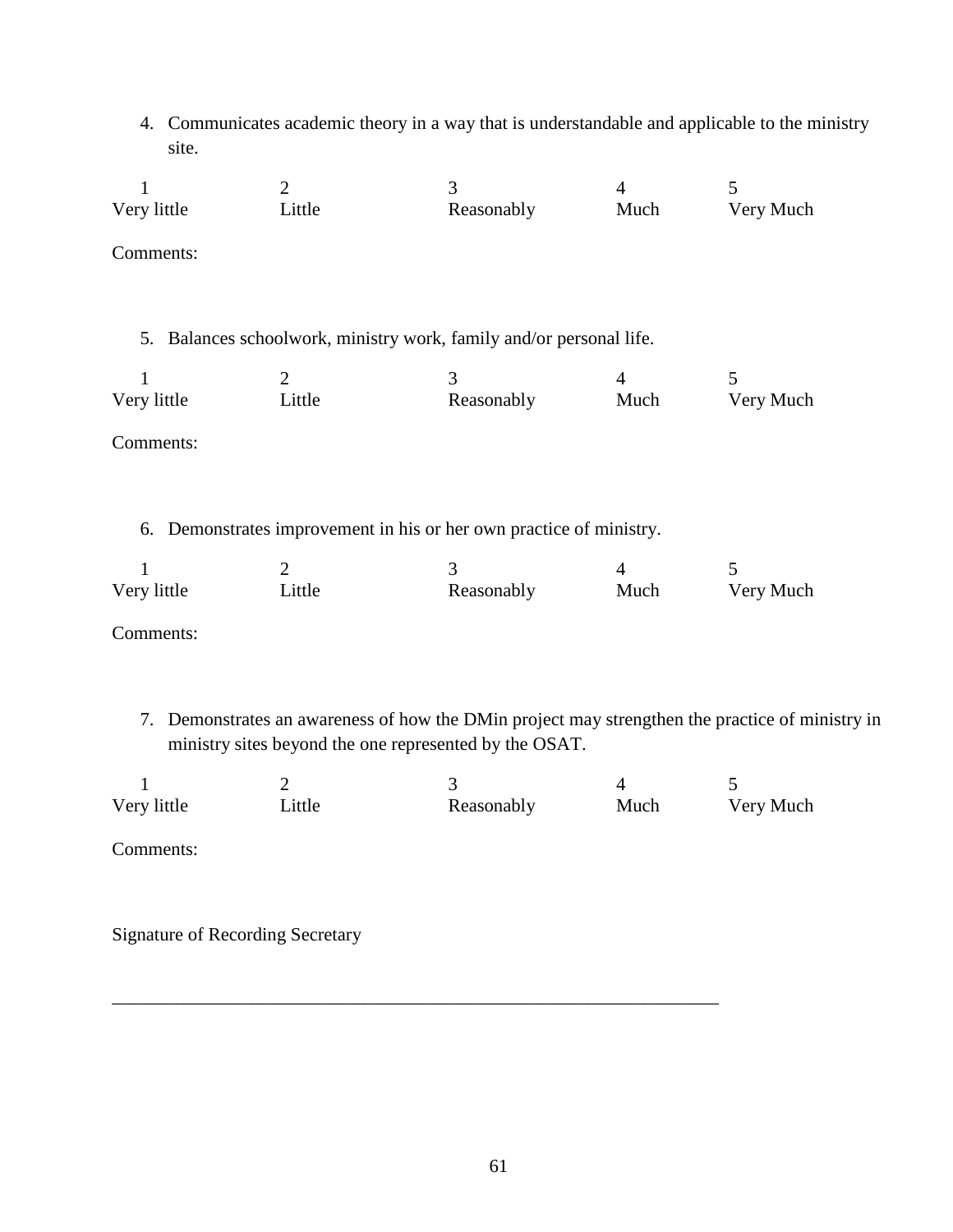4. Communicates academic theory in a way that is understandable and applicable to the ministry site.

| 1 | 2 | 3 | 4 | 5 |
|---|---|---|---|---|
| Very little | Little | Reasonably | Much | Very Much |

Comments:

5. Balances schoolwork, ministry work, family and/or personal life.

| 1 | 2 | 3 | 4 | 5 |
|---|---|---|---|---|
| Very little | Little | Reasonably | Much | Very Much |

Comments:

6. Demonstrates improvement in his or her own practice of ministry.

| 1 | 2 | 3 | 4 | 5 |
|---|---|---|---|---|
| Very little | Little | Reasonably | Much | Very Much |

Comments:

7. Demonstrates an awareness of how the DMin project may strengthen the practice of ministry in ministry sites beyond the one represented by the OSAT.

| 1 | 2 | 3 | 4 | 5 |
|---|---|---|---|---|
| Very little | Little | Reasonably | Much | Very Much |

Comments:

Signature of Recording Secretary

\_\_\_\_\_\_\_\_\_\_\_\_\_\_\_\_\_\_\_\_\_\_\_\_\_\_\_\_\_\_\_\_\_\_\_\_\_\_\_\_\_\_\_\_\_\_\_\_\_\_\_\_\_\_\_\_\_\_\_\_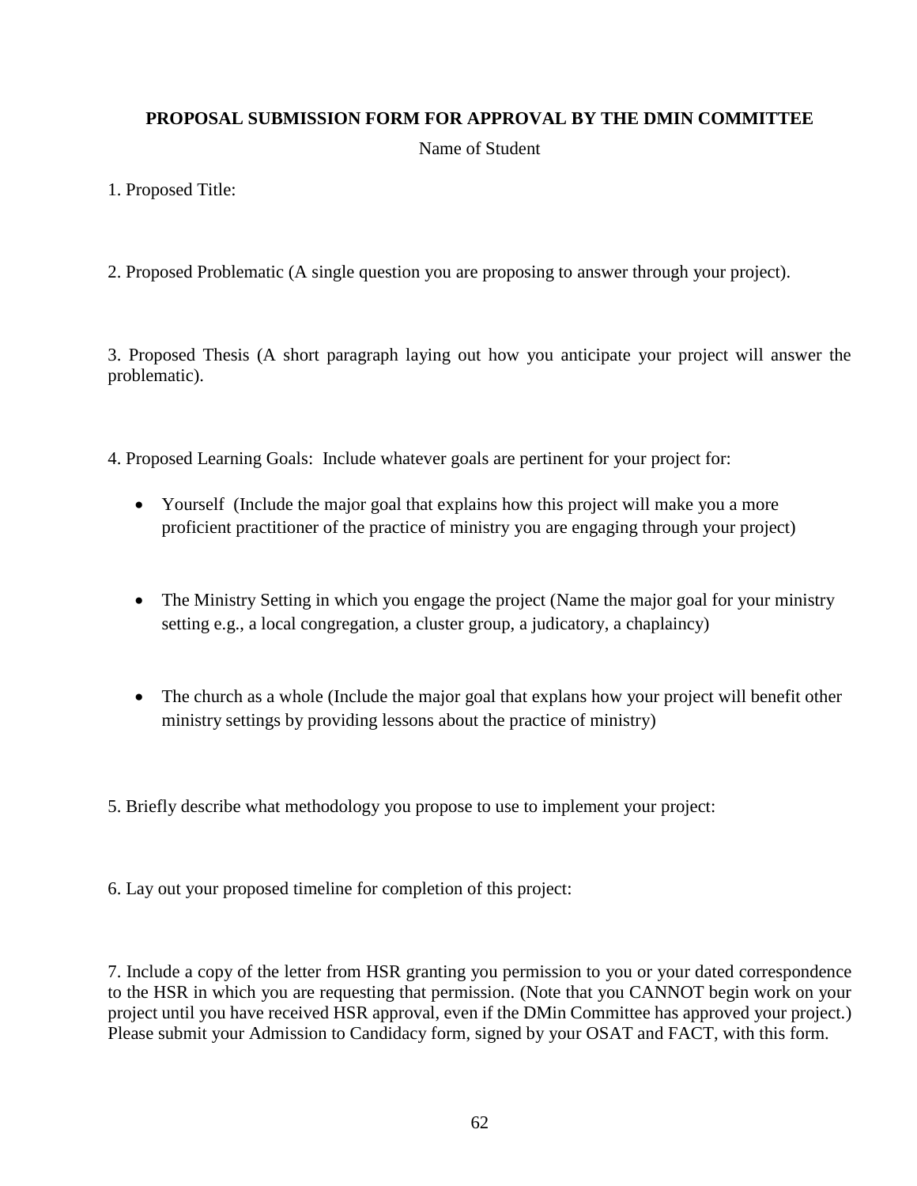**PROPOSAL SUBMISSION FORM FOR APPROVAL BY THE DMIN COMMITTEE**

Name of Student

1. Proposed Title:

2. Proposed Problematic (A single question you are proposing to answer through your project).

3. Proposed Thesis (A short paragraph laying out how you anticipate your project will answer the problematic).

4. Proposed Learning Goals: Include whatever goals are pertinent for your project for:

- Yourself (Include the major goal that explains how this project will make you a more proficient practitioner of the practice of ministry you are engaging through your project)

- The Ministry Setting in which you engage the project (Name the major goal for your ministry setting e.g., a local congregation, a cluster group, a judicatory, a chaplaincy)

- The church as a whole (Include the major goal that explans how your project will benefit other ministry settings by providing lessons about the practice of ministry)

5. Briefly describe what methodology you propose to use to implement your project:

6. Lay out your proposed timeline for completion of this project:

7. Include a copy of the letter from HSR granting you permission to you or your dated correspondence to the HSR in which you are requesting that permission. (Note that you CANNOT begin work on your project until you have received HSR approval, even if the DMin Committee has approved your project.) Please submit your Admission to Candidacy form, signed by your OSAT and FACT, with this form.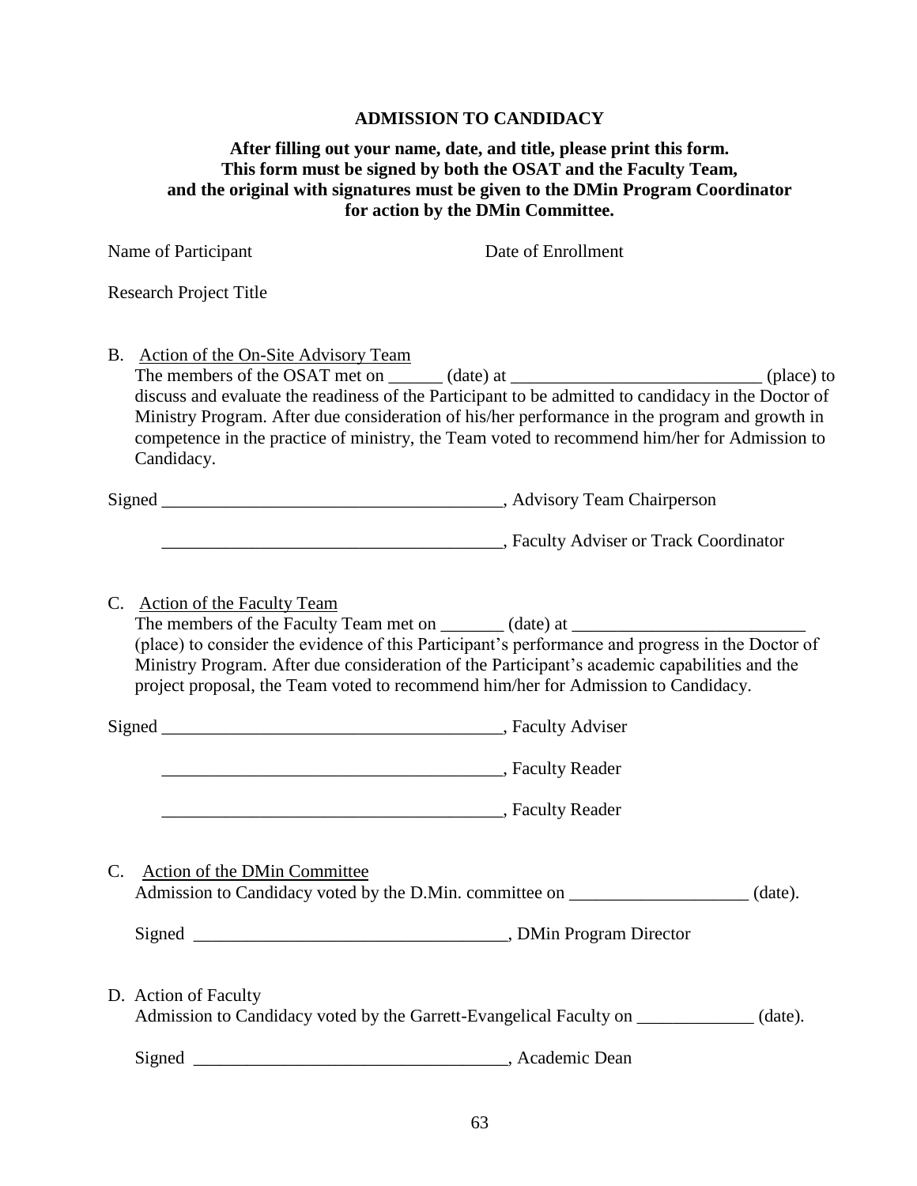## ADMISSION TO CANDIDACY

**After filling out your name, date, and title, please print this form.**
**This form must be signed by both the OSAT and the Faculty Team,**
**and the original with signatures must be given to the DMin Program Coordinator**
**for action by the DMin Committee.**

Name of Participant Date of Enrollment

Research Project Title

B. Action of the On-Site Advisory Team

The members of the OSAT met on ______ (date) at ____________________________ (place) to discuss and evaluate the readiness of the Participant to be admitted to candidacy in the Doctor of Ministry Program. After due consideration of his/her performance in the program and growth in competence in the practice of ministry, the Team voted to recommend him/her for Admission to Candidacy.

Signed ______________________________________, Advisory Team Chairperson

______________________________________, Faculty Adviser or Track Coordinator

C. Action of the Faculty Team

The members of the Faculty Team met on _______ (date) at __________________________ (place) to consider the evidence of this Participant's performance and progress in the Doctor of Ministry Program. After due consideration of the Participant's academic capabilities and the project proposal, the Team voted to recommend him/her for Admission to Candidacy.

Signed ______________________________________, Faculty Adviser

______________________________________, Faculty Reader

______________________________________, Faculty Reader

C. Action of the DMin Committee

Admission to Candidacy voted by the D.Min. committee on ____________________ (date).

Signed ___________________________________, DMin Program Director

D. Action of Faculty

Admission to Candidacy voted by the Garrett-Evangelical Faculty on _____________ (date).

Signed ___________________________________, Academic Dean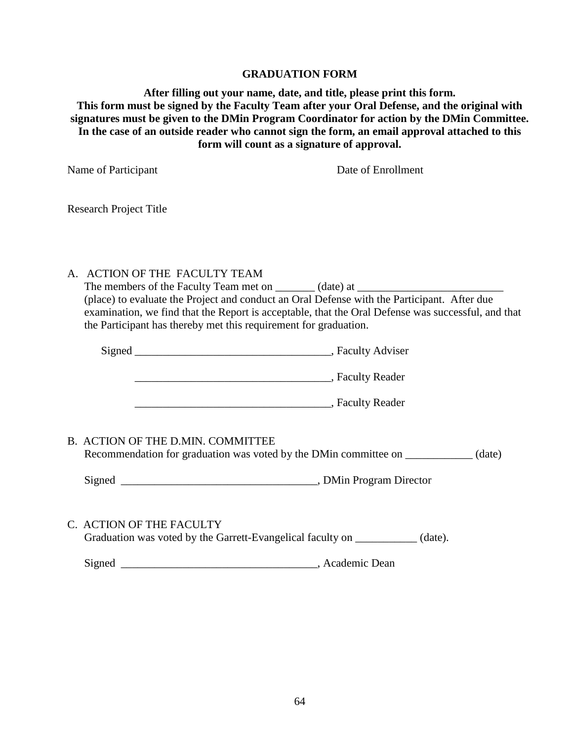# GRADUATION FORM

**After filling out your name, date, and title, please print this form. This form must be signed by the Faculty Team after your Oral Defense, and the original with signatures must be given to the DMin Program Coordinator for action by the DMin Committee. In the case of an outside reader who cannot sign the form, an email approval attached to this form will count as a signature of approval.**

Name of Participant Date of Enrollment

Research Project Title

A. ACTION OF THE FACULTY TEAM

The members of the Faculty Team met on _______ (date) at __________________________ (place) to evaluate the Project and conduct an Oral Defense with the Participant. After due examination, we find that the Report is acceptable, that the Oral Defense was successful, and that the Participant has thereby met this requirement for graduation.

Signed ___________________________________, Faculty Adviser

___________________________________, Faculty Reader

___________________________________, Faculty Reader

B. ACTION OF THE D.MIN. COMMITTEE

Recommendation for graduation was voted by the DMin committee on ____________ (date)

Signed ___________________________________, DMin Program Director

C. ACTION OF THE FACULTY

Graduation was voted by the Garrett-Evangelical faculty on ___________ (date).

Signed ___________________________________, Academic Dean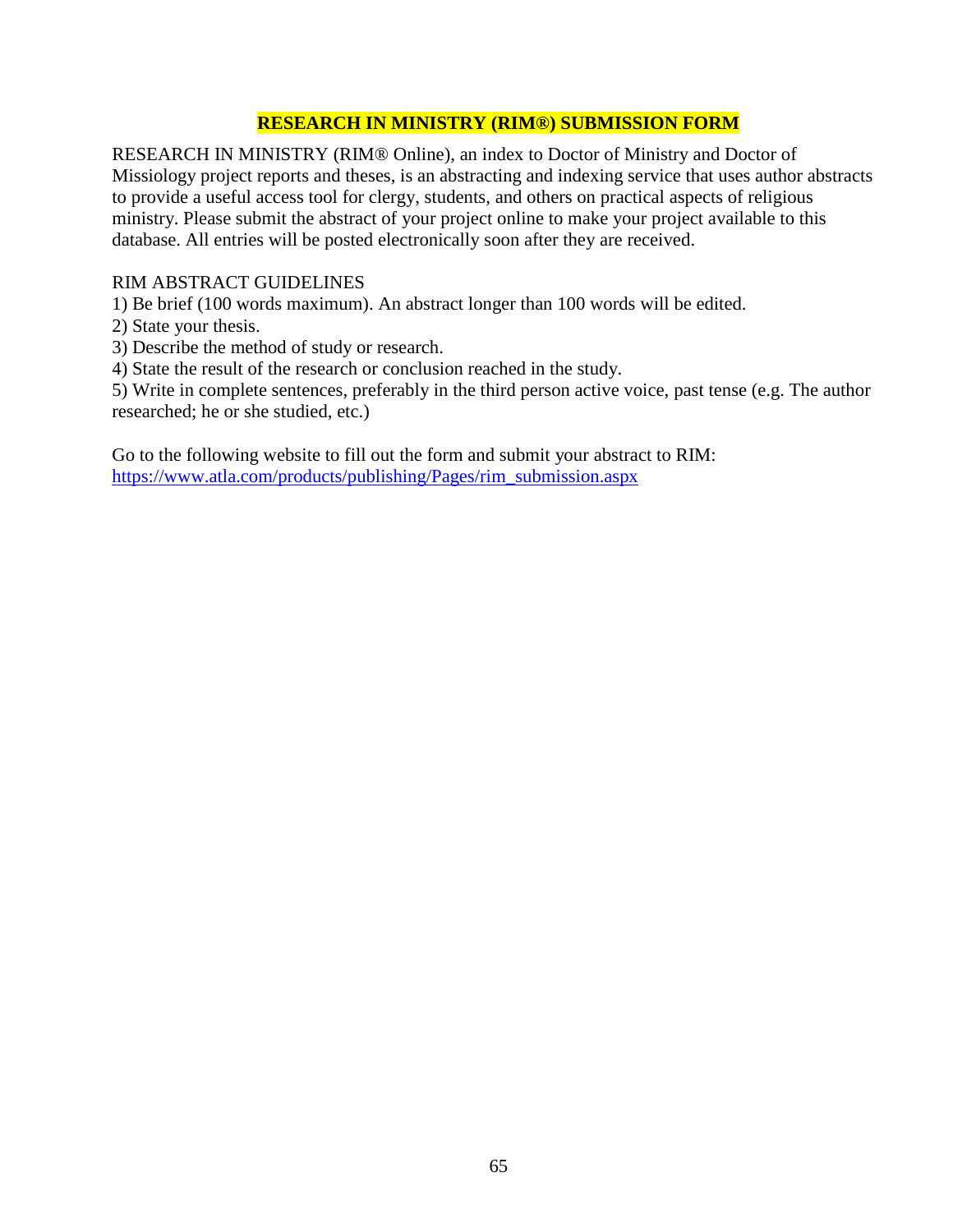## RESEARCH IN MINISTRY (RIM®) SUBMISSION FORM

RESEARCH IN MINISTRY (RIM® Online), an index to Doctor of Ministry and Doctor of Missiology project reports and theses, is an abstracting and indexing service that uses author abstracts to provide a useful access tool for clergy, students, and others on practical aspects of religious ministry. Please submit the abstract of your project online to make your project available to this database. All entries will be posted electronically soon after they are received.

RIM ABSTRACT GUIDELINES

1) Be brief (100 words maximum). An abstract longer than 100 words will be edited.
2) State your thesis.
3) Describe the method of study or research.
4) State the result of the research or conclusion reached in the study.
5) Write in complete sentences, preferably in the third person active voice, past tense (e.g. The author researched; he or she studied, etc.)

Go to the following website to fill out the form and submit your abstract to RIM: [https://www.atla.com/products/publishing/Pages/rim_submission.aspx](https://www.atla.com/products/publishing/Pages/rim_submission.aspx)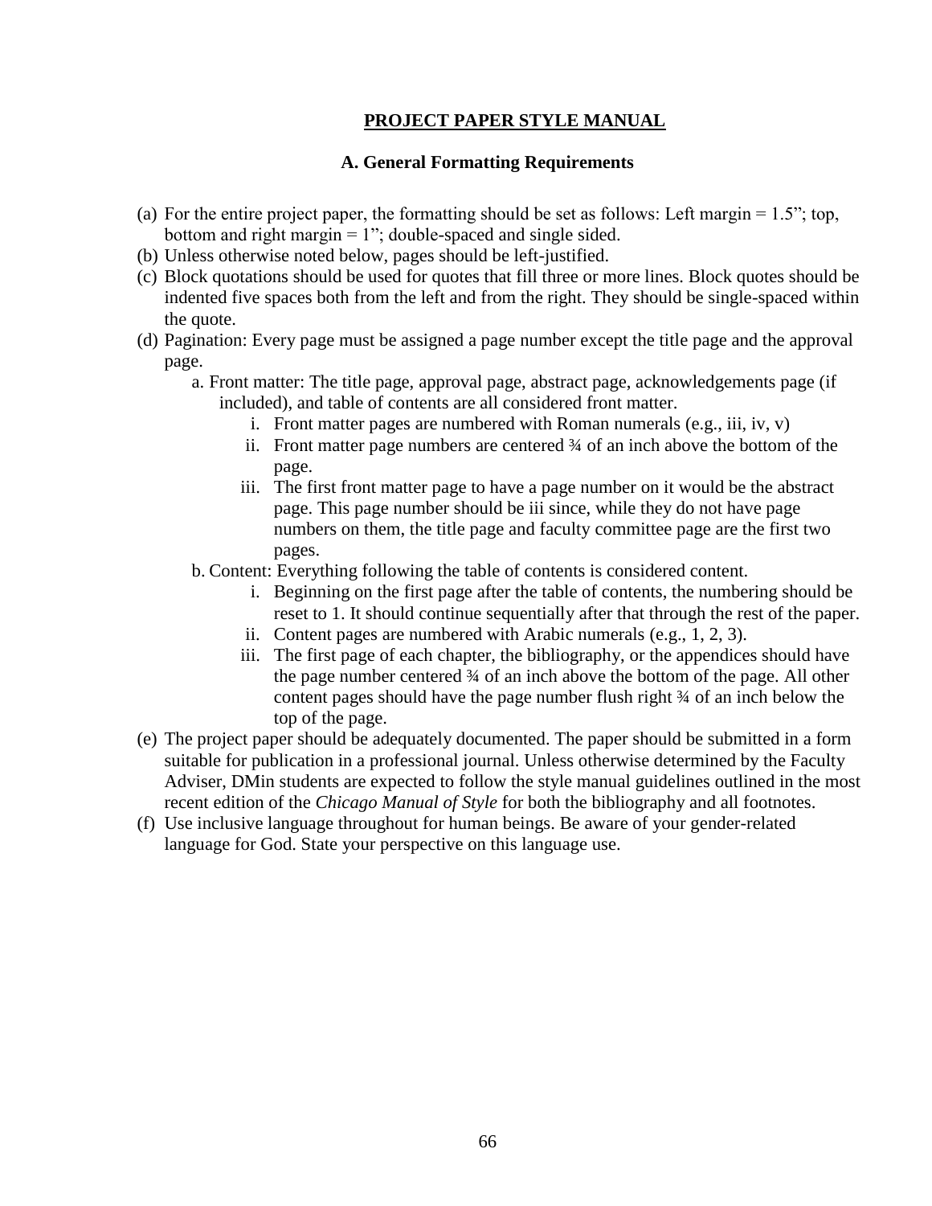# PROJECT PAPER STYLE MANUAL

## A. General Formatting Requirements

(a) For the entire project paper, the formatting should be set as follows: Left margin = 1.5"; top, bottom and right margin = 1"; double-spaced and single sided.

(b) Unless otherwise noted below, pages should be left-justified.

(c) Block quotations should be used for quotes that fill three or more lines. Block quotes should be indented five spaces both from the left and from the right. They should be single-spaced within the quote.

(d) Pagination: Every page must be assigned a page number except the title page and the approval page.

  a. Front matter: The title page, approval page, abstract page, acknowledgements page (if included), and table of contents are all considered front matter.

    i. Front matter pages are numbered with Roman numerals (e.g., iii, iv, v)

    ii. Front matter page numbers are centered ¾ of an inch above the bottom of the page.

    iii. The first front matter page to have a page number on it would be the abstract page. This page number should be iii since, while they do not have page numbers on them, the title page and faculty committee page are the first two pages.

  b. Content: Everything following the table of contents is considered content.

    i. Beginning on the first page after the table of contents, the numbering should be reset to 1. It should continue sequentially after that through the rest of the paper.

    ii. Content pages are numbered with Arabic numerals (e.g., 1, 2, 3).

    iii. The first page of each chapter, the bibliography, or the appendices should have the page number centered ¾ of an inch above the bottom of the page. All other content pages should have the page number flush right ¾ of an inch below the top of the page.

(e) The project paper should be adequately documented. The paper should be submitted in a form suitable for publication in a professional journal. Unless otherwise determined by the Faculty Adviser, DMin students are expected to follow the style manual guidelines outlined in the most recent edition of the *Chicago Manual of Style* for both the bibliography and all footnotes.

(f) Use inclusive language throughout for human beings. Be aware of your gender-related language for God. State your perspective on this language use.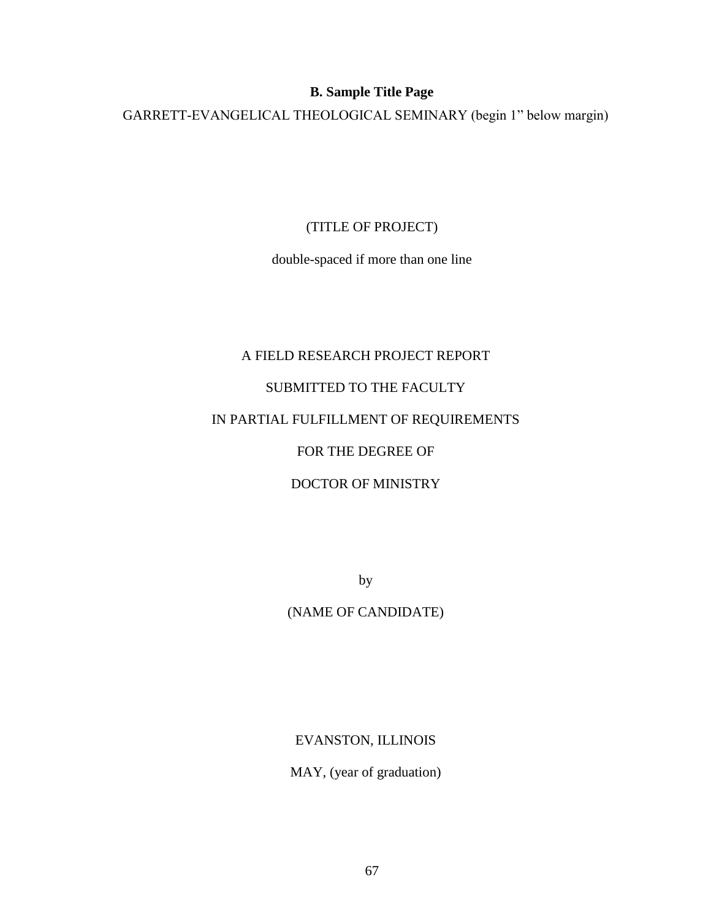**B. Sample Title Page**

GARRETT-EVANGELICAL THEOLOGICAL SEMINARY (begin 1" below margin)

(TITLE OF PROJECT)

double-spaced if more than one line

A FIELD RESEARCH PROJECT REPORT

SUBMITTED TO THE FACULTY

IN PARTIAL FULFILLMENT OF REQUIREMENTS

FOR THE DEGREE OF

DOCTOR OF MINISTRY

by

(NAME OF CANDIDATE)

EVANSTON, ILLINOIS

MAY, (year of graduation)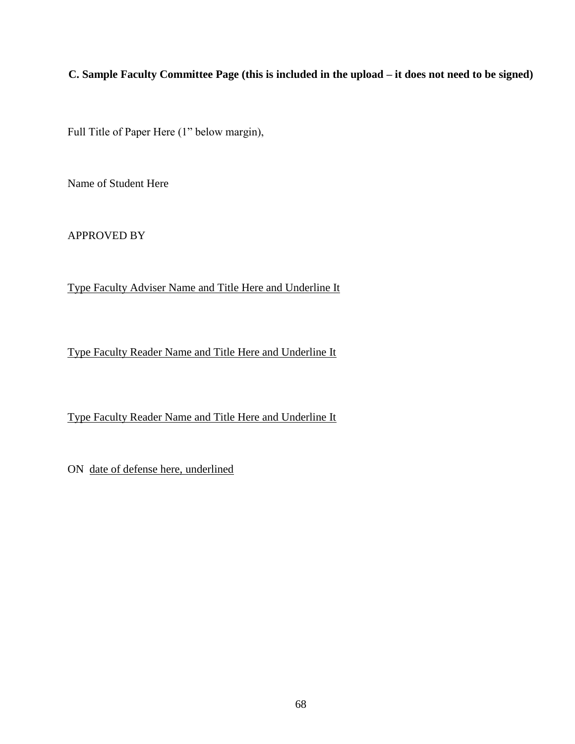**C. Sample Faculty Committee Page (this is included in the upload – it does not need to be signed)**

Full Title of Paper Here (1" below margin),

Name of Student Here

APPROVED BY

<u>Type Faculty Adviser Name and Title Here and Underline It</u>

<u>Type Faculty Reader Name and Title Here and Underline It</u>

<u>Type Faculty Reader Name and Title Here and Underline It</u>

ON <u>date of defense here, underlined</u>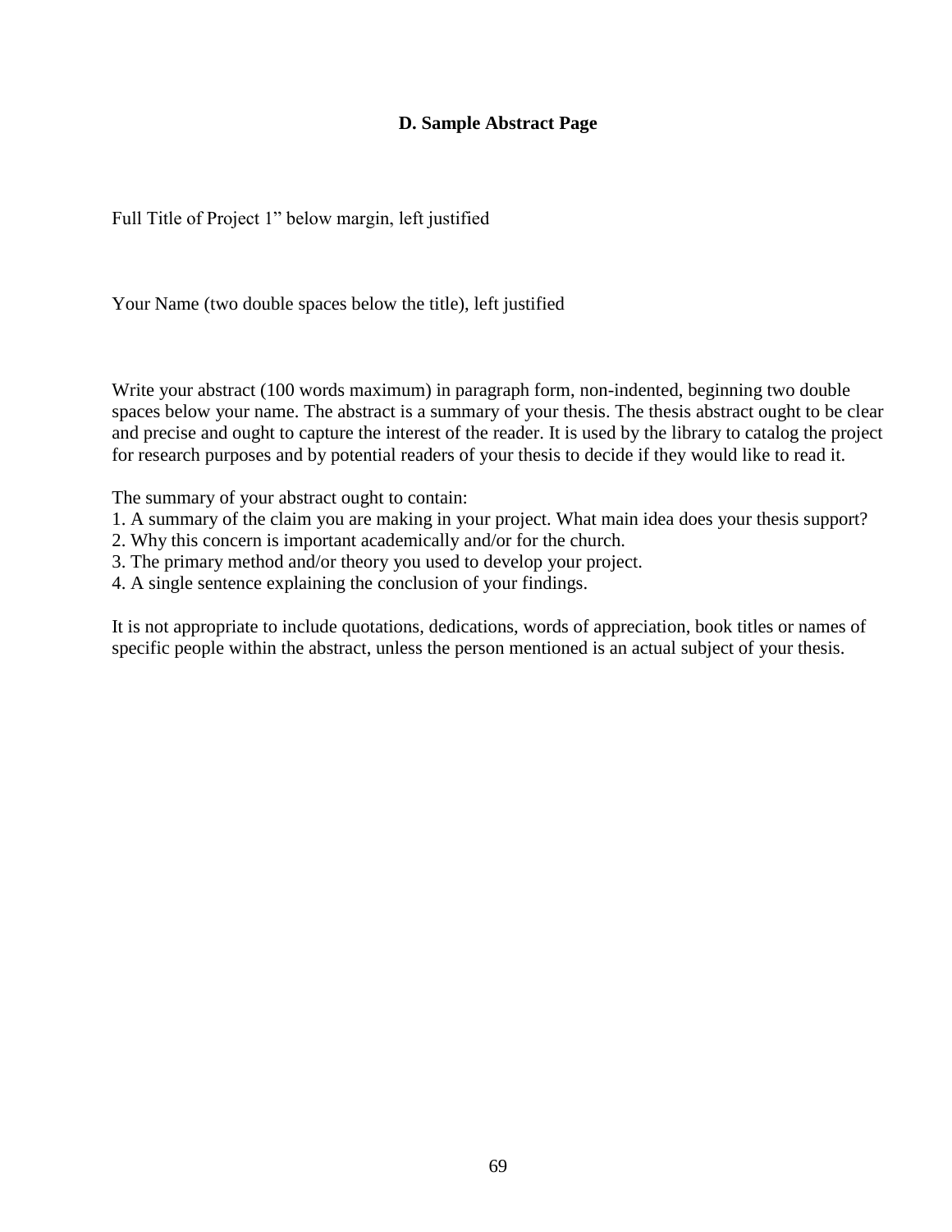### D. Sample Abstract Page

Full Title of Project 1" below margin, left justified

Your Name (two double spaces below the title), left justified

Write your abstract (100 words maximum) in paragraph form, non-indented, beginning two double spaces below your name. The abstract is a summary of your thesis. The thesis abstract ought to be clear and precise and ought to capture the interest of the reader. It is used by the library to catalog the project for research purposes and by potential readers of your thesis to decide if they would like to read it.

The summary of your abstract ought to contain:

1. A summary of the claim you are making in your project. What main idea does your thesis support?
2. Why this concern is important academically and/or for the church.
3. The primary method and/or theory you used to develop your project.
4. A single sentence explaining the conclusion of your findings.

It is not appropriate to include quotations, dedications, words of appreciation, book titles or names of specific people within the abstract, unless the person mentioned is an actual subject of your thesis.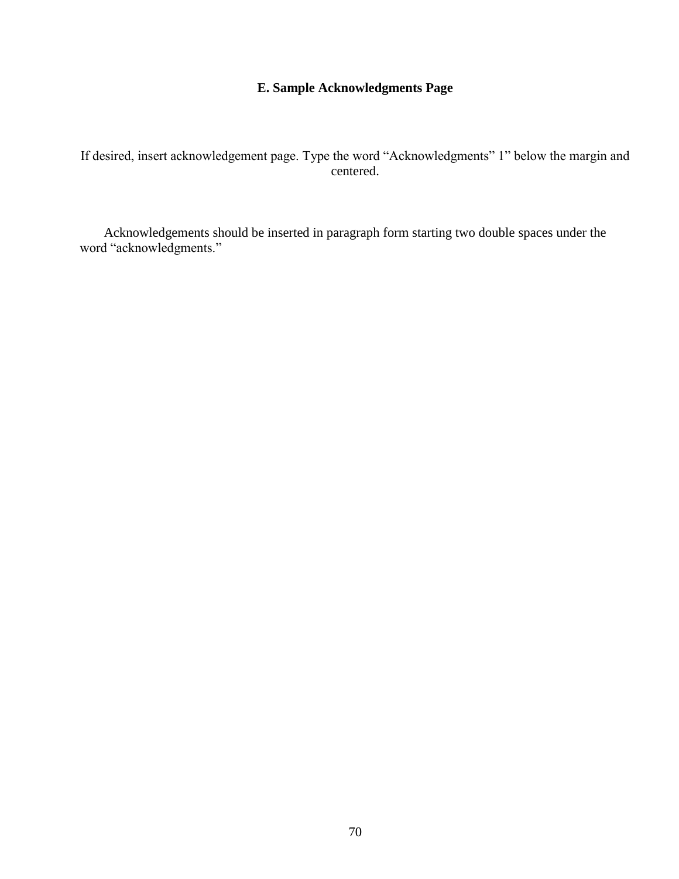## E. Sample Acknowledgments Page

If desired, insert acknowledgement page. Type the word "Acknowledgments" 1" below the margin and centered.

Acknowledgements should be inserted in paragraph form starting two double spaces under the word "acknowledgments."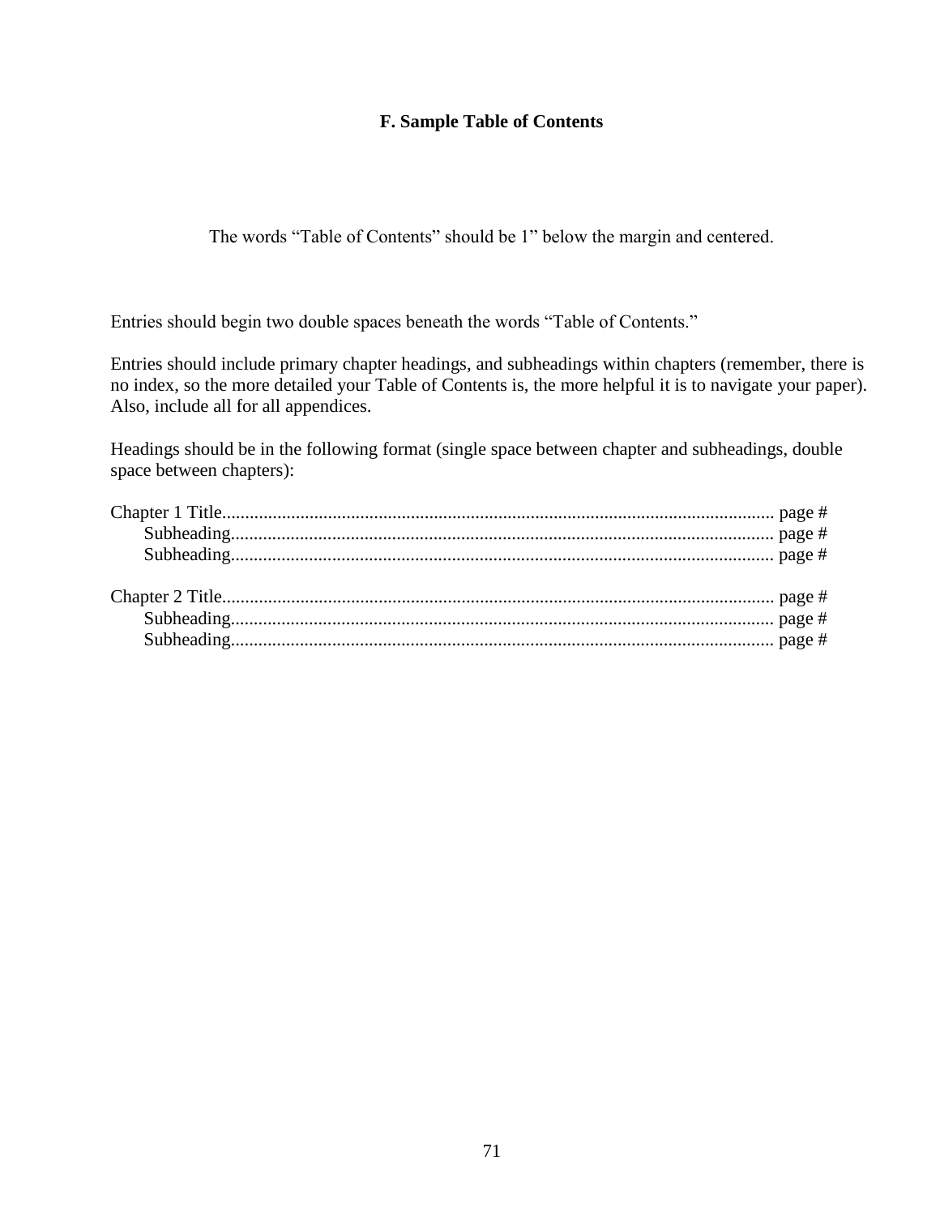## F. Sample Table of Contents

The words "Table of Contents" should be 1" below the margin and centered.

Entries should begin two double spaces beneath the words "Table of Contents."

Entries should include primary chapter headings, and subheadings within chapters (remember, there is no index, so the more detailed your Table of Contents is, the more helpful it is to navigate your paper). Also, include all for all appendices.

Headings should be in the following format (single space between chapter and subheadings, double space between chapters):

```
Chapter 1 Title.................................................................................................................... page #
      Subheading................................................................................................................ page #
      Subheading................................................................................................................ page #

Chapter 2 Title.................................................................................................................... page #
      Subheading................................................................................................................ page #
      Subheading................................................................................................................ page #
```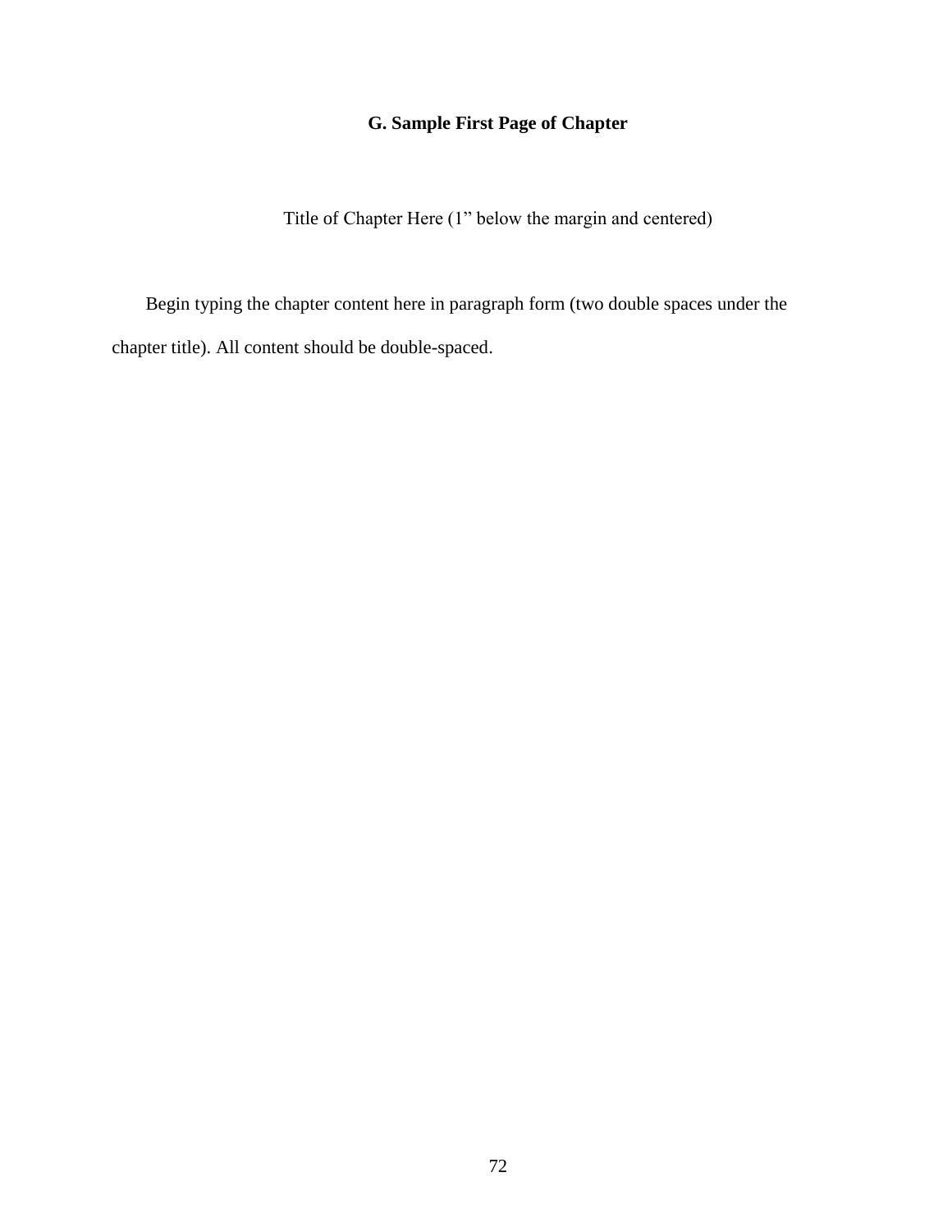### G. Sample First Page of Chapter

Title of Chapter Here (1" below the margin and centered)

Begin typing the chapter content here in paragraph form (two double spaces under the chapter title). All content should be double-spaced.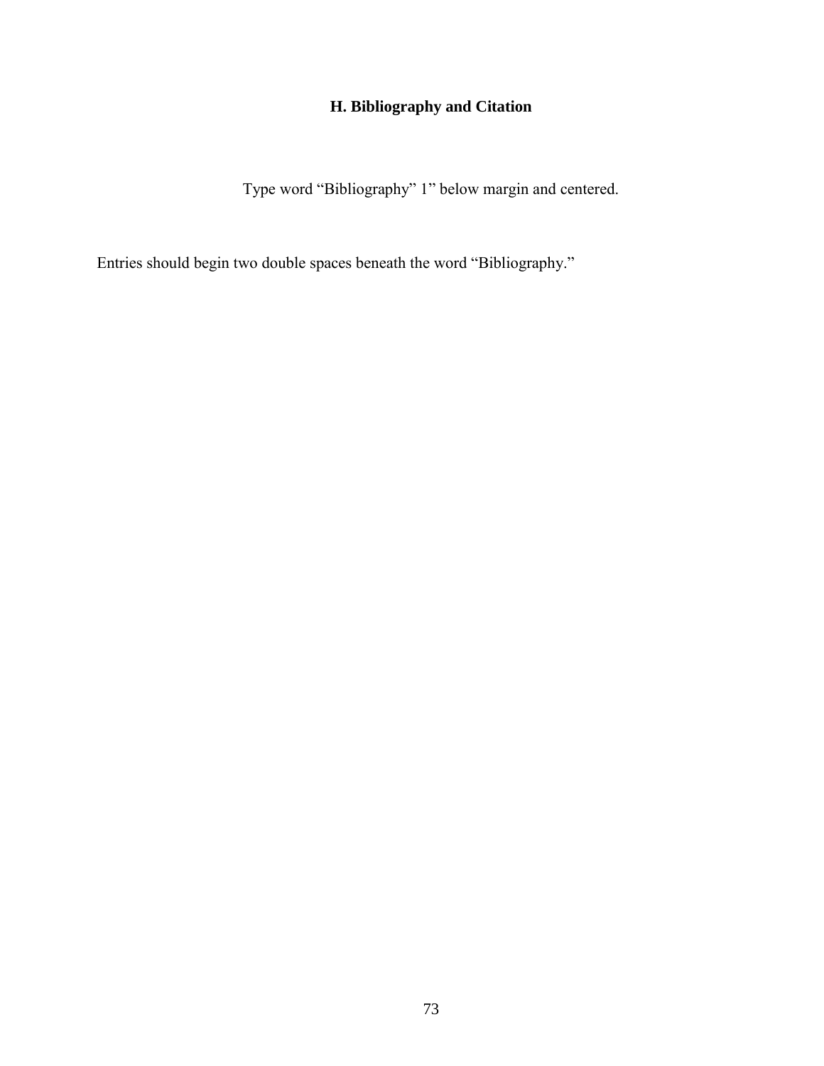## H. Bibliography and Citation

Type word “Bibliography” 1” below margin and centered.

Entries should begin two double spaces beneath the word “Bibliography.”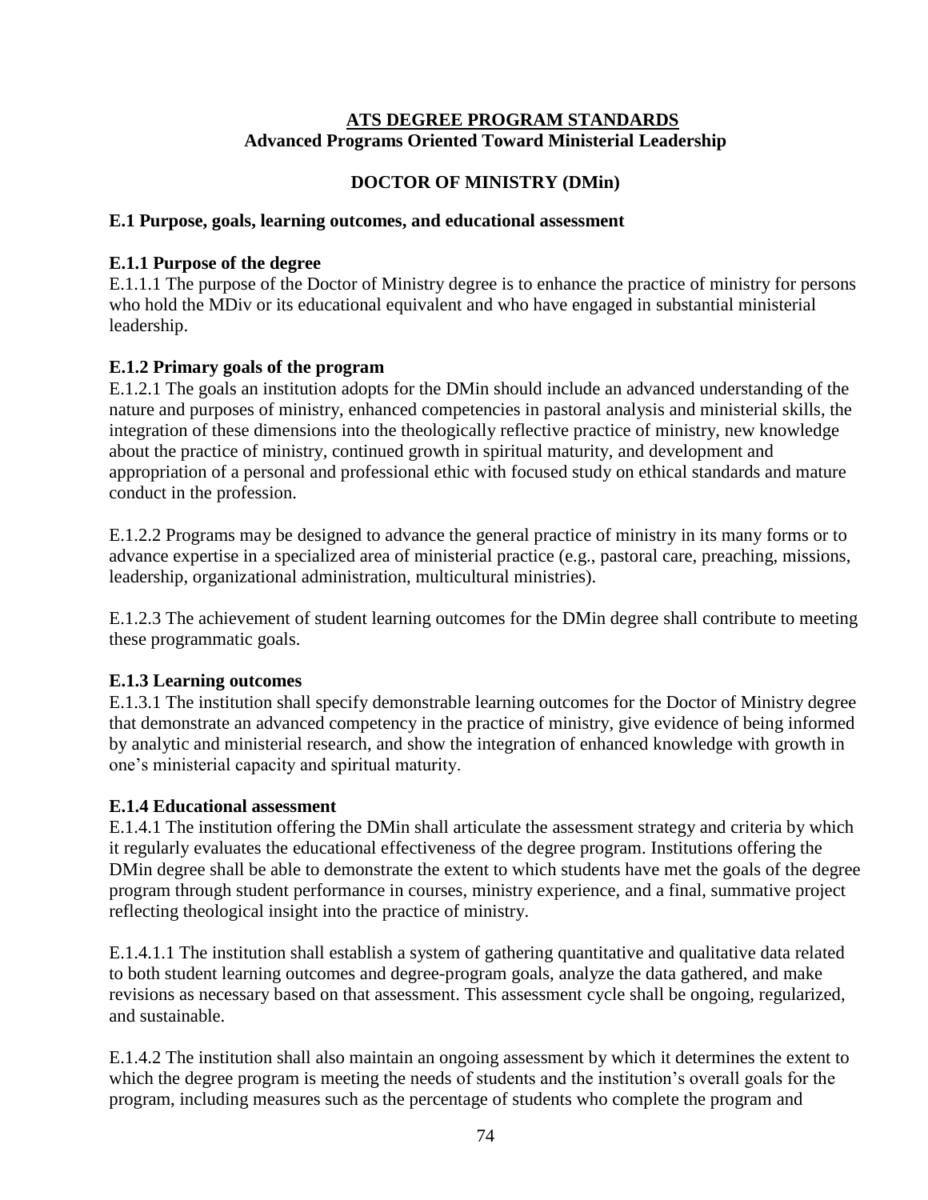## ATS DEGREE PROGRAM STANDARDS
**Advanced Programs Oriented Toward Ministerial Leadership**

# DOCTOR OF MINISTRY (DMin)

### E.1 Purpose, goals, learning outcomes, and educational assessment

#### E.1.1 Purpose of the degree

E.1.1.1 The purpose of the Doctor of Ministry degree is to enhance the practice of ministry for persons who hold the MDiv or its educational equivalent and who have engaged in substantial ministerial leadership.

#### E.1.2 Primary goals of the program

E.1.2.1 The goals an institution adopts for the DMin should include an advanced understanding of the nature and purposes of ministry, enhanced competencies in pastoral analysis and ministerial skills, the integration of these dimensions into the theologically reflective practice of ministry, new knowledge about the practice of ministry, continued growth in spiritual maturity, and development and appropriation of a personal and professional ethic with focused study on ethical standards and mature conduct in the profession.

E.1.2.2 Programs may be designed to advance the general practice of ministry in its many forms or to advance expertise in a specialized area of ministerial practice (e.g., pastoral care, preaching, missions, leadership, organizational administration, multicultural ministries).

E.1.2.3 The achievement of student learning outcomes for the DMin degree shall contribute to meeting these programmatic goals.

#### E.1.3 Learning outcomes

E.1.3.1 The institution shall specify demonstrable learning outcomes for the Doctor of Ministry degree that demonstrate an advanced competency in the practice of ministry, give evidence of being informed by analytic and ministerial research, and show the integration of enhanced knowledge with growth in one's ministerial capacity and spiritual maturity.

#### E.1.4 Educational assessment

E.1.4.1 The institution offering the DMin shall articulate the assessment strategy and criteria by which it regularly evaluates the educational effectiveness of the degree program. Institutions offering the DMin degree shall be able to demonstrate the extent to which students have met the goals of the degree program through student performance in courses, ministry experience, and a final, summative project reflecting theological insight into the practice of ministry.

E.1.4.1.1 The institution shall establish a system of gathering quantitative and qualitative data related to both student learning outcomes and degree-program goals, analyze the data gathered, and make revisions as necessary based on that assessment. This assessment cycle shall be ongoing, regularized, and sustainable.

E.1.4.2 The institution shall also maintain an ongoing assessment by which it determines the extent to which the degree program is meeting the needs of students and the institution's overall goals for the program, including measures such as the percentage of students who complete the program and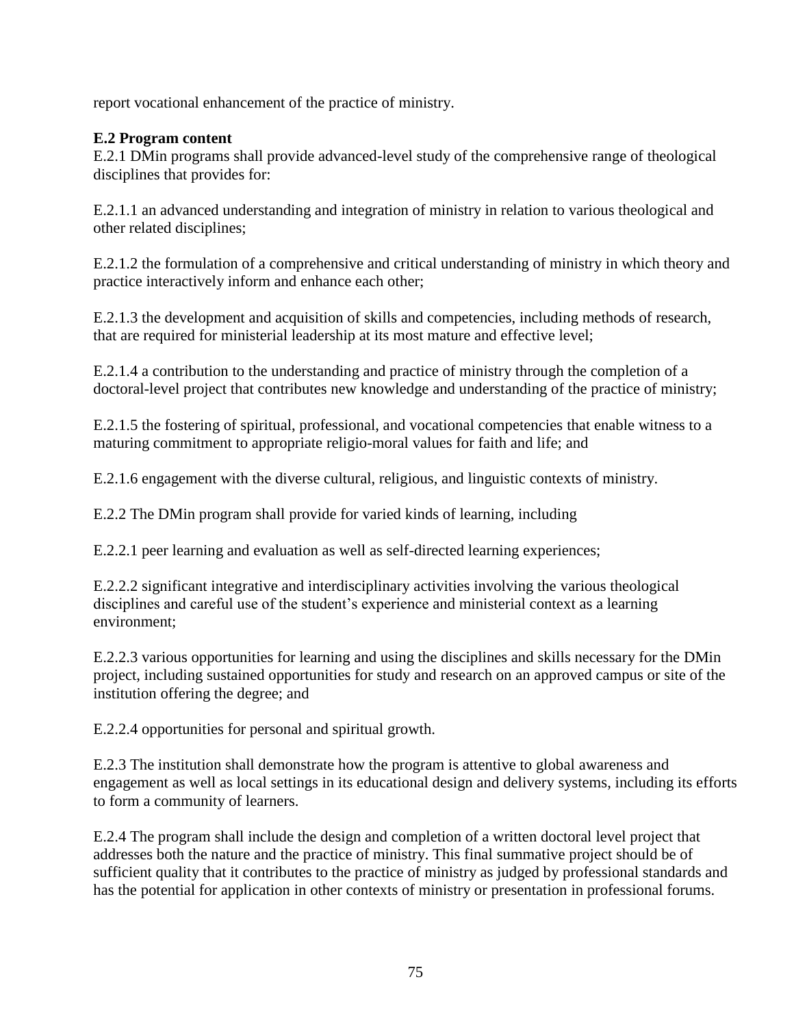report vocational enhancement of the practice of ministry.

**E.2 Program content**

E.2.1 DMin programs shall provide advanced-level study of the comprehensive range of theological disciplines that provides for:

E.2.1.1 an advanced understanding and integration of ministry in relation to various theological and other related disciplines;

E.2.1.2 the formulation of a comprehensive and critical understanding of ministry in which theory and practice interactively inform and enhance each other;

E.2.1.3 the development and acquisition of skills and competencies, including methods of research, that are required for ministerial leadership at its most mature and effective level;

E.2.1.4 a contribution to the understanding and practice of ministry through the completion of a doctoral-level project that contributes new knowledge and understanding of the practice of ministry;

E.2.1.5 the fostering of spiritual, professional, and vocational competencies that enable witness to a maturing commitment to appropriate religio-moral values for faith and life; and

E.2.1.6 engagement with the diverse cultural, religious, and linguistic contexts of ministry.

E.2.2 The DMin program shall provide for varied kinds of learning, including

E.2.2.1 peer learning and evaluation as well as self-directed learning experiences;

E.2.2.2 significant integrative and interdisciplinary activities involving the various theological disciplines and careful use of the student's experience and ministerial context as a learning environment;

E.2.2.3 various opportunities for learning and using the disciplines and skills necessary for the DMin project, including sustained opportunities for study and research on an approved campus or site of the institution offering the degree; and

E.2.2.4 opportunities for personal and spiritual growth.

E.2.3 The institution shall demonstrate how the program is attentive to global awareness and engagement as well as local settings in its educational design and delivery systems, including its efforts to form a community of learners.

E.2.4 The program shall include the design and completion of a written doctoral level project that addresses both the nature and the practice of ministry. This final summative project should be of sufficient quality that it contributes to the practice of ministry as judged by professional standards and has the potential for application in other contexts of ministry or presentation in professional forums.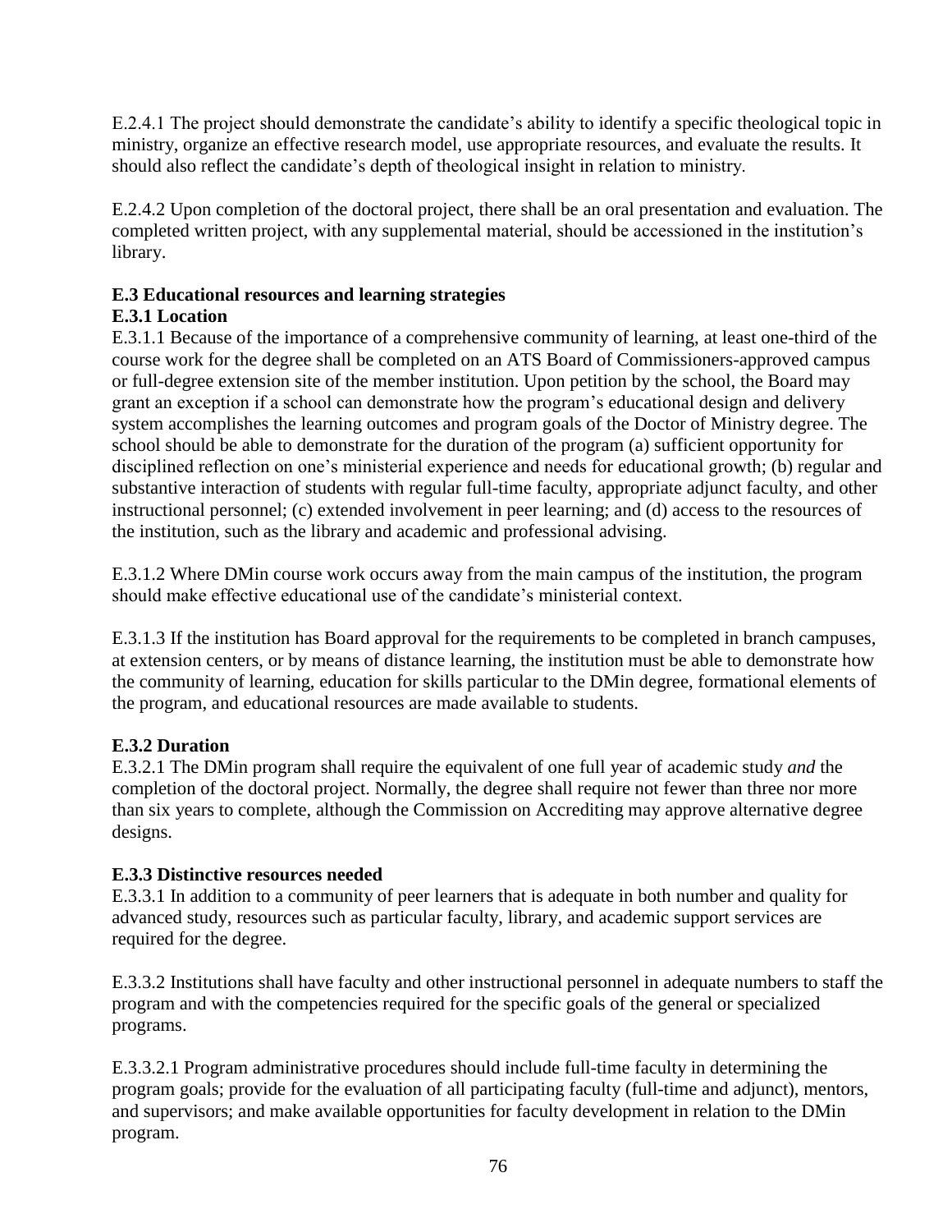E.2.4.1 The project should demonstrate the candidate's ability to identify a specific theological topic in ministry, organize an effective research model, use appropriate resources, and evaluate the results. It should also reflect the candidate's depth of theological insight in relation to ministry.

E.2.4.2 Upon completion of the doctoral project, there shall be an oral presentation and evaluation. The completed written project, with any supplemental material, should be accessioned in the institution's library.

### E.3 Educational resources and learning strategies

#### E.3.1 Location

E.3.1.1 Because of the importance of a comprehensive community of learning, at least one-third of the course work for the degree shall be completed on an ATS Board of Commissioners-approved campus or full-degree extension site of the member institution. Upon petition by the school, the Board may grant an exception if a school can demonstrate how the program's educational design and delivery system accomplishes the learning outcomes and program goals of the Doctor of Ministry degree. The school should be able to demonstrate for the duration of the program (a) sufficient opportunity for disciplined reflection on one's ministerial experience and needs for educational growth; (b) regular and substantive interaction of students with regular full-time faculty, appropriate adjunct faculty, and other instructional personnel; (c) extended involvement in peer learning; and (d) access to the resources of the institution, such as the library and academic and professional advising.

E.3.1.2 Where DMin course work occurs away from the main campus of the institution, the program should make effective educational use of the candidate's ministerial context.

E.3.1.3 If the institution has Board approval for the requirements to be completed in branch campuses, at extension centers, or by means of distance learning, the institution must be able to demonstrate how the community of learning, education for skills particular to the DMin degree, formational elements of the program, and educational resources are made available to students.

#### E.3.2 Duration

E.3.2.1 The DMin program shall require the equivalent of one full year of academic study *and* the completion of the doctoral project. Normally, the degree shall require not fewer than three nor more than six years to complete, although the Commission on Accrediting may approve alternative degree designs.

#### E.3.3 Distinctive resources needed

E.3.3.1 In addition to a community of peer learners that is adequate in both number and quality for advanced study, resources such as particular faculty, library, and academic support services are required for the degree.

E.3.3.2 Institutions shall have faculty and other instructional personnel in adequate numbers to staff the program and with the competencies required for the specific goals of the general or specialized programs.

E.3.3.2.1 Program administrative procedures should include full-time faculty in determining the program goals; provide for the evaluation of all participating faculty (full-time and adjunct), mentors, and supervisors; and make available opportunities for faculty development in relation to the DMin program.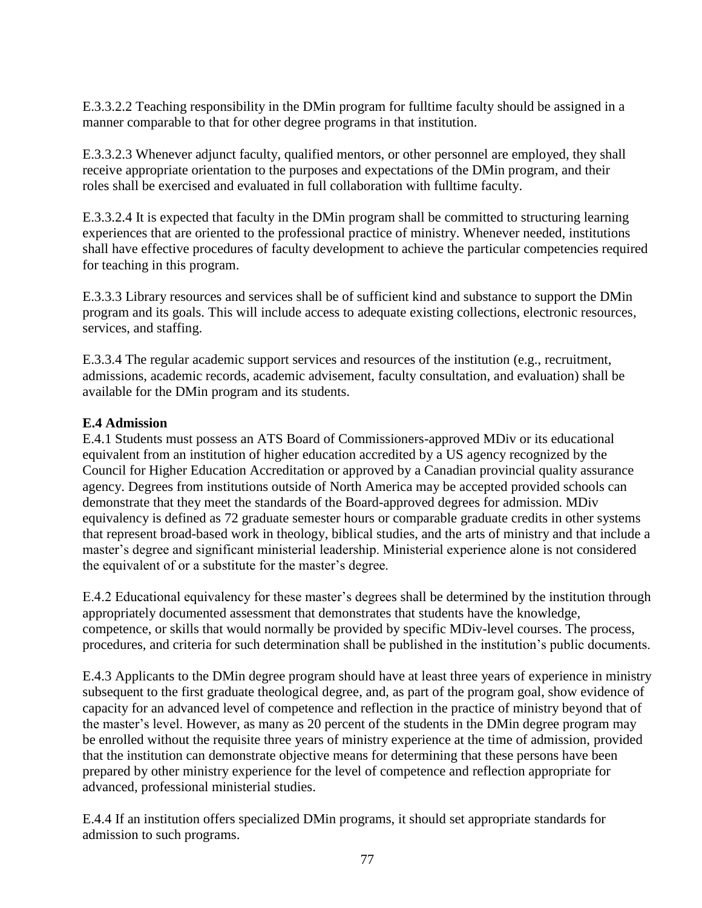E.3.3.2.2 Teaching responsibility in the DMin program for fulltime faculty should be assigned in a manner comparable to that for other degree programs in that institution.

E.3.3.2.3 Whenever adjunct faculty, qualified mentors, or other personnel are employed, they shall receive appropriate orientation to the purposes and expectations of the DMin program, and their roles shall be exercised and evaluated in full collaboration with fulltime faculty.

E.3.3.2.4 It is expected that faculty in the DMin program shall be committed to structuring learning experiences that are oriented to the professional practice of ministry. Whenever needed, institutions shall have effective procedures of faculty development to achieve the particular competencies required for teaching in this program.

E.3.3.3 Library resources and services shall be of sufficient kind and substance to support the DMin program and its goals. This will include access to adequate existing collections, electronic resources, services, and staffing.

E.3.3.4 The regular academic support services and resources of the institution (e.g., recruitment, admissions, academic records, academic advisement, faculty consultation, and evaluation) shall be available for the DMin program and its students.

**E.4 Admission**

E.4.1 Students must possess an ATS Board of Commissioners-approved MDiv or its educational equivalent from an institution of higher education accredited by a US agency recognized by the Council for Higher Education Accreditation or approved by a Canadian provincial quality assurance agency. Degrees from institutions outside of North America may be accepted provided schools can demonstrate that they meet the standards of the Board-approved degrees for admission. MDiv equivalency is defined as 72 graduate semester hours or comparable graduate credits in other systems that represent broad-based work in theology, biblical studies, and the arts of ministry and that include a master's degree and significant ministerial leadership. Ministerial experience alone is not considered the equivalent of or a substitute for the master's degree.

E.4.2 Educational equivalency for these master's degrees shall be determined by the institution through appropriately documented assessment that demonstrates that students have the knowledge, competence, or skills that would normally be provided by specific MDiv-level courses. The process, procedures, and criteria for such determination shall be published in the institution's public documents.

E.4.3 Applicants to the DMin degree program should have at least three years of experience in ministry subsequent to the first graduate theological degree, and, as part of the program goal, show evidence of capacity for an advanced level of competence and reflection in the practice of ministry beyond that of the master's level. However, as many as 20 percent of the students in the DMin degree program may be enrolled without the requisite three years of ministry experience at the time of admission, provided that the institution can demonstrate objective means for determining that these persons have been prepared by other ministry experience for the level of competence and reflection appropriate for advanced, professional ministerial studies.

E.4.4 If an institution offers specialized DMin programs, it should set appropriate standards for admission to such programs.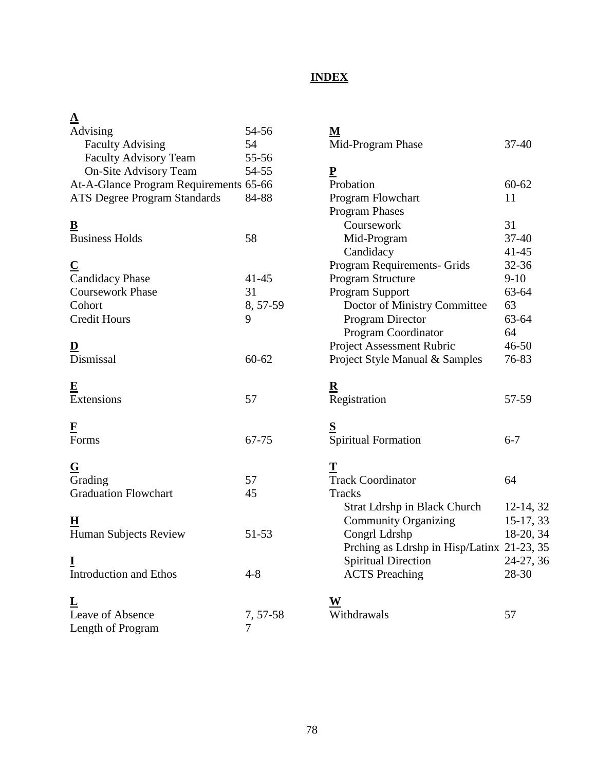# INDEX

**A**

| | |
|---|---|
| Advising | 54-56 |
| Faculty Advising | 54 |
| Faculty Advisory Team | 55-56 |
| On-Site Advisory Team | 54-55 |
| At-A-Glance Program Requirements | 65-66 |
| ATS Degree Program Standards | 84-88 |

**B**

| | |
|---|---|
| Business Holds | 58 |

**C**

| | |
|---|---|
| Candidacy Phase | 41-45 |
| Coursework Phase | 31 |
| Cohort | 8, 57-59 |
| Credit Hours | 9 |

**D**

| | |
|---|---|
| Dismissal | 60-62 |

**E**

| | |
|---|---|
| Extensions | 57 |

**F**

| | |
|---|---|
| Forms | 67-75 |

**G**

| | |
|---|---|
| Grading | 57 |
| Graduation Flowchart | 45 |

**H**

| | |
|---|---|
| Human Subjects Review | 51-53 |

**I**

| | |
|---|---|
| Introduction and Ethos | 4-8 |

**L**

| | |
|---|---|
| Leave of Absence | 7, 57-58 |
| Length of Program | 7 |

**M**

| | |
|---|---|
| Mid-Program Phase | 37-40 |

**P**

| | |
|---|---|
| Probation | 60-62 |
| Program Flowchart | 11 |
| Program Phases | |
| Coursework | 31 |
| Mid-Program | 37-40 |
| Candidacy | 41-45 |
| Program Requirements- Grids | 32-36 |
| Program Structure | 9-10 |
| Program Support | 63-64 |
| Doctor of Ministry Committee | 63 |
| Program Director | 63-64 |
| Program Coordinator | 64 |
| Project Assessment Rubric | 46-50 |
| Project Style Manual & Samples | 76-83 |

**R**

| | |
|---|---|
| Registration | 57-59 |

**S**

| | |
|---|---|
| Spiritual Formation | 6-7 |

**T**

| | |
|---|---|
| Track Coordinator | 64 |
| Tracks | |
| Strat Ldrshp in Black Church | 12-14, 32 |
| Community Organizing | 15-17, 33 |
| Congrl Ldrshp | 18-20, 34 |
| Prching as Ldrshp in Hisp/Latinx | 21-23, 35 |
| Spiritual Direction | 24-27, 36 |
| ACTS Preaching | 28-30 |

**W**

| | |
|---|---|
| Withdrawals | 57 |